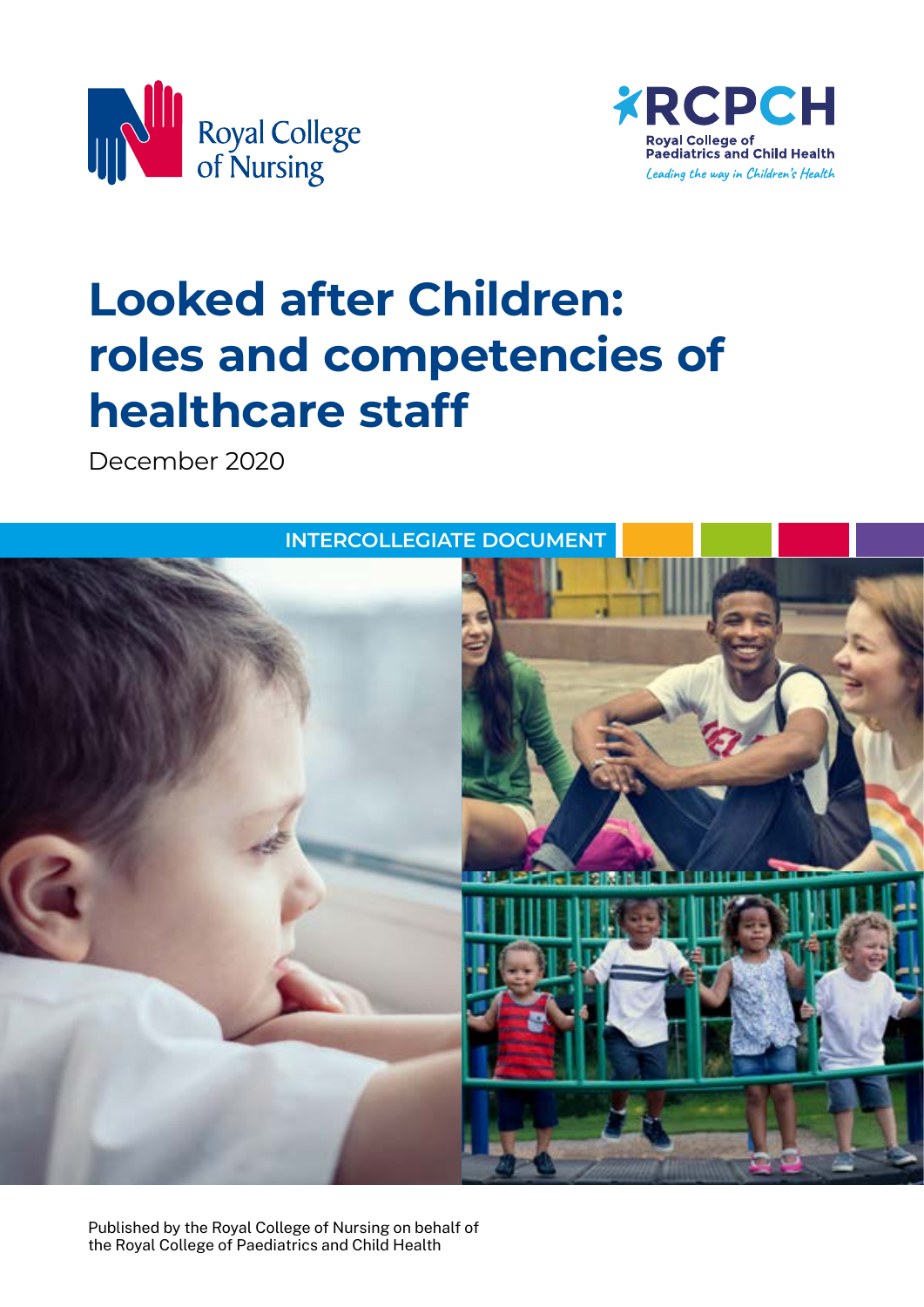Royal College of Nursing

RCPCH
Royal College of Paediatrics and Child Health
*Leading the way in Children's Health*

# Looked after Children: roles and competencies of healthcare staff

December 2020

**INTERCOLLEGIATE DOCUMENT**

Published by the Royal College of Nursing on behalf of the Royal College of Paediatrics and Child Health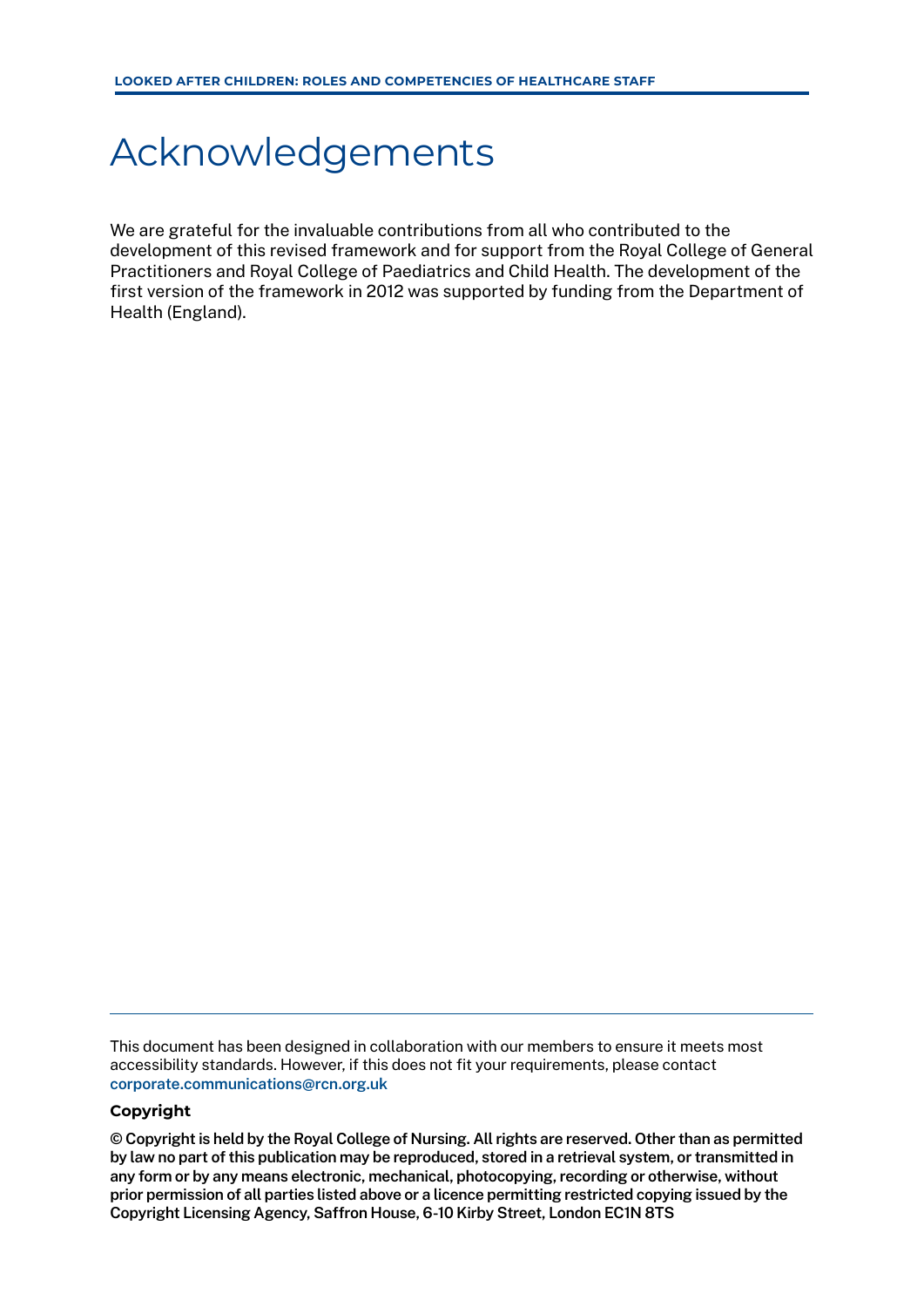# Acknowledgements

We are grateful for the invaluable contributions from all who contributed to the development of this revised framework and for support from the Royal College of General Practitioners and Royal College of Paediatrics and Child Health. The development of the first version of the framework in 2012 was supported by funding from the Department of Health (England).

---

This document has been designed in collaboration with our members to ensure it meets most accessibility standards. However, if this does not fit your requirements, please contact **corporate.communications@rcn.org.uk**

**Copyright**

**© Copyright is held by the Royal College of Nursing. All rights are reserved. Other than as permitted by law no part of this publication may be reproduced, stored in a retrieval system, or transmitted in any form or by any means electronic, mechanical, photocopying, recording or otherwise, without prior permission of all parties listed above or a licence permitting restricted copying issued by the Copyright Licensing Agency, Saffron House, 6-10 Kirby Street, London EC1N 8TS**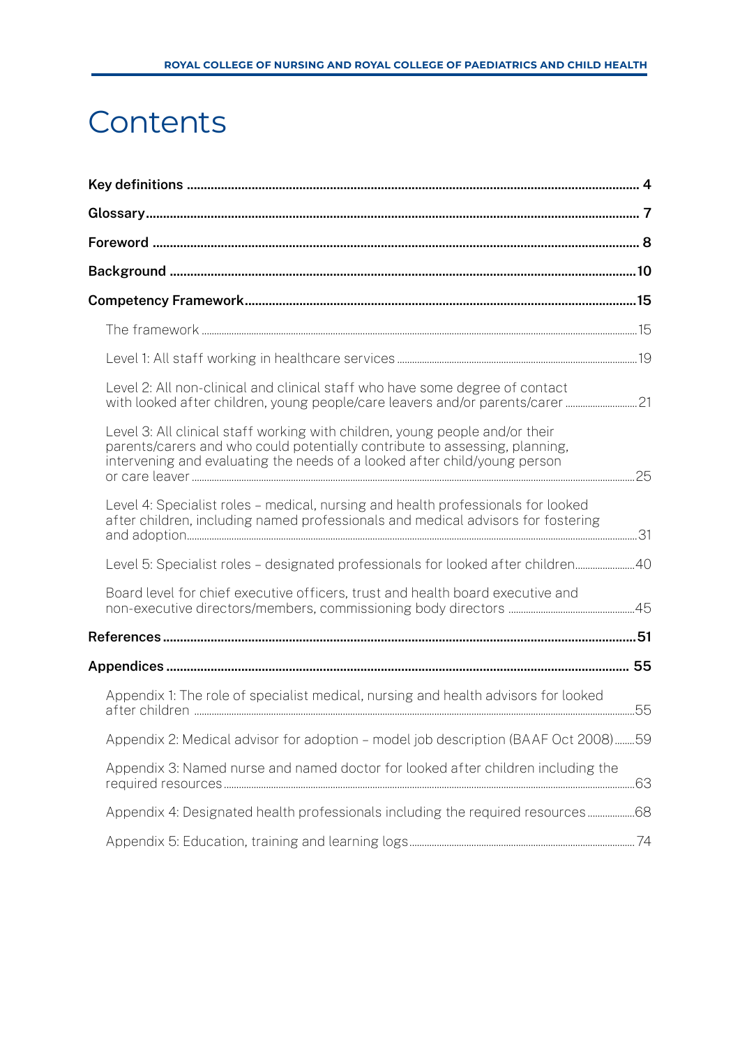# Contents

**Key definitions** .......... **4**

**Glossary** .......... **7**

**Foreword** .......... **8**

**Background** .......... **10**

**Competency Framework** .......... **15**

- The framework .......... 15
- Level 1: All staff working in healthcare services .......... 19
- Level 2: All non-clinical and clinical staff who have some degree of contact with looked after children, young people/care leavers and/or parents/carer .......... 21
- Level 3: All clinical staff working with children, young people and/or their parents/carers and who could potentially contribute to assessing, planning, intervening and evaluating the needs of a looked after child/young person or care leaver .......... 25
- Level 4: Specialist roles – medical, nursing and health professionals for looked after children, including named professionals and medical advisors for fostering and adoption .......... 31
- Level 5: Specialist roles – designated professionals for looked after children .......... 40
- Board level for chief executive officers, trust and health board executive and non-executive directors/members, commissioning body directors .......... 45

**References** .......... **51**

**Appendices** .......... **55**

- Appendix 1: The role of specialist medical, nursing and health advisors for looked after children .......... 55
- Appendix 2: Medical advisor for adoption – model job description (BAAF Oct 2008) .......... 59
- Appendix 3: Named nurse and named doctor for looked after children including the required resources .......... 63
- Appendix 4: Designated health professionals including the required resources .......... 68
- Appendix 5: Education, training and learning logs .......... 74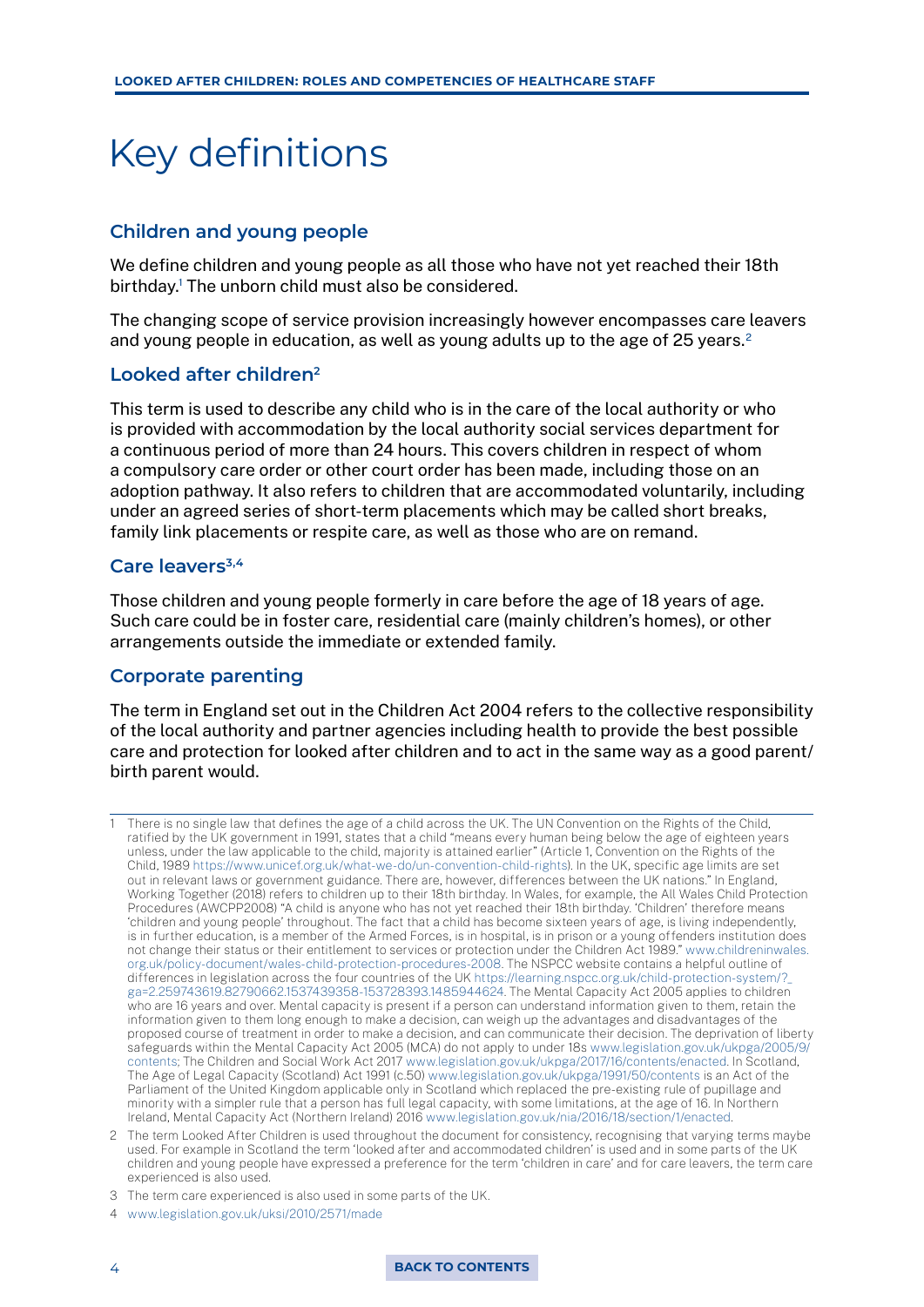# Key definitions

## Children and young people

We define children and young people as all those who have not yet reached their 18th birthday.[1] The unborn child must also be considered.

The changing scope of service provision increasingly however encompasses care leavers and young people in education, as well as young adults up to the age of 25 years.[2]

## Looked after children[2]

This term is used to describe any child who is in the care of the local authority or who is provided with accommodation by the local authority social services department for a continuous period of more than 24 hours. This covers children in respect of whom a compulsory care order or other court order has been made, including those on an adoption pathway. It also refers to children that are accommodated voluntarily, including under an agreed series of short-term placements which may be called short breaks, family link placements or respite care, as well as those who are on remand.

## Care leavers[3,4]

Those children and young people formerly in care before the age of 18 years of age. Such care could be in foster care, residential care (mainly children's homes), or other arrangements outside the immediate or extended family.

## Corporate parenting

The term in England set out in the Children Act 2004 refers to the collective responsibility of the local authority and partner agencies including health to provide the best possible care and protection for looked after children and to act in the same way as a good parent/ birth parent would.

---

1 There is no single law that defines the age of a child across the UK. The UN Convention on the Rights of the Child, ratified by the UK government in 1991, states that a child "means every human being below the age of eighteen years unless, under the law applicable to the child, majority is attained earlier" (Article 1, Convention on the Rights of the Child, 1989 https://www.unicef.org.uk/what-we-do/un-convention-child-rights). In the UK, specific age limits are set out in relevant laws or government guidance. There are, however, differences between the UK nations." In England, Working Together (2018) refers to children up to their 18th birthday. In Wales, for example, the All Wales Child Protection Procedures (AWCPP2008) "A child is anyone who has not yet reached their 18th birthday. 'Children' therefore means 'children and young people' throughout. The fact that a child has become sixteen years of age, is living independently, is in further education, is a member of the Armed Forces, is in hospital, is in prison or a young offenders institution does not change their status or their entitlement to services or protection under the Children Act 1989." www.childreninwales.org.uk/policy-document/wales-child-protection-procedures-2008. The NSPCC website contains a helpful outline of differences in legislation across the four countries of the UK https://learning.nspcc.org.uk/child-protection-system/?_ga=2.259743619.82790662.1537439358-153728393.1485944624. The Mental Capacity Act 2005 applies to children who are 16 years and over. Mental capacity is present if a person can understand information given to them, retain the information given to them long enough to make a decision, can weigh up the advantages and disadvantages of the proposed course of treatment in order to make a decision, and can communicate their decision. The deprivation of liberty safeguards within the Mental Capacity Act 2005 (MCA) do not apply to under 18s www.legislation.gov.uk/ukpga/2005/9/contents; The Children and Social Work Act 2017 www.legislation.gov.uk/ukpga/2017/16/contents/enacted. In Scotland, The Age of Legal Capacity (Scotland) Act 1991 (c.50) www.legislation.gov.uk/ukpga/1991/50/contents is an Act of the Parliament of the United Kingdom applicable only in Scotland which replaced the pre-existing rule of pupillage and minority with a simpler rule that a person has full legal capacity, with some limitations, at the age of 16. In Northern Ireland, Mental Capacity Act (Northern Ireland) 2016 www.legislation.gov.uk/nia/2016/18/section/1/enacted.

2 The term Looked After Children is used throughout the document for consistency, recognising that varying terms maybe used. For example in Scotland the term 'looked after and accommodated children' is used and in some parts of the UK children and young people have expressed a preference for the term 'children in care' and for care leavers, the term care experienced is also used.

3 The term care experienced is also used in some parts of the UK.

4 www.legislation.gov.uk/uksi/2010/2571/made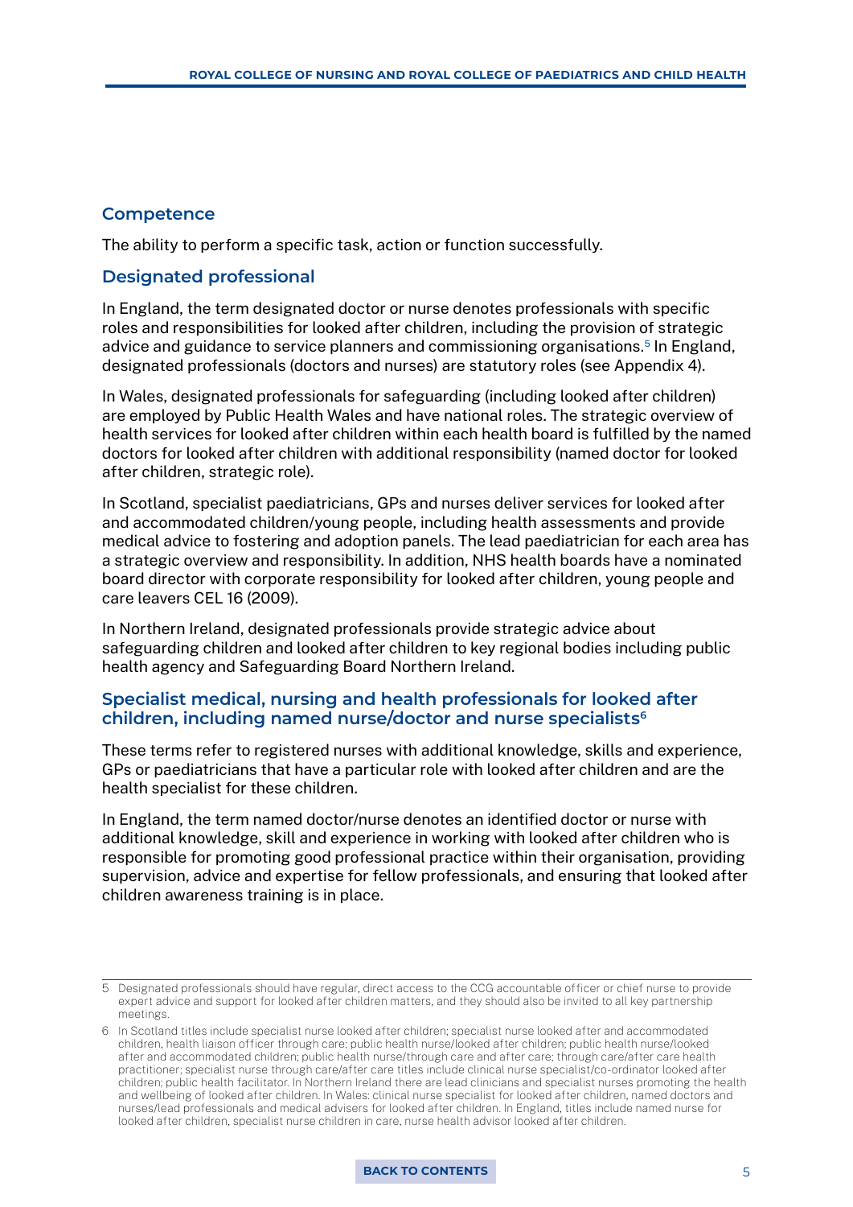### Competence

The ability to perform a specific task, action or function successfully.

### Designated professional

In England, the term designated doctor or nurse denotes professionals with specific roles and responsibilities for looked after children, including the provision of strategic advice and guidance to service planners and commissioning organisations.[5] In England, designated professionals (doctors and nurses) are statutory roles (see Appendix 4).

In Wales, designated professionals for safeguarding (including looked after children) are employed by Public Health Wales and have national roles. The strategic overview of health services for looked after children within each health board is fulfilled by the named doctors for looked after children with additional responsibility (named doctor for looked after children, strategic role).

In Scotland, specialist paediatricians, GPs and nurses deliver services for looked after and accommodated children/young people, including health assessments and provide medical advice to fostering and adoption panels. The lead paediatrician for each area has a strategic overview and responsibility. In addition, NHS health boards have a nominated board director with corporate responsibility for looked after children, young people and care leavers CEL 16 (2009).

In Northern Ireland, designated professionals provide strategic advice about safeguarding children and looked after children to key regional bodies including public health agency and Safeguarding Board Northern Ireland.

### Specialist medical, nursing and health professionals for looked after children, including named nurse/doctor and nurse specialists[6]

These terms refer to registered nurses with additional knowledge, skills and experience, GPs or paediatricians that have a particular role with looked after children and are the health specialist for these children.

In England, the term named doctor/nurse denotes an identified doctor or nurse with additional knowledge, skill and experience in working with looked after children who is responsible for promoting good professional practice within their organisation, providing supervision, advice and expertise for fellow professionals, and ensuring that looked after children awareness training is in place.

---

5 Designated professionals should have regular, direct access to the CCG accountable officer or chief nurse to provide expert advice and support for looked after children matters, and they should also be invited to all key partnership meetings.

6 In Scotland titles include specialist nurse looked after children; specialist nurse looked after and accommodated children, health liaison officer through care; public health nurse/looked after children; public health nurse/looked after and accommodated children; public health nurse/through care and after care; through care/after care health practitioner; specialist nurse through care/after care titles include clinical nurse specialist/co-ordinator looked after children; public health facilitator. In Northern Ireland there are lead clinicians and specialist nurses promoting the health and wellbeing of looked after children. In Wales: clinical nurse specialist for looked after children, named doctors and nurses/lead professionals and medical advisers for looked after children. In England, titles include named nurse for looked after children, specialist nurse children in care, nurse health advisor looked after children.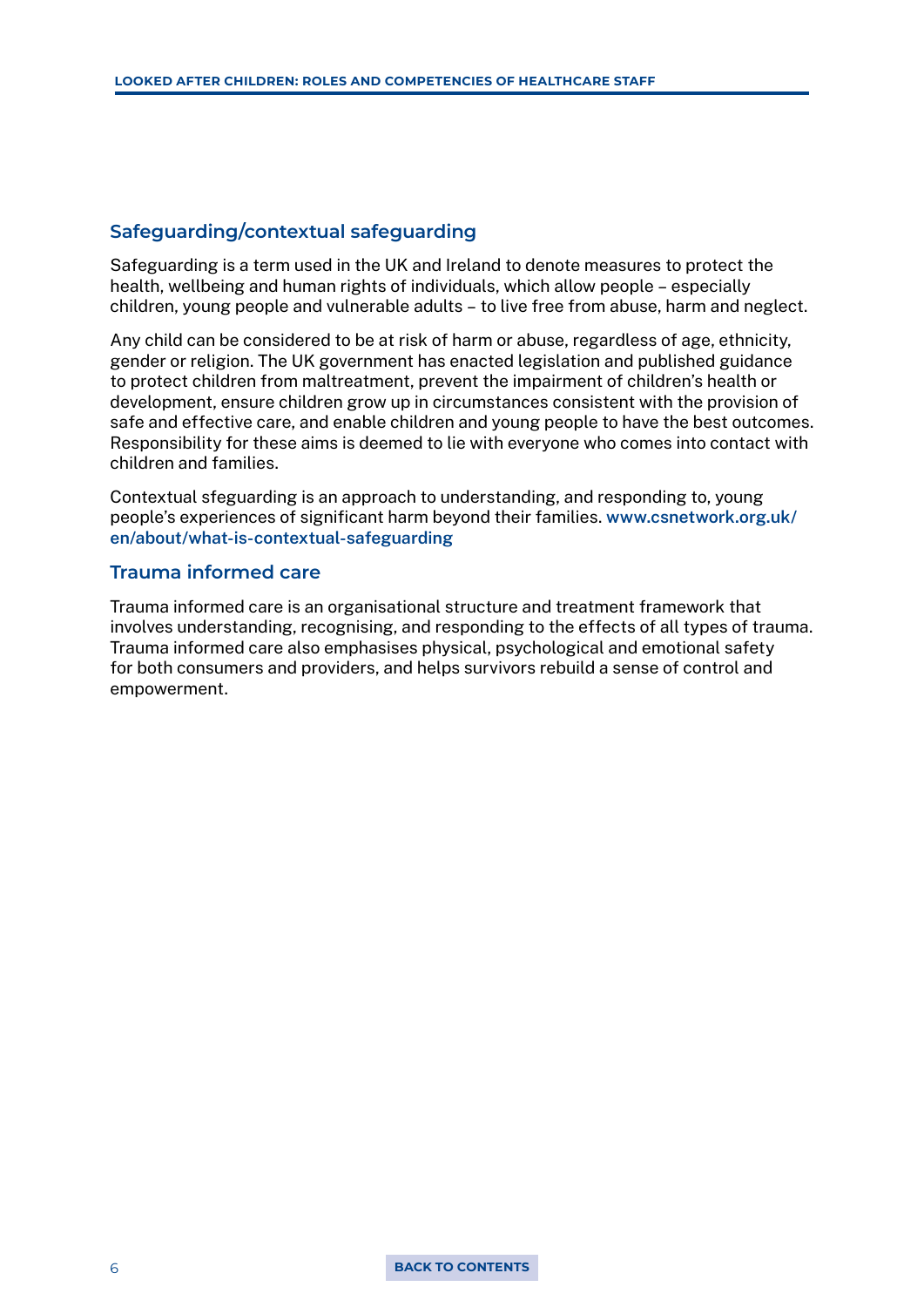## Safeguarding/contextual safeguarding

Safeguarding is a term used in the UK and Ireland to denote measures to protect the health, wellbeing and human rights of individuals, which allow people – especially children, young people and vulnerable adults – to live free from abuse, harm and neglect.

Any child can be considered to be at risk of harm or abuse, regardless of age, ethnicity, gender or religion. The UK government has enacted legislation and published guidance to protect children from maltreatment, prevent the impairment of children's health or development, ensure children grow up in circumstances consistent with the provision of safe and effective care, and enable children and young people to have the best outcomes. Responsibility for these aims is deemed to lie with everyone who comes into contact with children and families.

Contextual sfeguarding is an approach to understanding, and responding to, young people's experiences of significant harm beyond their families. www.csnetwork.org.uk/en/about/what-is-contextual-safeguarding

## Trauma informed care

Trauma informed care is an organisational structure and treatment framework that involves understanding, recognising, and responding to the effects of all types of trauma. Trauma informed care also emphasises physical, psychological and emotional safety for both consumers and providers, and helps survivors rebuild a sense of control and empowerment.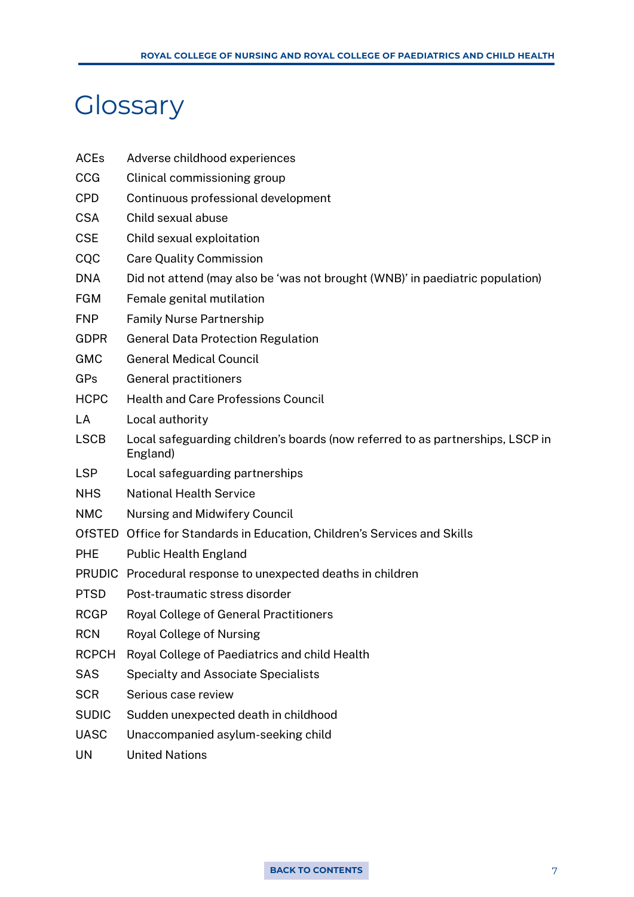# Glossary

| | |
|---|---|
| ACEs | Adverse childhood experiences |
| CCG | Clinical commissioning group |
| CPD | Continuous professional development |
| CSA | Child sexual abuse |
| CSE | Child sexual exploitation |
| CQC | Care Quality Commission |
| DNA | Did not attend (may also be 'was not brought (WNB)' in paediatric population) |
| FGM | Female genital mutilation |
| FNP | Family Nurse Partnership |
| GDPR | General Data Protection Regulation |
| GMC | General Medical Council |
| GPs | General practitioners |
| HCPC | Health and Care Professions Council |
| LA | Local authority |
| LSCB | Local safeguarding children's boards (now referred to as partnerships, LSCP in England) |
| LSP | Local safeguarding partnerships |
| NHS | National Health Service |
| NMC | Nursing and Midwifery Council |
| OfSTED | Office for Standards in Education, Children's Services and Skills |
| PHE | Public Health England |
| PRUDIC | Procedural response to unexpected deaths in children |
| PTSD | Post-traumatic stress disorder |
| RCGP | Royal College of General Practitioners |
| RCN | Royal College of Nursing |
| RCPCH | Royal College of Paediatrics and child Health |
| SAS | Specialty and Associate Specialists |
| SCR | Serious case review |
| SUDIC | Sudden unexpected death in childhood |
| UASC | Unaccompanied asylum-seeking child |
| UN | United Nations |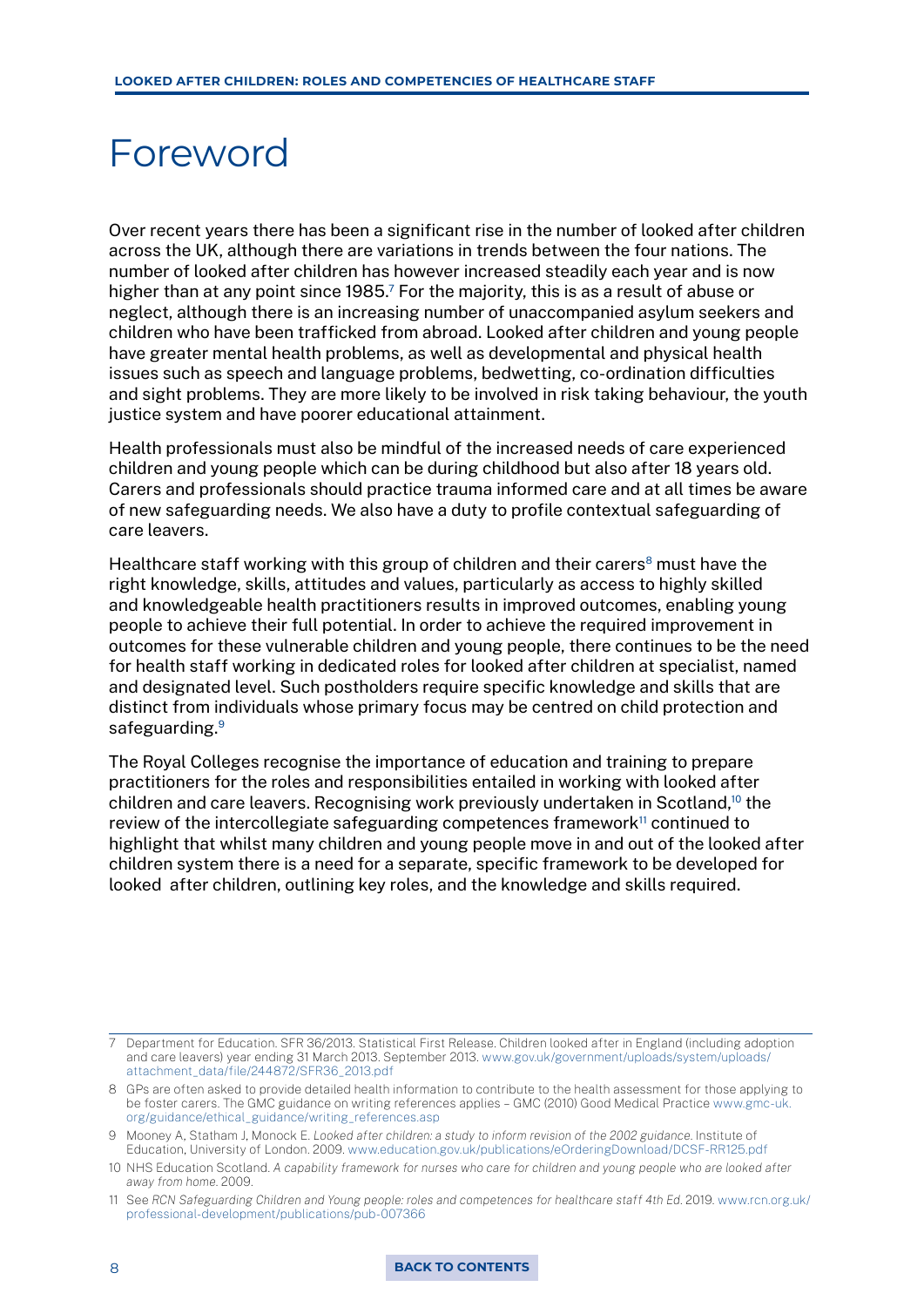# Foreword

Over recent years there has been a significant rise in the number of looked after children across the UK, although there are variations in trends between the four nations. The number of looked after children has however increased steadily each year and is now higher than at any point since 1985.[7] For the majority, this is as a result of abuse or neglect, although there is an increasing number of unaccompanied asylum seekers and children who have been trafficked from abroad. Looked after children and young people have greater mental health problems, as well as developmental and physical health issues such as speech and language problems, bedwetting, co-ordination difficulties and sight problems. They are more likely to be involved in risk taking behaviour, the youth justice system and have poorer educational attainment.

Health professionals must also be mindful of the increased needs of care experienced children and young people which can be during childhood but also after 18 years old. Carers and professionals should practice trauma informed care and at all times be aware of new safeguarding needs. We also have a duty to profile contextual safeguarding of care leavers.

Healthcare staff working with this group of children and their carers[8] must have the right knowledge, skills, attitudes and values, particularly as access to highly skilled and knowledgeable health practitioners results in improved outcomes, enabling young people to achieve their full potential. In order to achieve the required improvement in outcomes for these vulnerable children and young people, there continues to be the need for health staff working in dedicated roles for looked after children at specialist, named and designated level. Such postholders require specific knowledge and skills that are distinct from individuals whose primary focus may be centred on child protection and safeguarding.[9]

The Royal Colleges recognise the importance of education and training to prepare practitioners for the roles and responsibilities entailed in working with looked after children and care leavers. Recognising work previously undertaken in Scotland,[10] the review of the intercollegiate safeguarding competences framework[11] continued to highlight that whilst many children and young people move in and out of the looked after children system there is a need for a separate, specific framework to be developed for looked after children, outlining key roles, and the knowledge and skills required.

---

7 Department for Education. SFR 36/2013. Statistical First Release. Children looked after in England (including adoption and care leavers) year ending 31 March 2013. September 2013. www.gov.uk/government/uploads/system/uploads/attachment_data/file/244872/SFR36_2013.pdf

8 GPs are often asked to provide detailed health information to contribute to the health assessment for those applying to be foster carers. The GMC guidance on writing references applies – GMC (2010) Good Medical Practice www.gmc-uk.org/guidance/ethical_guidance/writing_references.asp

9 Mooney A, Statham J, Monock E. *Looked after children: a study to inform revision of the 2002 guidance*. Institute of Education, University of London. 2009. www.education.gov.uk/publications/eOrderingDownload/DCSF-RR125.pdf

10 NHS Education Scotland. *A capability framework for nurses who care for children and young people who are looked after away from home*. 2009.

11 See *RCN Safeguarding Children and Young people: roles and competences for healthcare staff 4th Ed*. 2019. www.rcn.org.uk/professional-development/publications/pub-007366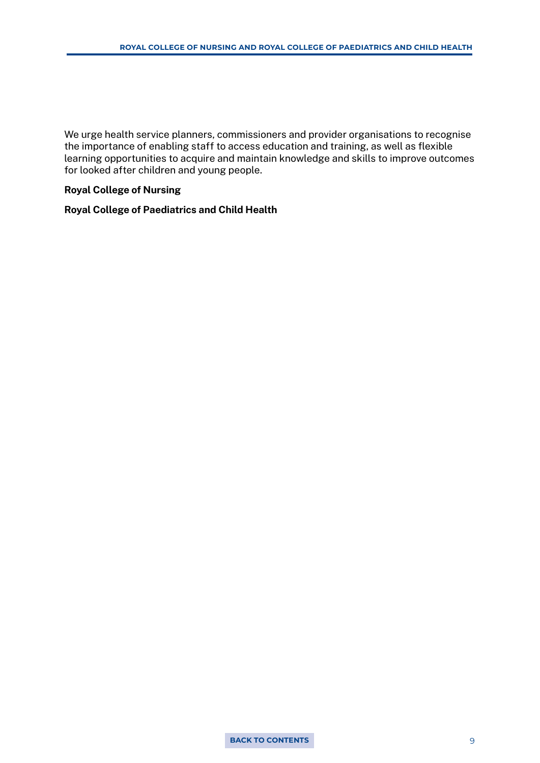We urge health service planners, commissioners and provider organisations to recognise the importance of enabling staff to access education and training, as well as flexible learning opportunities to acquire and maintain knowledge and skills to improve outcomes for looked after children and young people.

**Royal College of Nursing**

**Royal College of Paediatrics and Child Health**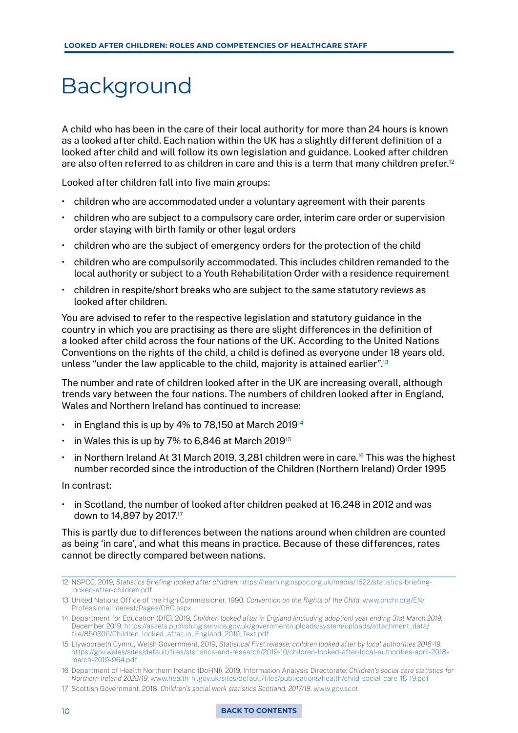# Background

A child who has been in the care of their local authority for more than 24 hours is known as a looked after child. Each nation within the UK has a slightly different definition of a looked after child and will follow its own legislation and guidance. Looked after children are also often referred to as children in care and this is a term that many children prefer.[12]

Looked after children fall into five main groups:

- children who are accommodated under a voluntary agreement with their parents
- children who are subject to a compulsory care order, interim care order or supervision order staying with birth family or other legal orders
- children who are the subject of emergency orders for the protection of the child
- children who are compulsorily accommodated. This includes children remanded to the local authority or subject to a Youth Rehabilitation Order with a residence requirement
- children in respite/short breaks who are subject to the same statutory reviews as looked after children.

You are advised to refer to the respective legislation and statutory guidance in the country in which you are practising as there are slight differences in the definition of a looked after child across the four nations of the UK. According to the United Nations Conventions on the rights of the child, a child is defined as everyone under 18 years old, unless "under the law applicable to the child, majority is attained earlier".[13]

The number and rate of children looked after in the UK are increasing overall, although trends vary between the four nations. The numbers of children looked after in England, Wales and Northern Ireland has continued to increase:

- in England this is up by 4% to 78,150 at March 2019[14]
- in Wales this is up by 7% to 6,846 at March 2019[15]
- in Northern Ireland At 31 March 2019, 3,281 children were in care.[16] This was the highest number recorded since the introduction of the Children (Northern Ireland) Order 1995

In contrast:

- in Scotland, the number of looked after children peaked at 16,248 in 2012 and was down to 14,897 by 2017.[17]

This is partly due to differences between the nations around when children are counted as being 'in care', and what this means in practice. Because of these differences, rates cannot be directly compared between nations.

12 NSPCC. 2019, *Statistics Briefing: looked after children.* https://learning.nspcc.org.uk/media/1622/statistics-briefing-looked-after-children.pdf

13 United Nations Office of the High Commissioner. 1990, *Convention on the Rights of the Child.* www.ohchr.org/EN/ProfessionalInterest/Pages/CRC.aspx

14 Department for Education (DfE). 2019, *Children looked after in England (including adoption) year ending 31st March 2019.* December 2019. https://assets.publishing.service.gov.uk/government/uploads/system/uploads/attachment_data/file/850306/Children_looked_after_in_England_2019_Text.pdf

15 Llywodraeth Cymru, Welsh Government. 2019, *Statistical First release; children looked after by local authorities 2018-19.* https://gov.wales/sites/default/files/statistics-and-research/2019-10/children-looked-after-local-authorities-april-2018-march-2019-964.pdf

16 Department of Health Northern Ireland (DoHNI). 2019, Information Analysis Directorate; *Children's social care statistics for Northern Ireland 2028/19.* www.health-ni.gov.uk/sites/default/files/publications/health/child-social-care-18-19.pdf

17 Scottish Government. 2018, *Children's social work statistics Scotland, 2017/18.* www.gov.scot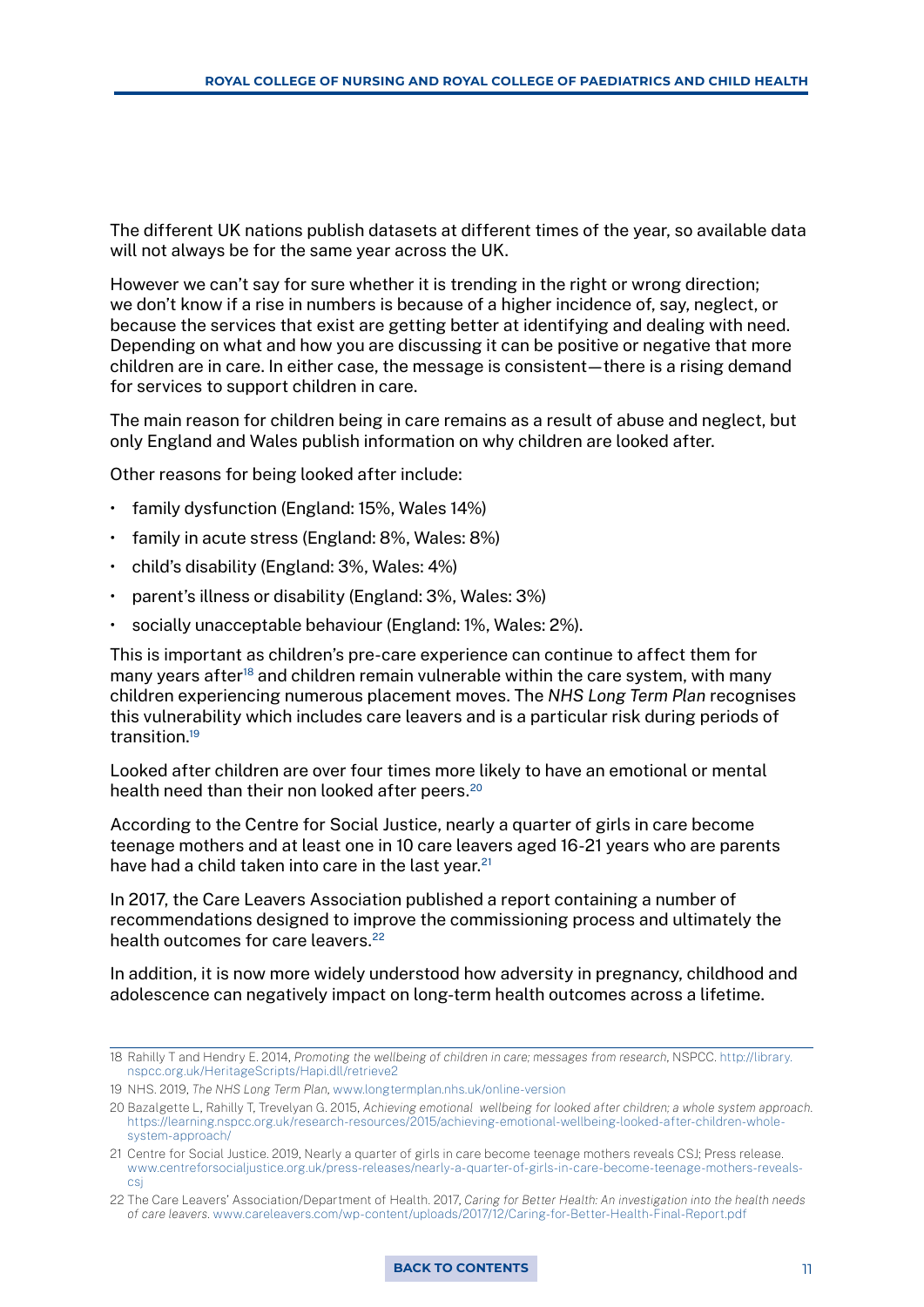The different UK nations publish datasets at different times of the year, so available data will not always be for the same year across the UK.

However we can't say for sure whether it is trending in the right or wrong direction; we don't know if a rise in numbers is because of a higher incidence of, say, neglect, or because the services that exist are getting better at identifying and dealing with need. Depending on what and how you are discussing it can be positive or negative that more children are in care. In either case, the message is consistent—there is a rising demand for services to support children in care.

The main reason for children being in care remains as a result of abuse and neglect, but only England and Wales publish information on why children are looked after.

Other reasons for being looked after include:

- family dysfunction (England: 15%, Wales 14%)
- family in acute stress (England: 8%, Wales: 8%)
- child's disability (England: 3%, Wales: 4%)
- parent's illness or disability (England: 3%, Wales: 3%)
- socially unacceptable behaviour (England: 1%, Wales: 2%).

This is important as children's pre-care experience can continue to affect them for many years after[18] and children remain vulnerable within the care system, with many children experiencing numerous placement moves. The *NHS Long Term Plan* recognises this vulnerability which includes care leavers and is a particular risk during periods of transition.[19]

Looked after children are over four times more likely to have an emotional or mental health need than their non looked after peers.[20]

According to the Centre for Social Justice, nearly a quarter of girls in care become teenage mothers and at least one in 10 care leavers aged 16-21 years who are parents have had a child taken into care in the last year.[21]

In 2017, the Care Leavers Association published a report containing a number of recommendations designed to improve the commissioning process and ultimately the health outcomes for care leavers.[22]

In addition, it is now more widely understood how adversity in pregnancy, childhood and adolescence can negatively impact on long-term health outcomes across a lifetime.

---

18 Rahilly T and Hendry E. 2014, *Promoting the wellbeing of children in care; messages from research*, NSPCC. http://library.nspcc.org.uk/HeritageScripts/Hapi.dll/retrieve2

19 NHS. 2019, *The NHS Long Term Plan*, www.longtermplan.nhs.uk/online-version

20 Bazalgette L, Rahilly T, Trevelyan G. 2015, *Achieving emotional wellbeing for looked after children; a whole system approach.* https://learning.nspcc.org.uk/research-resources/2015/achieving-emotional-wellbeing-looked-after-children-whole-system-approach/

21 Centre for Social Justice. 2019, Nearly a quarter of girls in care become teenage mothers reveals CSJ; Press release. www.centreforsocialjustice.org.uk/press-releases/nearly-a-quarter-of-girls-in-care-become-teenage-mothers-reveals-csj

22 The Care Leavers' Association/Department of Health. 2017, *Caring for Better Health: An investigation into the health needs of care leavers.* www.careleavers.com/wp-content/uploads/2017/12/Caring-for-Better-Health-Final-Report.pdf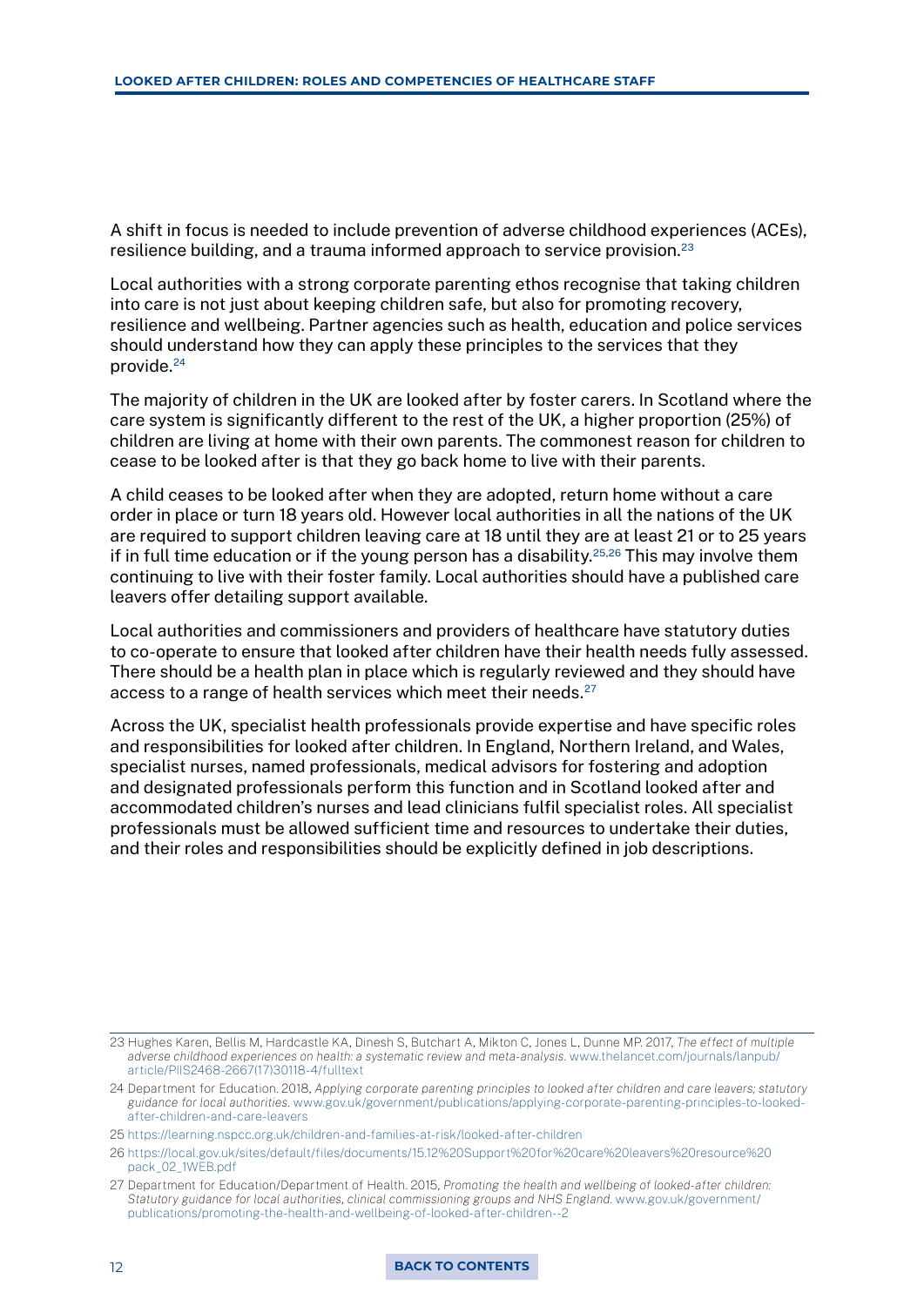A shift in focus is needed to include prevention of adverse childhood experiences (ACEs), resilience building, and a trauma informed approach to service provision.[23]

Local authorities with a strong corporate parenting ethos recognise that taking children into care is not just about keeping children safe, but also for promoting recovery, resilience and wellbeing. Partner agencies such as health, education and police services should understand how they can apply these principles to the services that they provide.[24]

The majority of children in the UK are looked after by foster carers. In Scotland where the care system is significantly different to the rest of the UK, a higher proportion (25%) of children are living at home with their own parents. The commonest reason for children to cease to be looked after is that they go back home to live with their parents.

A child ceases to be looked after when they are adopted, return home without a care order in place or turn 18 years old. However local authorities in all the nations of the UK are required to support children leaving care at 18 until they are at least 21 or to 25 years if in full time education or if the young person has a disability.[25,26] This may involve them continuing to live with their foster family. Local authorities should have a published care leavers offer detailing support available.

Local authorities and commissioners and providers of healthcare have statutory duties to co-operate to ensure that looked after children have their health needs fully assessed. There should be a health plan in place which is regularly reviewed and they should have access to a range of health services which meet their needs.[27]

Across the UK, specialist health professionals provide expertise and have specific roles and responsibilities for looked after children. In England, Northern Ireland, and Wales, specialist nurses, named professionals, medical advisors for fostering and adoption and designated professionals perform this function and in Scotland looked after and accommodated children's nurses and lead clinicians fulfil specialist roles. All specialist professionals must be allowed sufficient time and resources to undertake their duties, and their roles and responsibilities should be explicitly defined in job descriptions.

---

23 Hughes Karen, Bellis M, Hardcastle KA, Dinesh S, Butchart A, Mikton C, Jones L, Dunne MP. 2017, *The effect of multiple adverse childhood experiences on health: a systematic review and meta-analysis.* www.thelancet.com/journals/lanpub/article/PIIS2468-2667(17)30118-4/fulltext

24 Department for Education. 2018, *Applying corporate parenting principles to looked after children and care leavers; statutory guidance for local authorities.* www.gov.uk/government/publications/applying-corporate-parenting-principles-to-looked-after-children-and-care-leavers

25 https://learning.nspcc.org.uk/children-and-families-at-risk/looked-after-children

26 https://local.gov.uk/sites/default/files/documents/15.12%20Support%20for%20care%20leavers%20resource%20pack_02_1WEB.pdf

27 Department for Education/Department of Health. 2015, *Promoting the health and wellbeing of looked-after children: Statutory guidance for local authorities, clinical commissioning groups and NHS England.* www.gov.uk/government/publications/promoting-the-health-and-wellbeing-of-looked-after-children--2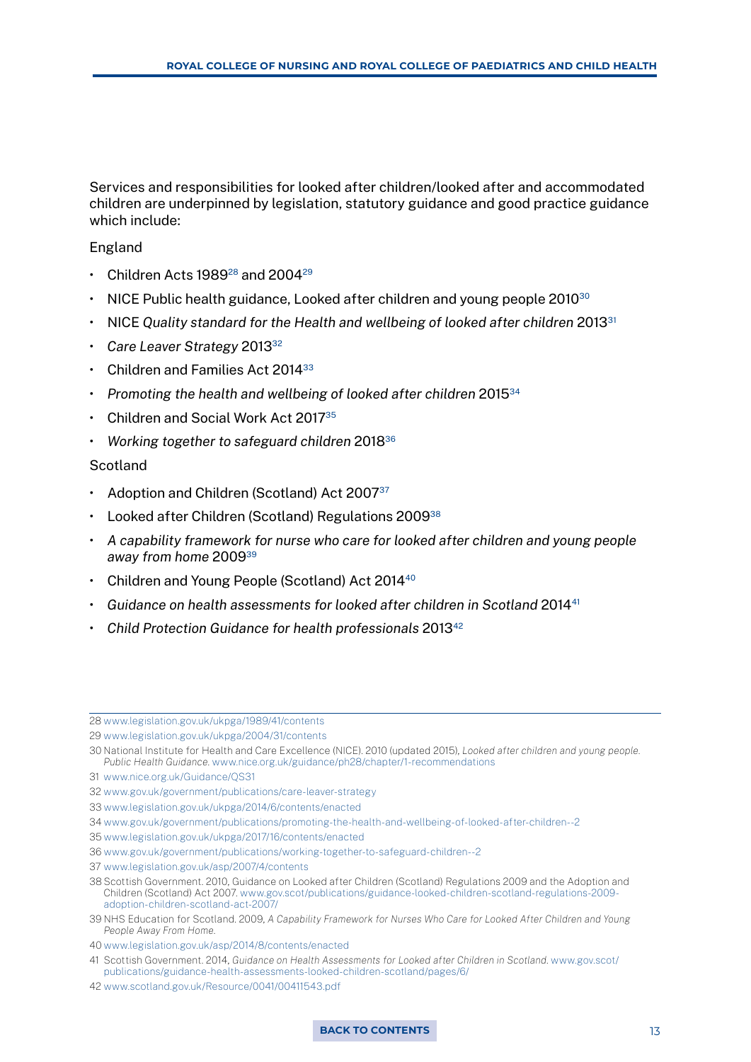Services and responsibilities for looked after children/looked after and accommodated children are underpinned by legislation, statutory guidance and good practice guidance which include:

England

- Children Acts 1989[28] and 2004[29]
- NICE Public health guidance, Looked after children and young people 2010[30]
- NICE *Quality standard for the Health and wellbeing of looked after children* 2013[31]
- *Care Leaver Strategy* 2013[32]
- Children and Families Act 2014[33]
- *Promoting the health and wellbeing of looked after children* 2015[34]
- Children and Social Work Act 2017[35]
- *Working together to safeguard children* 2018[36]

Scotland

- Adoption and Children (Scotland) Act 2007[37]
- Looked after Children (Scotland) Regulations 2009[38]
- *A capability framework for nurse who care for looked after children and young people away from home* 2009[39]
- Children and Young People (Scotland) Act 2014[40]
- *Guidance on health assessments for looked after children in Scotland* 2014[41]
- *Child Protection Guidance for health professionals* 2013[42]

---

28 www.legislation.gov.uk/ukpga/1989/41/contents

29 www.legislation.gov.uk/ukpga/2004/31/contents

30 National Institute for Health and Care Excellence (NICE). 2010 (updated 2015), *Looked after children and young people. Public Health Guidance.* www.nice.org.uk/guidance/ph28/chapter/1-recommendations

31 www.nice.org.uk/Guidance/QS31

32 www.gov.uk/government/publications/care-leaver-strategy

33 www.legislation.gov.uk/ukpga/2014/6/contents/enacted

34 www.gov.uk/government/publications/promoting-the-health-and-wellbeing-of-looked-after-children--2

35 www.legislation.gov.uk/ukpga/2017/16/contents/enacted

36 www.gov.uk/government/publications/working-together-to-safeguard-children--2

37 www.legislation.gov.uk/asp/2007/4/contents

38 Scottish Government. 2010, Guidance on Looked after Children (Scotland) Regulations 2009 and the Adoption and Children (Scotland) Act 2007. www.gov.scot/publications/guidance-looked-children-scotland-regulations-2009-adoption-children-scotland-act-2007/

39 NHS Education for Scotland. 2009, *A Capability Framework for Nurses Who Care for Looked After Children and Young People Away From Home.*

40 www.legislation.gov.uk/asp/2014/8/contents/enacted

41 Scottish Government. 2014, *Guidance on Health Assessments for Looked after Children in Scotland.* www.gov.scot/publications/guidance-health-assessments-looked-children-scotland/pages/6/

42 www.scotland.gov.uk/Resource/0041/00411543.pdf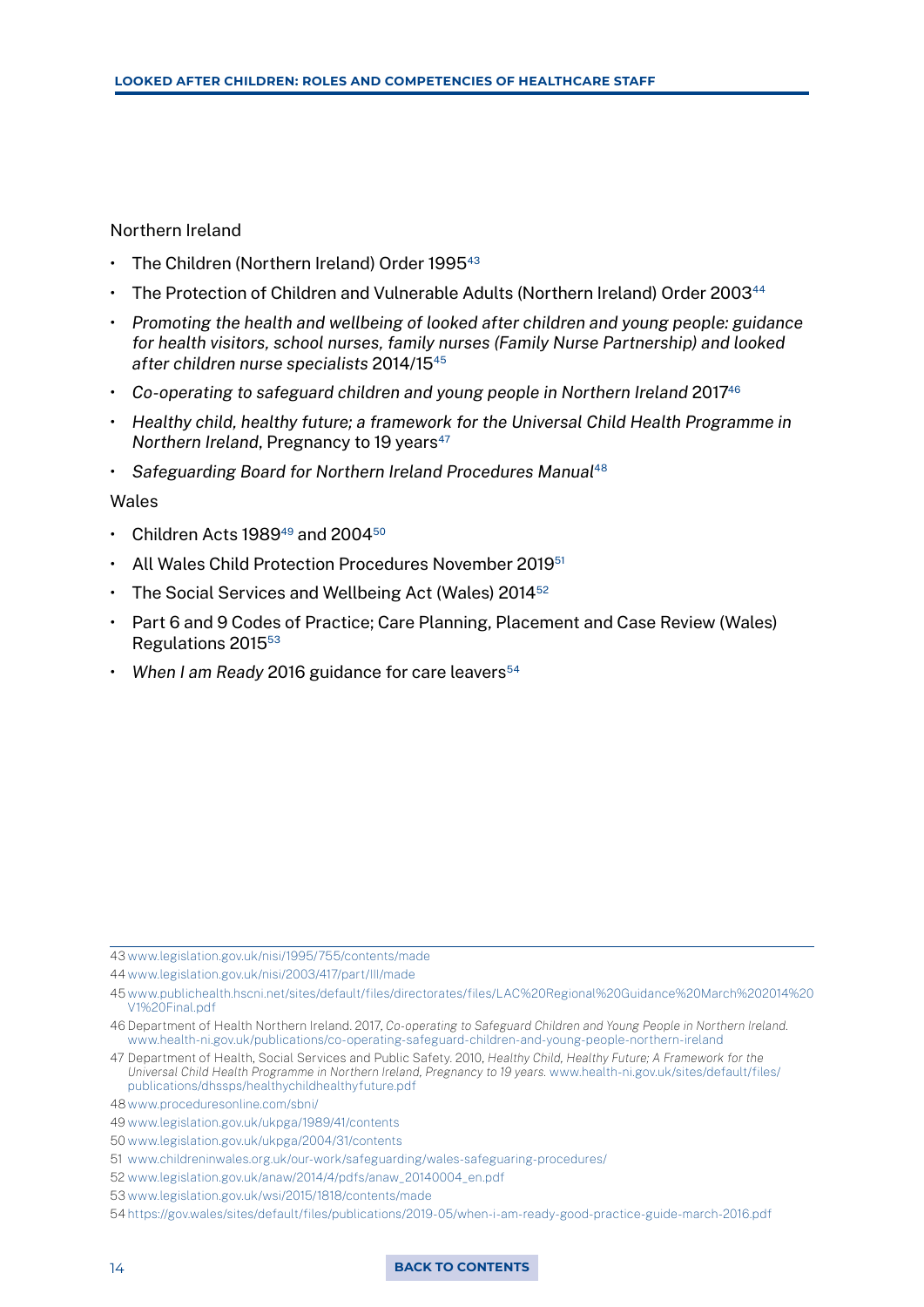Northern Ireland

- The Children (Northern Ireland) Order 1995[43]
- The Protection of Children and Vulnerable Adults (Northern Ireland) Order 2003[44]
- *Promoting the health and wellbeing of looked after children and young people: guidance for health visitors, school nurses, family nurses (Family Nurse Partnership) and looked after children nurse specialists* 2014/15[45]
- *Co-operating to safeguard children and young people in Northern Ireland* 2017[46]
- *Healthy child, healthy future; a framework for the Universal Child Health Programme in Northern Ireland*, Pregnancy to 19 years[47]
- *Safeguarding Board for Northern Ireland Procedures Manual*[48]

Wales

- Children Acts 1989[49] and 2004[50]
- All Wales Child Protection Procedures November 2019[51]
- The Social Services and Wellbeing Act (Wales) 2014[52]
- Part 6 and 9 Codes of Practice; Care Planning, Placement and Case Review (Wales) Regulations 2015[53]
- *When I am Ready* 2016 guidance for care leavers[54]

---

43 www.legislation.gov.uk/nisi/1995/755/contents/made

44 www.legislation.gov.uk/nisi/2003/417/part/III/made

45 www.publichealth.hscni.net/sites/default/files/directorates/files/LAC%20Regional%20Guidance%20March%202014%20V1%20Final.pdf

46 Department of Health Northern Ireland. 2017, *Co-operating to Safeguard Children and Young People in Northern Ireland.* www.health-ni.gov.uk/publications/co-operating-safeguard-children-and-young-people-northern-ireland

47 Department of Health, Social Services and Public Safety. 2010, *Healthy Child, Healthy Future; A Framework for the Universal Child Health Programme in Northern Ireland, Pregnancy to 19 years.* www.health-ni.gov.uk/sites/default/files/publications/dhssps/healthychildhealthyfuture.pdf

48 www.proceduresonline.com/sbni/

49 www.legislation.gov.uk/ukpga/1989/41/contents

50 www.legislation.gov.uk/ukpga/2004/31/contents

51 www.childreninwales.org.uk/our-work/safeguarding/wales-safeguaring-procedures/

52 www.legislation.gov.uk/anaw/2014/4/pdfs/anaw_20140004_en.pdf

53 www.legislation.gov.uk/wsi/2015/1818/contents/made

54 https://gov.wales/sites/default/files/publications/2019-05/when-i-am-ready-good-practice-guide-march-2016.pdf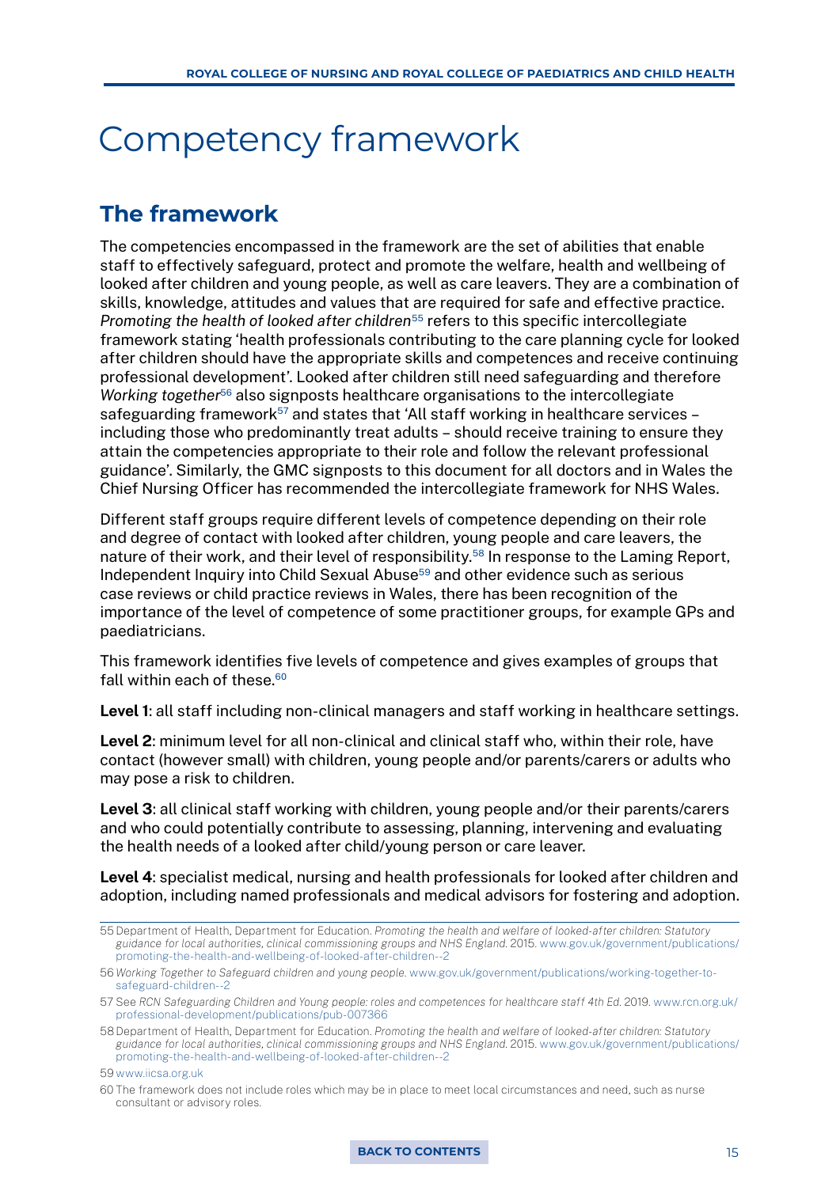# Competency framework

## The framework

The competencies encompassed in the framework are the set of abilities that enable staff to effectively safeguard, protect and promote the welfare, health and wellbeing of looked after children and young people, as well as care leavers. They are a combination of skills, knowledge, attitudes and values that are required for safe and effective practice. *Promoting the health of looked after children*[55] refers to this specific intercollegiate framework stating 'health professionals contributing to the care planning cycle for looked after children should have the appropriate skills and competences and receive continuing professional development'. Looked after children still need safeguarding and therefore *Working together*[56] also signposts healthcare organisations to the intercollegiate safeguarding framework[57] and states that 'All staff working in healthcare services – including those who predominantly treat adults – should receive training to ensure they attain the competencies appropriate to their role and follow the relevant professional guidance'. Similarly, the GMC signposts to this document for all doctors and in Wales the Chief Nursing Officer has recommended the intercollegiate framework for NHS Wales.

Different staff groups require different levels of competence depending on their role and degree of contact with looked after children, young people and care leavers, the nature of their work, and their level of responsibility.[58] In response to the Laming Report, Independent Inquiry into Child Sexual Abuse[59] and other evidence such as serious case reviews or child practice reviews in Wales, there has been recognition of the importance of the level of competence of some practitioner groups, for example GPs and paediatricians.

This framework identifies five levels of competence and gives examples of groups that fall within each of these.[60]

**Level 1**: all staff including non-clinical managers and staff working in healthcare settings.

**Level 2**: minimum level for all non-clinical and clinical staff who, within their role, have contact (however small) with children, young people and/or parents/carers or adults who may pose a risk to children.

**Level 3**: all clinical staff working with children, young people and/or their parents/carers and who could potentially contribute to assessing, planning, intervening and evaluating the health needs of a looked after child/young person or care leaver.

**Level 4**: specialist medical, nursing and health professionals for looked after children and adoption, including named professionals and medical advisors for fostering and adoption.

---

55 Department of Health, Department for Education. *Promoting the health and welfare of looked-after children: Statutory guidance for local authorities, clinical commissioning groups and NHS England.* 2015. www.gov.uk/government/publications/promoting-the-health-and-wellbeing-of-looked-after-children--2

56 *Working Together to Safeguard children and young people.* www.gov.uk/government/publications/working-together-to-safeguard-children--2

57 See *RCN Safeguarding Children and Young people: roles and competences for healthcare staff 4th Ed.* 2019. www.rcn.org.uk/professional-development/publications/pub-007366

58 Department of Health, Department for Education. *Promoting the health and welfare of looked-after children: Statutory guidance for local authorities, clinical commissioning groups and NHS England.* 2015. www.gov.uk/government/publications/promoting-the-health-and-wellbeing-of-looked-after-children--2

59 www.iicsa.org.uk

60 The framework does not include roles which may be in place to meet local circumstances and need, such as nurse consultant or advisory roles.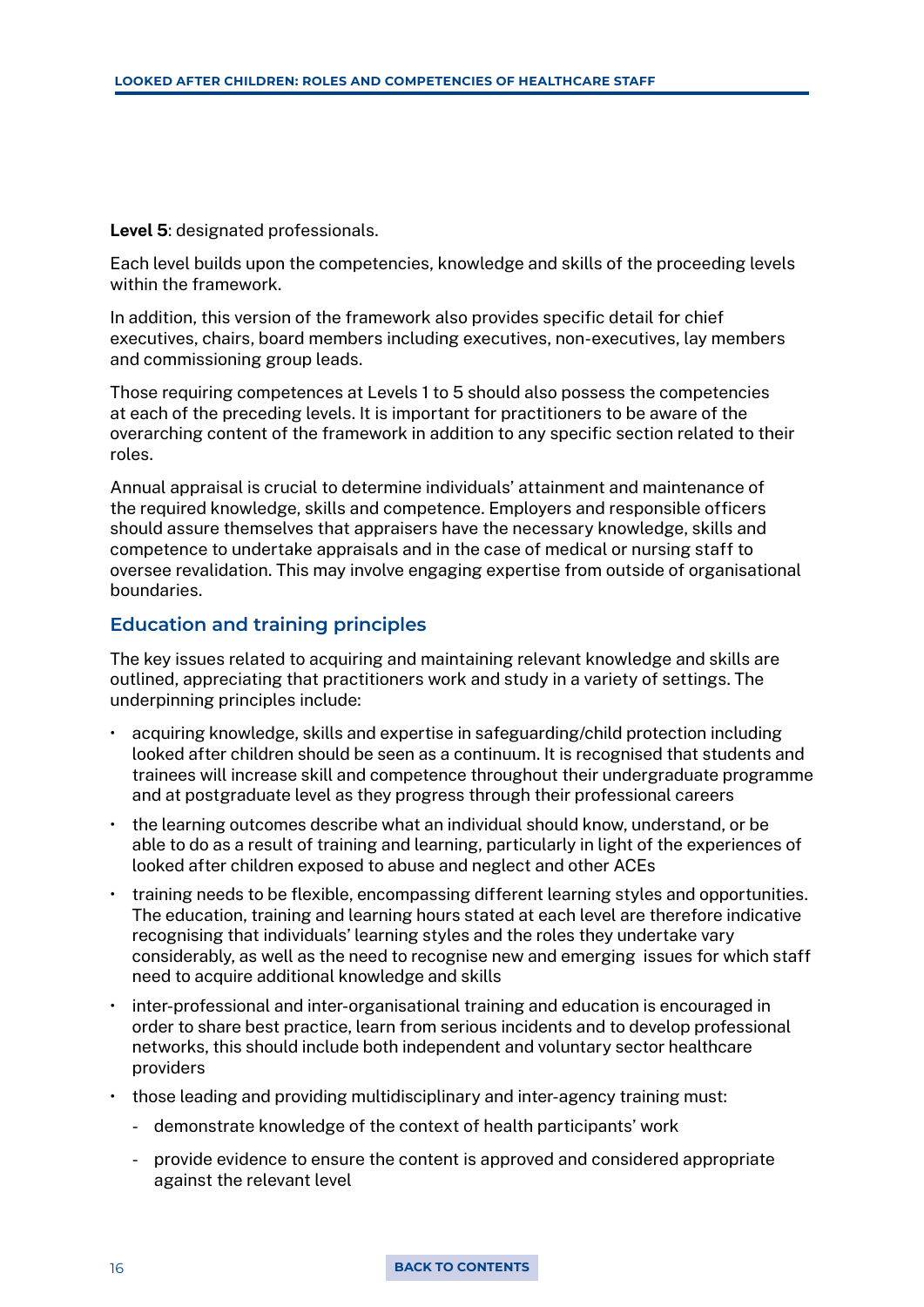**Level 5**: designated professionals.

Each level builds upon the competencies, knowledge and skills of the proceeding levels within the framework.

In addition, this version of the framework also provides specific detail for chief executives, chairs, board members including executives, non-executives, lay members and commissioning group leads.

Those requiring competences at Levels 1 to 5 should also possess the competencies at each of the preceding levels. It is important for practitioners to be aware of the overarching content of the framework in addition to any specific section related to their roles.

Annual appraisal is crucial to determine individuals' attainment and maintenance of the required knowledge, skills and competence. Employers and responsible officers should assure themselves that appraisers have the necessary knowledge, skills and competence to undertake appraisals and in the case of medical or nursing staff to oversee revalidation. This may involve engaging expertise from outside of organisational boundaries.

## Education and training principles

The key issues related to acquiring and maintaining relevant knowledge and skills are outlined, appreciating that practitioners work and study in a variety of settings. The underpinning principles include:

- acquiring knowledge, skills and expertise in safeguarding/child protection including looked after children should be seen as a continuum. It is recognised that students and trainees will increase skill and competence throughout their undergraduate programme and at postgraduate level as they progress through their professional careers
- the learning outcomes describe what an individual should know, understand, or be able to do as a result of training and learning, particularly in light of the experiences of looked after children exposed to abuse and neglect and other ACEs
- training needs to be flexible, encompassing different learning styles and opportunities. The education, training and learning hours stated at each level are therefore indicative recognising that individuals' learning styles and the roles they undertake vary considerably, as well as the need to recognise new and emerging issues for which staff need to acquire additional knowledge and skills
- inter-professional and inter-organisational training and education is encouraged in order to share best practice, learn from serious incidents and to develop professional networks, this should include both independent and voluntary sector healthcare providers
- those leading and providing multidisciplinary and inter-agency training must:
  - demonstrate knowledge of the context of health participants' work
  - provide evidence to ensure the content is approved and considered appropriate against the relevant level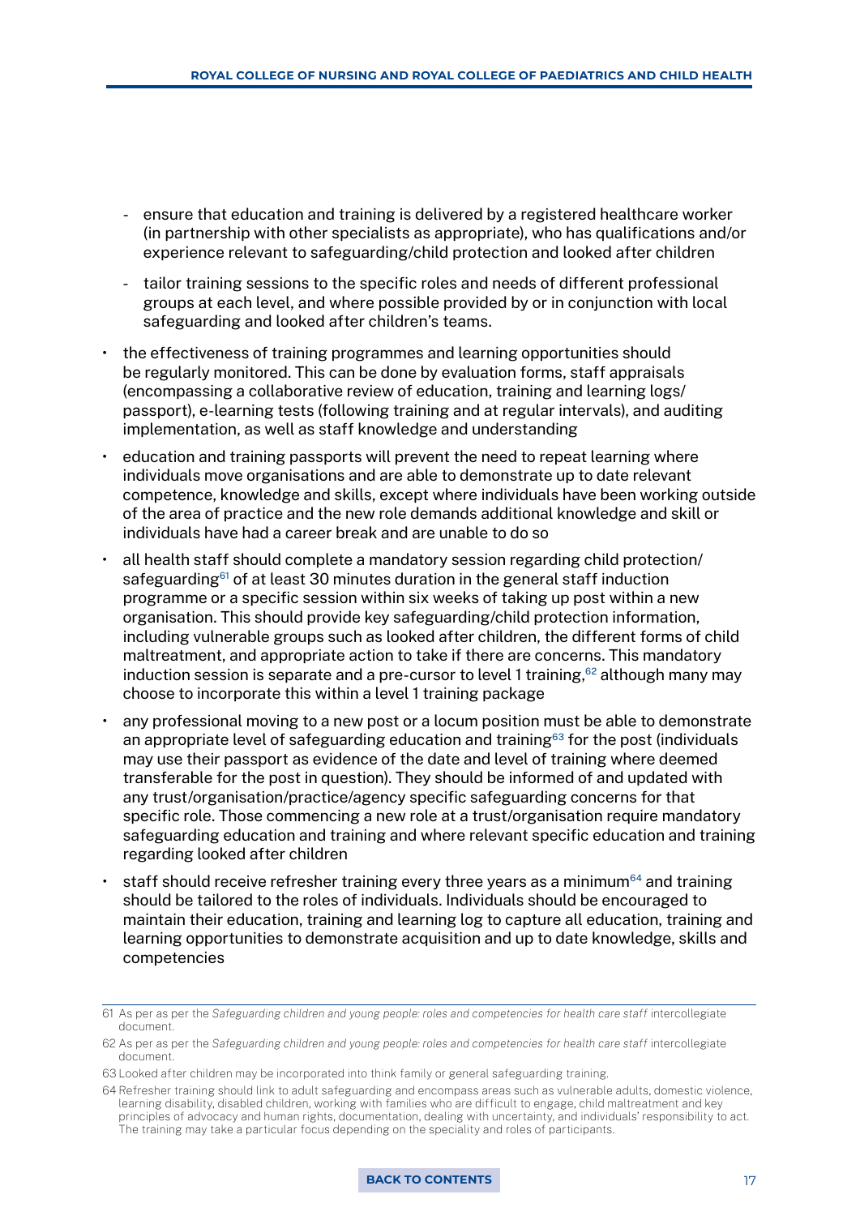- ensure that education and training is delivered by a registered healthcare worker (in partnership with other specialists as appropriate), who has qualifications and/or experience relevant to safeguarding/child protection and looked after children
  - tailor training sessions to the specific roles and needs of different professional groups at each level, and where possible provided by or in conjunction with local safeguarding and looked after children's teams.
- the effectiveness of training programmes and learning opportunities should be regularly monitored. This can be done by evaluation forms, staff appraisals (encompassing a collaborative review of education, training and learning logs/ passport), e-learning tests (following training and at regular intervals), and auditing implementation, as well as staff knowledge and understanding
- education and training passports will prevent the need to repeat learning where individuals move organisations and are able to demonstrate up to date relevant competence, knowledge and skills, except where individuals have been working outside of the area of practice and the new role demands additional knowledge and skill or individuals have had a career break and are unable to do so
- all health staff should complete a mandatory session regarding child protection/ safeguarding[61] of at least 30 minutes duration in the general staff induction programme or a specific session within six weeks of taking up post within a new organisation. This should provide key safeguarding/child protection information, including vulnerable groups such as looked after children, the different forms of child maltreatment, and appropriate action to take if there are concerns. This mandatory induction session is separate and a pre-cursor to level 1 training,[62] although many may choose to incorporate this within a level 1 training package
- any professional moving to a new post or a locum position must be able to demonstrate an appropriate level of safeguarding education and training[63] for the post (individuals may use their passport as evidence of the date and level of training where deemed transferable for the post in question). They should be informed of and updated with any trust/organisation/practice/agency specific safeguarding concerns for that specific role. Those commencing a new role at a trust/organisation require mandatory safeguarding education and training and where relevant specific education and training regarding looked after children
- staff should receive refresher training every three years as a minimum[64] and training should be tailored to the roles of individuals. Individuals should be encouraged to maintain their education, training and learning log to capture all education, training and learning opportunities to demonstrate acquisition and up to date knowledge, skills and competencies

---

61 As per as per the *Safeguarding children and young people: roles and competencies for health care staff* intercollegiate document.

62 As per as per the *Safeguarding children and young people: roles and competencies for health care staff* intercollegiate document.

63 Looked after children may be incorporated into think family or general safeguarding training.

64 Refresher training should link to adult safeguarding and encompass areas such as vulnerable adults, domestic violence, learning disability, disabled children, working with families who are difficult to engage, child maltreatment and key principles of advocacy and human rights, documentation, dealing with uncertainty, and individuals' responsibility to act. The training may take a particular focus depending on the speciality and roles of participants.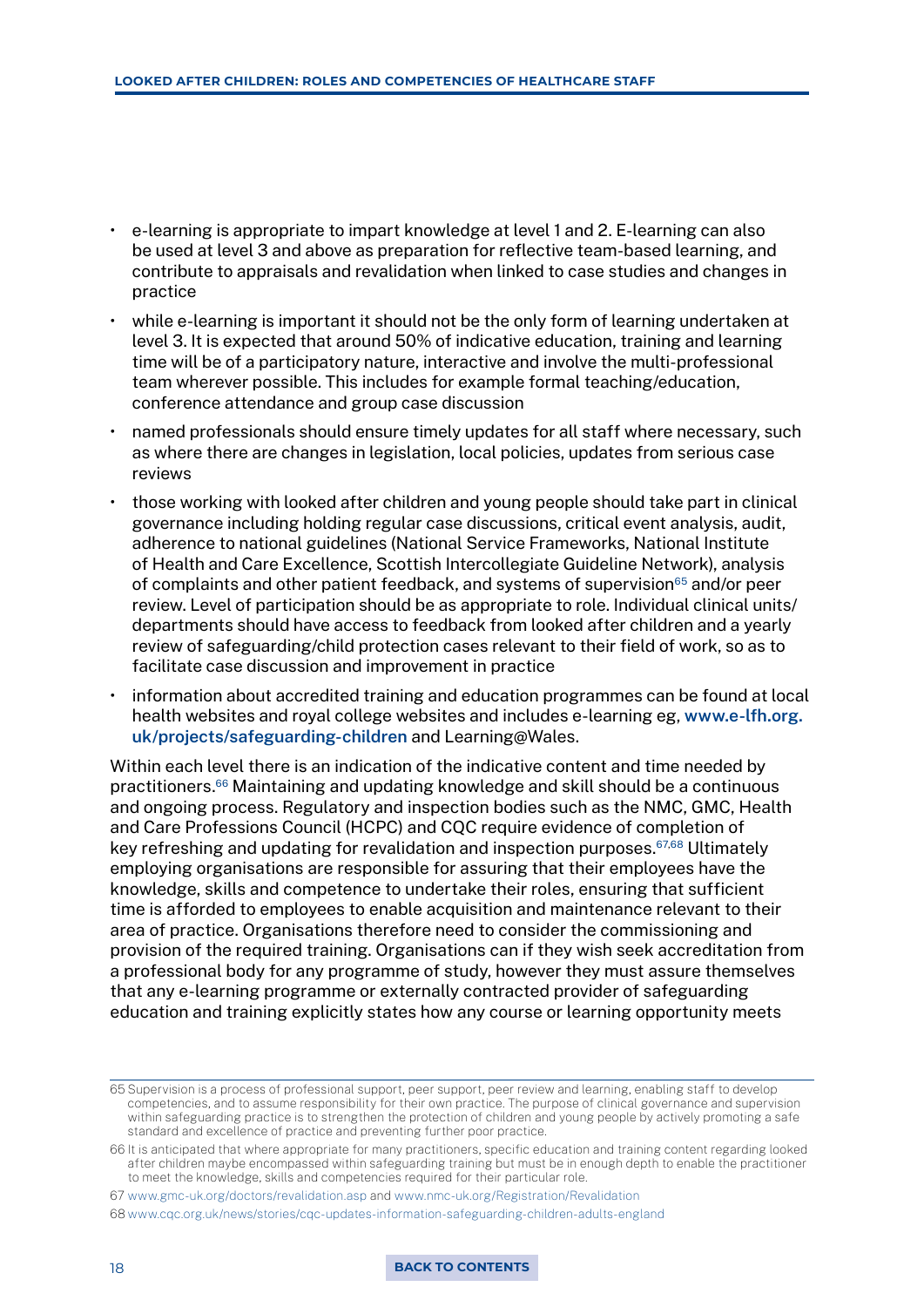- e-learning is appropriate to impart knowledge at level 1 and 2. E-learning can also be used at level 3 and above as preparation for reflective team-based learning, and contribute to appraisals and revalidation when linked to case studies and changes in practice
- while e-learning is important it should not be the only form of learning undertaken at level 3. It is expected that around 50% of indicative education, training and learning time will be of a participatory nature, interactive and involve the multi-professional team wherever possible. This includes for example formal teaching/education, conference attendance and group case discussion
- named professionals should ensure timely updates for all staff where necessary, such as where there are changes in legislation, local policies, updates from serious case reviews
- those working with looked after children and young people should take part in clinical governance including holding regular case discussions, critical event analysis, audit, adherence to national guidelines (National Service Frameworks, National Institute of Health and Care Excellence, Scottish Intercollegiate Guideline Network), analysis of complaints and other patient feedback, and systems of supervision[65] and/or peer review. Level of participation should be as appropriate to role. Individual clinical units/departments should have access to feedback from looked after children and a yearly review of safeguarding/child protection cases relevant to their field of work, so as to facilitate case discussion and improvement in practice
- information about accredited training and education programmes can be found at local health websites and royal college websites and includes e-learning eg, www.e-lfh.org.uk/projects/safeguarding-children and Learning@Wales.

Within each level there is an indication of the indicative content and time needed by practitioners.[66] Maintaining and updating knowledge and skill should be a continuous and ongoing process. Regulatory and inspection bodies such as the NMC, GMC, Health and Care Professions Council (HCPC) and CQC require evidence of completion of key refreshing and updating for revalidation and inspection purposes.[67,68] Ultimately employing organisations are responsible for assuring that their employees have the knowledge, skills and competence to undertake their roles, ensuring that sufficient time is afforded to employees to enable acquisition and maintenance relevant to their area of practice. Organisations therefore need to consider the commissioning and provision of the required training. Organisations can if they wish seek accreditation from a professional body for any programme of study, however they must assure themselves that any e-learning programme or externally contracted provider of safeguarding education and training explicitly states how any course or learning opportunity meets

---

65 Supervision is a process of professional support, peer support, peer review and learning, enabling staff to develop competencies, and to assume responsibility for their own practice. The purpose of clinical governance and supervision within safeguarding practice is to strengthen the protection of children and young people by actively promoting a safe standard and excellence of practice and preventing further poor practice.

66 It is anticipated that where appropriate for many practitioners, specific education and training content regarding looked after children maybe encompassed within safeguarding training but must be in enough depth to enable the practitioner to meet the knowledge, skills and competencies required for their particular role.

67 www.gmc-uk.org/doctors/revalidation.asp and www.nmc-uk.org/Registration/Revalidation

68 www.cqc.org.uk/news/stories/cqc-updates-information-safeguarding-children-adults-england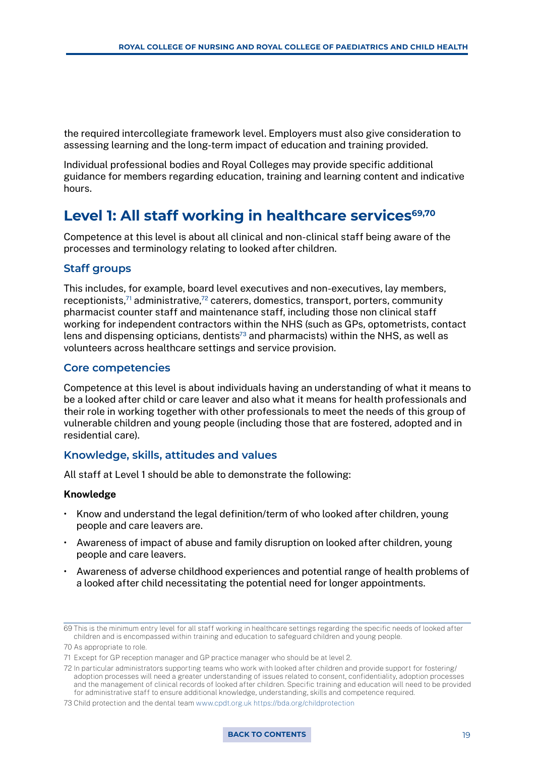the required intercollegiate framework level. Employers must also give consideration to assessing learning and the long-term impact of education and training provided.

Individual professional bodies and Royal Colleges may provide specific additional guidance for members regarding education, training and learning content and indicative hours.

## Level 1: All staff working in healthcare services[69,70]

Competence at this level is about all clinical and non-clinical staff being aware of the processes and terminology relating to looked after children.

### Staff groups

This includes, for example, board level executives and non-executives, lay members, receptionists,[71] administrative,[72] caterers, domestics, transport, porters, community pharmacist counter staff and maintenance staff, including those non clinical staff working for independent contractors within the NHS (such as GPs, optometrists, contact lens and dispensing opticians, dentists[73] and pharmacists) within the NHS, as well as volunteers across healthcare settings and service provision.

### Core competencies

Competence at this level is about individuals having an understanding of what it means to be a looked after child or care leaver and also what it means for health professionals and their role in working together with other professionals to meet the needs of this group of vulnerable children and young people (including those that are fostered, adopted and in residential care).

### Knowledge, skills, attitudes and values

All staff at Level 1 should be able to demonstrate the following:

**Knowledge**

- Know and understand the legal definition/term of who looked after children, young people and care leavers are.
- Awareness of impact of abuse and family disruption on looked after children, young people and care leavers.
- Awareness of adverse childhood experiences and potential range of health problems of a looked after child necessitating the potential need for longer appointments.

---

69 This is the minimum entry level for all staff working in healthcare settings regarding the specific needs of looked after children and is encompassed within training and education to safeguard children and young people.

70 As appropriate to role.

71 Except for GP reception manager and GP practice manager who should be at level 2.

72 In particular administrators supporting teams who work with looked after children and provide support for fostering/adoption processes will need a greater understanding of issues related to consent, confidentiality, adoption processes and the management of clinical records of looked after children. Specific training and education will need to be provided for administrative staff to ensure additional knowledge, understanding, skills and competence required.

73 Child protection and the dental team www.cpdt.org.uk https://bda.org/childprotection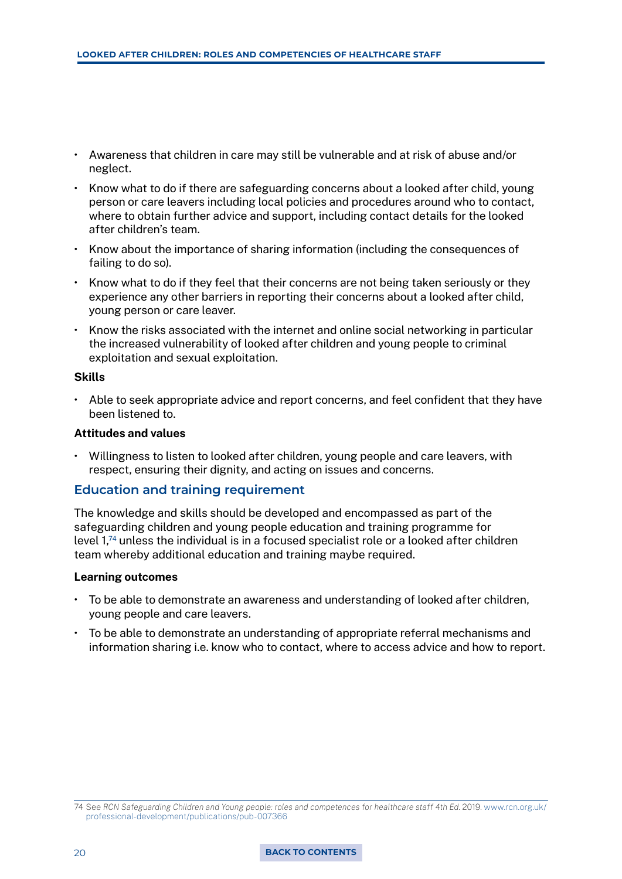- Awareness that children in care may still be vulnerable and at risk of abuse and/or neglect.
- Know what to do if there are safeguarding concerns about a looked after child, young person or care leavers including local policies and procedures around who to contact, where to obtain further advice and support, including contact details for the looked after children's team.
- Know about the importance of sharing information (including the consequences of failing to do so).
- Know what to do if they feel that their concerns are not being taken seriously or they experience any other barriers in reporting their concerns about a looked after child, young person or care leaver.
- Know the risks associated with the internet and online social networking in particular the increased vulnerability of looked after children and young people to criminal exploitation and sexual exploitation.

**Skills**

- Able to seek appropriate advice and report concerns, and feel confident that they have been listened to.

**Attitudes and values**

- Willingness to listen to looked after children, young people and care leavers, with respect, ensuring their dignity, and acting on issues and concerns.

## Education and training requirement

The knowledge and skills should be developed and encompassed as part of the safeguarding children and young people education and training programme for level 1,[74] unless the individual is in a focused specialist role or a looked after children team whereby additional education and training maybe required.

**Learning outcomes**

- To be able to demonstrate an awareness and understanding of looked after children, young people and care leavers.
- To be able to demonstrate an understanding of appropriate referral mechanisms and information sharing i.e. know who to contact, where to access advice and how to report.

74 See *RCN Safeguarding Children and Young people: roles and competences for healthcare staff 4th Ed.* 2019. www.rcn.org.uk/professional-development/publications/pub-007366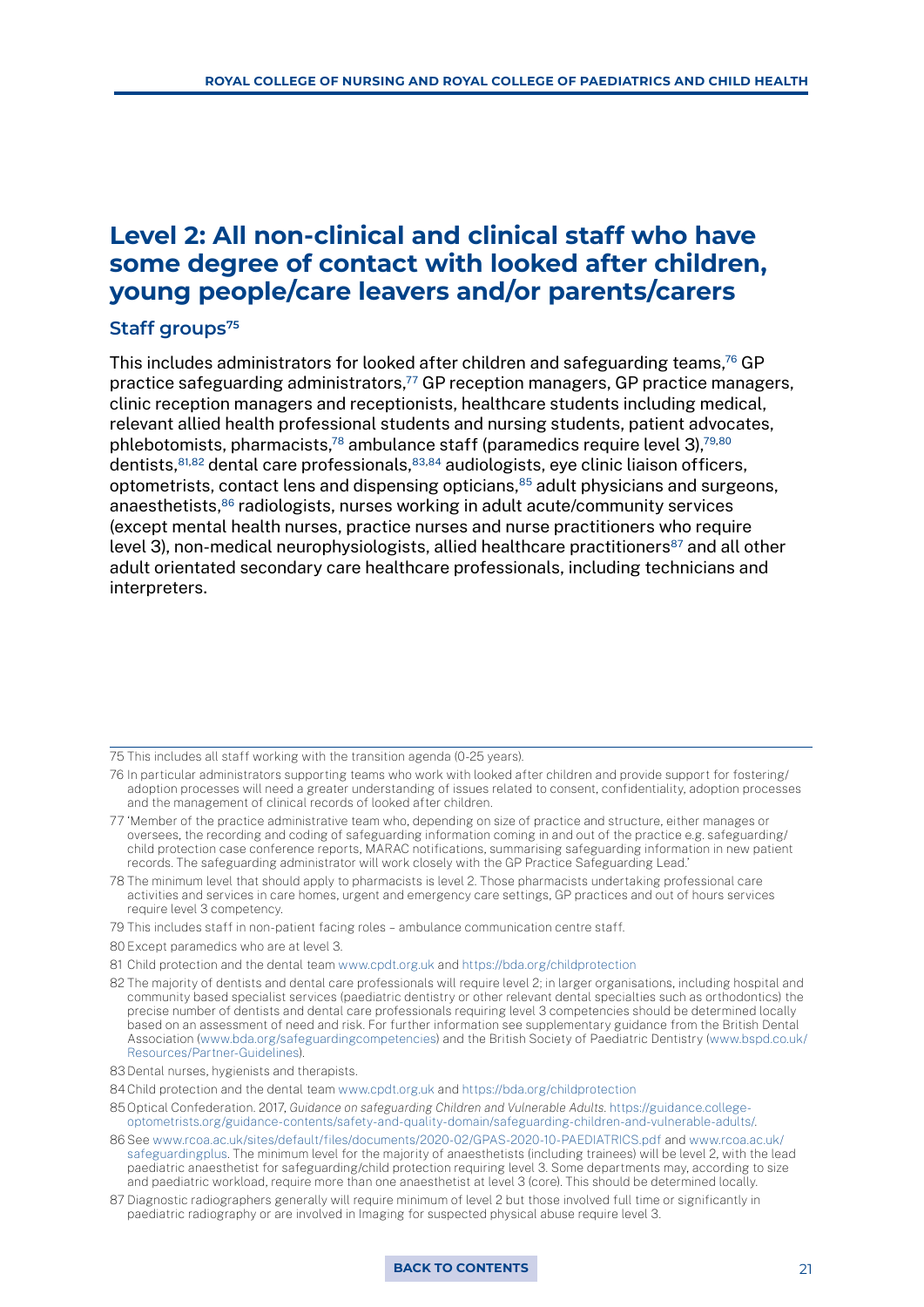## Level 2: All non-clinical and clinical staff who have some degree of contact with looked after children, young people/care leavers and/or parents/carers

### Staff groups[75]

This includes administrators for looked after children and safeguarding teams,[76] GP practice safeguarding administrators,[77] GP reception managers, GP practice managers, clinic reception managers and receptionists, healthcare students including medical, relevant allied health professional students and nursing students, patient advocates, phlebotomists, pharmacists,[78] ambulance staff (paramedics require level 3),[79,80] dentists,[81,82] dental care professionals,[83,84] audiologists, eye clinic liaison officers, optometrists, contact lens and dispensing opticians,[85] adult physicians and surgeons, anaesthetists,[86] radiologists, nurses working in adult acute/community services (except mental health nurses, practice nurses and nurse practitioners who require level 3), non-medical neurophysiologists, allied healthcare practitioners[87] and all other adult orientated secondary care healthcare professionals, including technicians and interpreters.

---

75 This includes all staff working with the transition agenda (0-25 years).

76 In particular administrators supporting teams who work with looked after children and provide support for fostering/adoption processes will need a greater understanding of issues related to consent, confidentiality, adoption processes and the management of clinical records of looked after children.

77 'Member of the practice administrative team who, depending on size of practice and structure, either manages or oversees, the recording and coding of safeguarding information coming in and out of the practice e.g. safeguarding/child protection case conference reports, MARAC notifications, summarising safeguarding information in new patient records. The safeguarding administrator will work closely with the GP Practice Safeguarding Lead.'

78 The minimum level that should apply to pharmacists is level 2. Those pharmacists undertaking professional care activities and services in care homes, urgent and emergency care settings, GP practices and out of hours services require level 3 competency.

79 This includes staff in non-patient facing roles – ambulance communication centre staff.

80 Except paramedics who are at level 3.

81 Child protection and the dental team www.cpdt.org.uk and https://bda.org/childprotection

82 The majority of dentists and dental care professionals will require level 2; in larger organisations, including hospital and community based specialist services (paediatric dentistry or other relevant dental specialties such as orthodontics) the precise number of dentists and dental care professionals requiring level 3 competencies should be determined locally based on an assessment of need and risk. For further information see supplementary guidance from the British Dental Association (www.bda.org/safeguardingcompetencies) and the British Society of Paediatric Dentistry (www.bspd.co.uk/Resources/Partner-Guidelines).

83 Dental nurses, hygienists and therapists.

84 Child protection and the dental team www.cpdt.org.uk and https://bda.org/childprotection

85 Optical Confederation. 2017, *Guidance on safeguarding Children and Vulnerable Adults*. https://guidance.college-optometrists.org/guidance-contents/safety-and-quality-domain/safeguarding-children-and-vulnerable-adults/.

86 See www.rcoa.ac.uk/sites/default/files/documents/2020-02/GPAS-2020-10-PAEDIATRICS.pdf and www.rcoa.ac.uk/safeguardingplus. The minimum level for the majority of anaesthetists (including trainees) will be level 2, with the lead paediatric anaesthetist for safeguarding/child protection requiring level 3. Some departments may, according to size and paediatric workload, require more than one anaesthetist at level 3 (core). This should be determined locally.

87 Diagnostic radiographers generally will require minimum of level 2 but those involved full time or significantly in paediatric radiography or are involved in Imaging for suspected physical abuse require level 3.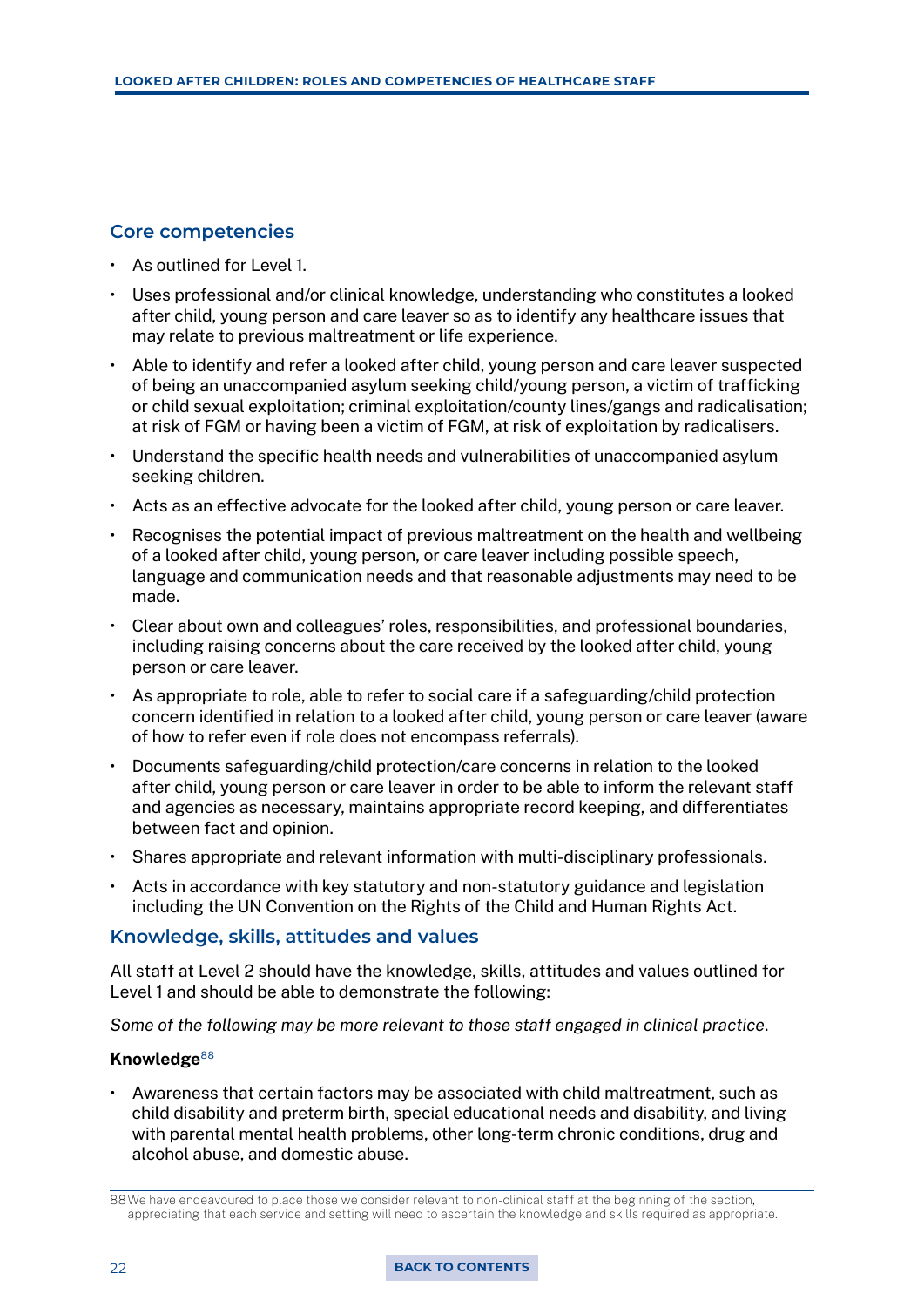## Core competencies

- As outlined for Level 1.
- Uses professional and/or clinical knowledge, understanding who constitutes a looked after child, young person and care leaver so as to identify any healthcare issues that may relate to previous maltreatment or life experience.
- Able to identify and refer a looked after child, young person and care leaver suspected of being an unaccompanied asylum seeking child/young person, a victim of trafficking or child sexual exploitation; criminal exploitation/county lines/gangs and radicalisation; at risk of FGM or having been a victim of FGM, at risk of exploitation by radicalisers.
- Understand the specific health needs and vulnerabilities of unaccompanied asylum seeking children.
- Acts as an effective advocate for the looked after child, young person or care leaver.
- Recognises the potential impact of previous maltreatment on the health and wellbeing of a looked after child, young person, or care leaver including possible speech, language and communication needs and that reasonable adjustments may need to be made.
- Clear about own and colleagues' roles, responsibilities, and professional boundaries, including raising concerns about the care received by the looked after child, young person or care leaver.
- As appropriate to role, able to refer to social care if a safeguarding/child protection concern identified in relation to a looked after child, young person or care leaver (aware of how to refer even if role does not encompass referrals).
- Documents safeguarding/child protection/care concerns in relation to the looked after child, young person or care leaver in order to be able to inform the relevant staff and agencies as necessary, maintains appropriate record keeping, and differentiates between fact and opinion.
- Shares appropriate and relevant information with multi-disciplinary professionals.
- Acts in accordance with key statutory and non-statutory guidance and legislation including the UN Convention on the Rights of the Child and Human Rights Act.

## Knowledge, skills, attitudes and values

All staff at Level 2 should have the knowledge, skills, attitudes and values outlined for Level 1 and should be able to demonstrate the following:

*Some of the following may be more relevant to those staff engaged in clinical practice.*

**Knowledge**[88]

- Awareness that certain factors may be associated with child maltreatment, such as child disability and preterm birth, special educational needs and disability, and living with parental mental health problems, other long-term chronic conditions, drug and alcohol abuse, and domestic abuse.

88 We have endeavoured to place those we consider relevant to non-clinical staff at the beginning of the section, appreciating that each service and setting will need to ascertain the knowledge and skills required as appropriate.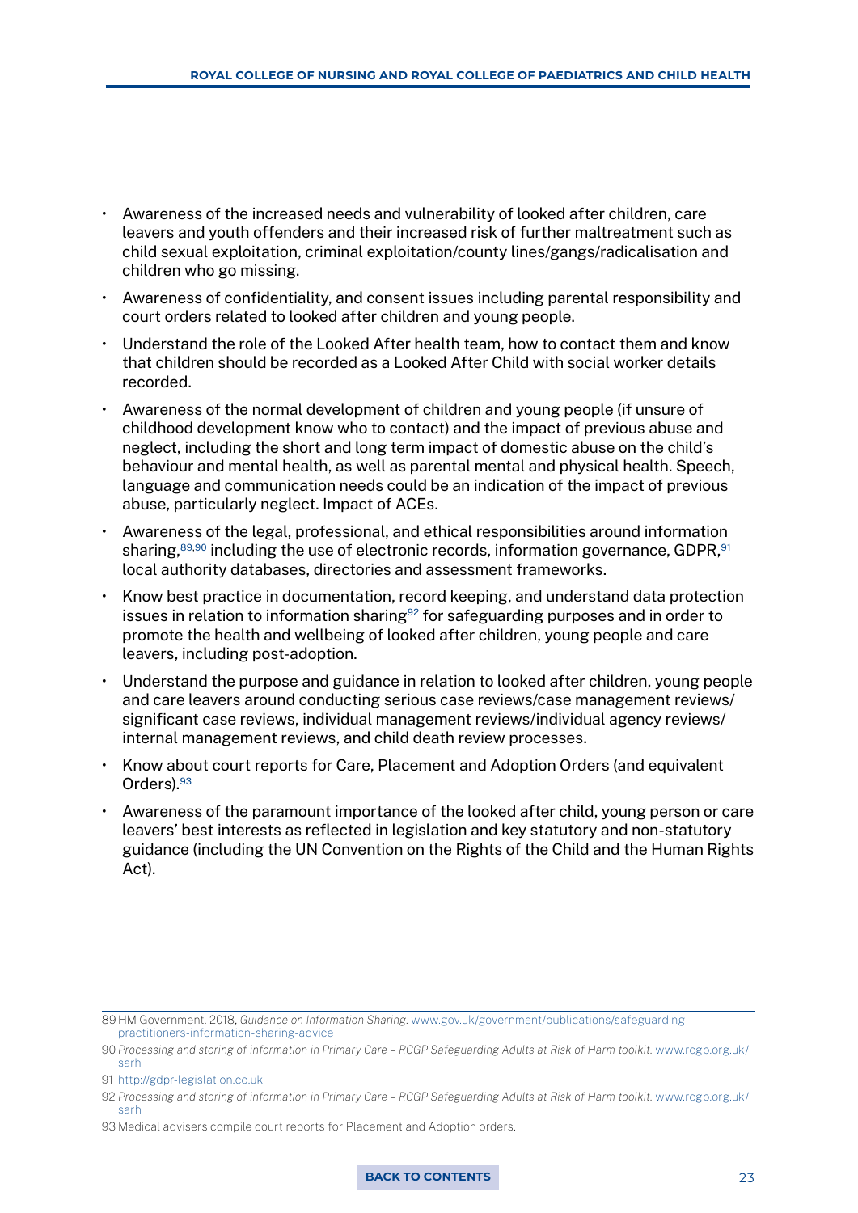- Awareness of the increased needs and vulnerability of looked after children, care leavers and youth offenders and their increased risk of further maltreatment such as child sexual exploitation, criminal exploitation/county lines/gangs/radicalisation and children who go missing.
- Awareness of confidentiality, and consent issues including parental responsibility and court orders related to looked after children and young people.
- Understand the role of the Looked After health team, how to contact them and know that children should be recorded as a Looked After Child with social worker details recorded.
- Awareness of the normal development of children and young people (if unsure of childhood development know who to contact) and the impact of previous abuse and neglect, including the short and long term impact of domestic abuse on the child's behaviour and mental health, as well as parental mental and physical health. Speech, language and communication needs could be an indication of the impact of previous abuse, particularly neglect. Impact of ACEs.
- Awareness of the legal, professional, and ethical responsibilities around information sharing,[89,90] including the use of electronic records, information governance, GDPR,[91] local authority databases, directories and assessment frameworks.
- Know best practice in documentation, record keeping, and understand data protection issues in relation to information sharing[92] for safeguarding purposes and in order to promote the health and wellbeing of looked after children, young people and care leavers, including post-adoption.
- Understand the purpose and guidance in relation to looked after children, young people and care leavers around conducting serious case reviews/case management reviews/significant case reviews, individual management reviews/individual agency reviews/internal management reviews, and child death review processes.
- Know about court reports for Care, Placement and Adoption Orders (and equivalent Orders).[93]
- Awareness of the paramount importance of the looked after child, young person or care leavers' best interests as reflected in legislation and key statutory and non-statutory guidance (including the UN Convention on the Rights of the Child and the Human Rights Act).

---

89 HM Government. 2018, *Guidance on Information Sharing.* www.gov.uk/government/publications/safeguarding-practitioners-information-sharing-advice

90 *Processing and storing of information in Primary Care – RCGP Safeguarding Adults at Risk of Harm toolkit.* www.rcgp.org.uk/sarh

91 http://gdpr-legislation.co.uk

92 *Processing and storing of information in Primary Care – RCGP Safeguarding Adults at Risk of Harm toolkit.* www.rcgp.org.uk/sarh

93 Medical advisers compile court reports for Placement and Adoption orders.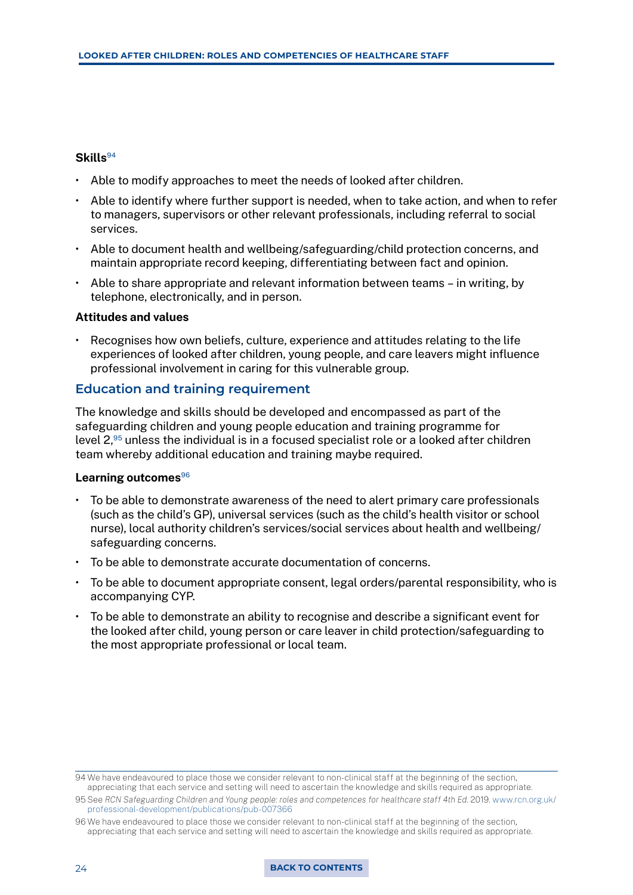**Skills**[94]

- Able to modify approaches to meet the needs of looked after children.
- Able to identify where further support is needed, when to take action, and when to refer to managers, supervisors or other relevant professionals, including referral to social services.
- Able to document health and wellbeing/safeguarding/child protection concerns, and maintain appropriate record keeping, differentiating between fact and opinion.
- Able to share appropriate and relevant information between teams – in writing, by telephone, electronically, and in person.

**Attitudes and values**

- Recognises how own beliefs, culture, experience and attitudes relating to the life experiences of looked after children, young people, and care leavers might influence professional involvement in caring for this vulnerable group.

## Education and training requirement

The knowledge and skills should be developed and encompassed as part of the safeguarding children and young people education and training programme for level 2,[95] unless the individual is in a focused specialist role or a looked after children team whereby additional education and training maybe required.

**Learning outcomes**[96]

- To be able to demonstrate awareness of the need to alert primary care professionals (such as the child's GP), universal services (such as the child's health visitor or school nurse), local authority children's services/social services about health and wellbeing/ safeguarding concerns.
- To be able to demonstrate accurate documentation of concerns.
- To be able to document appropriate consent, legal orders/parental responsibility, who is accompanying CYP.
- To be able to demonstrate an ability to recognise and describe a significant event for the looked after child, young person or care leaver in child protection/safeguarding to the most appropriate professional or local team.

---

94 We have endeavoured to place those we consider relevant to non-clinical staff at the beginning of the section, appreciating that each service and setting will need to ascertain the knowledge and skills required as appropriate.

95 See *RCN Safeguarding Children and Young people: roles and competences for healthcare staff 4th Ed.* 2019. www.rcn.org.uk/professional-development/publications/pub-007366

96 We have endeavoured to place those we consider relevant to non-clinical staff at the beginning of the section, appreciating that each service and setting will need to ascertain the knowledge and skills required as appropriate.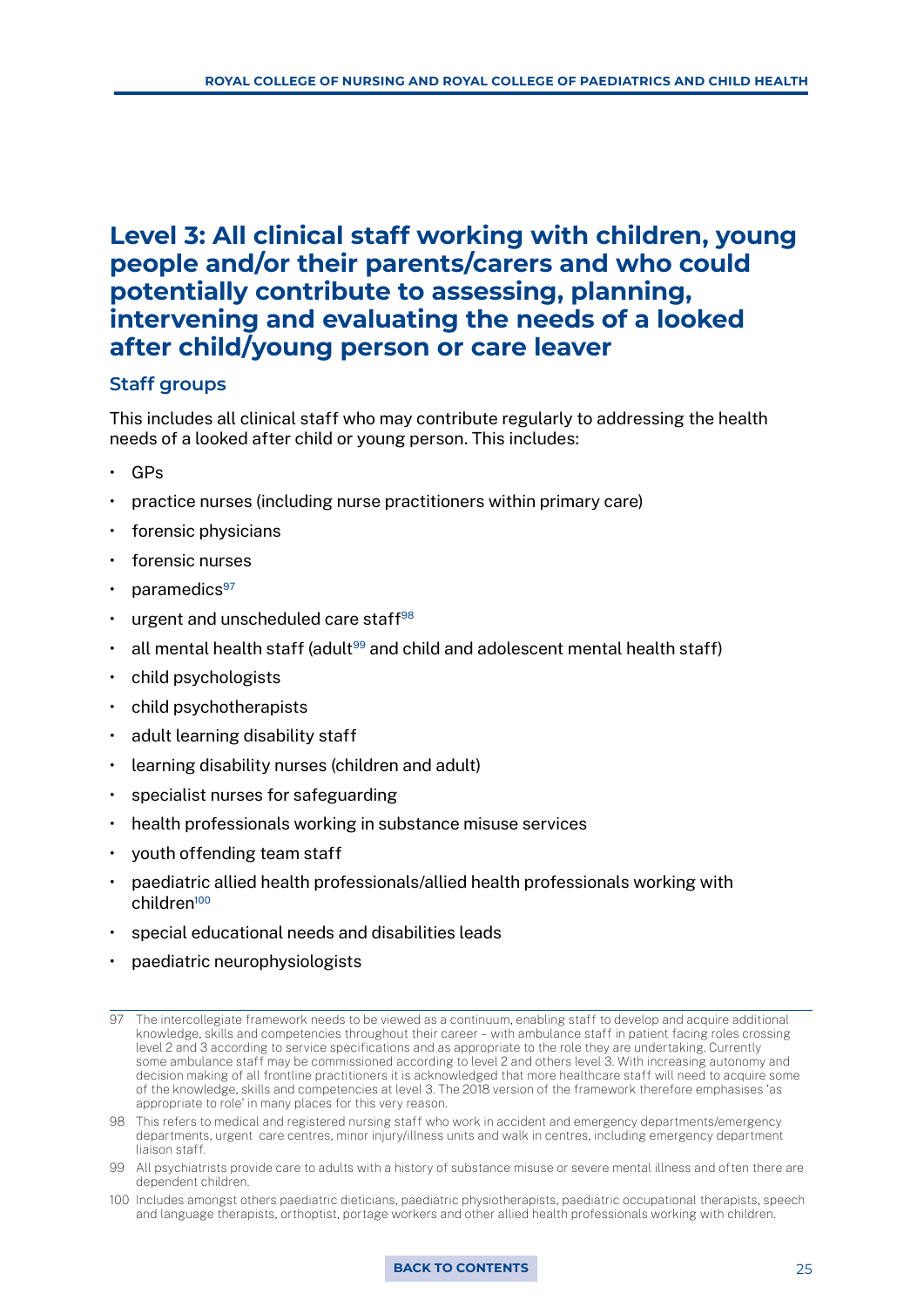## Level 3: All clinical staff working with children, young people and/or their parents/carers and who could potentially contribute to assessing, planning, intervening and evaluating the needs of a looked after child/young person or care leaver

### Staff groups

This includes all clinical staff who may contribute regularly to addressing the health needs of a looked after child or young person. This includes:

- GPs
- practice nurses (including nurse practitioners within primary care)
- forensic physicians
- forensic nurses
- paramedics[97]
- urgent and unscheduled care staff[98]
- all mental health staff (adult[99] and child and adolescent mental health staff)
- child psychologists
- child psychotherapists
- adult learning disability staff
- learning disability nurses (children and adult)
- specialist nurses for safeguarding
- health professionals working in substance misuse services
- youth offending team staff
- paediatric allied health professionals/allied health professionals working with children[100]
- special educational needs and disabilities leads
- paediatric neurophysiologists

---

97 The intercollegiate framework needs to be viewed as a continuum, enabling staff to develop and acquire additional knowledge, skills and competencies throughout their career – with ambulance staff in patient facing roles crossing level 2 and 3 according to service specifications and as appropriate to the role they are undertaking. Currently some ambulance staff may be commissioned according to level 2 and others level 3. With increasing autonomy and decision making of all frontline practitioners it is acknowledged that more healthcare staff will need to acquire some of the knowledge, skills and competencies at level 3. The 2018 version of the framework therefore emphasises 'as appropriate to role' in many places for this very reason.

98 This refers to medical and registered nursing staff who work in accident and emergency departments/emergency departments, urgent care centres, minor injury/illness units and walk in centres, including emergency department liaison staff.

99 All psychiatrists provide care to adults with a history of substance misuse or severe mental illness and often there are dependent children.

100 Includes amongst others paediatric dieticians, paediatric physiotherapists, paediatric occupational therapists, speech and language therapists, orthoptist, portage workers and other allied health professionals working with children.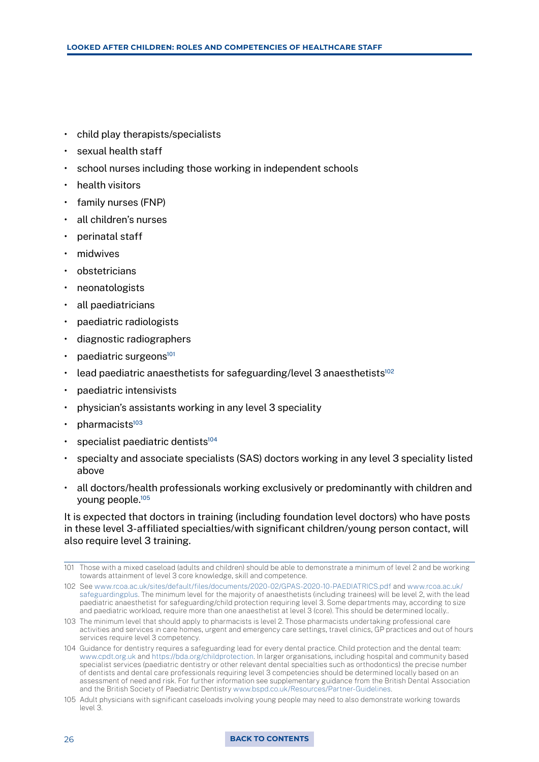- child play therapists/specialists
- sexual health staff
- school nurses including those working in independent schools
- health visitors
- family nurses (FNP)
- all children's nurses
- perinatal staff
- midwives
- obstetricians
- neonatologists
- all paediatricians
- paediatric radiologists
- diagnostic radiographers
- paediatric surgeons[101]
- lead paediatric anaesthetists for safeguarding/level 3 anaesthetists[102]
- paediatric intensivists
- physician's assistants working in any level 3 speciality
- pharmacists[103]
- specialist paediatric dentists[104]
- specialty and associate specialists (SAS) doctors working in any level 3 speciality listed above
- all doctors/health professionals working exclusively or predominantly with children and young people.[105]

It is expected that doctors in training (including foundation level doctors) who have posts in these level 3-affiliated specialties/with significant children/young person contact, will also require level 3 training.

---

101 Those with a mixed caseload (adults and children) should be able to demonstrate a minimum of level 2 and be working towards attainment of level 3 core knowledge, skill and competence.

102 See www.rcoa.ac.uk/sites/default/files/documents/2020-02/GPAS-2020-10-PAEDIATRICS.pdf and www.rcoa.ac.uk/safeguardingplus. The minimum level for the majority of anaesthetists (including trainees) will be level 2, with the lead paediatric anaesthetist for safeguarding/child protection requiring level 3. Some departments may, according to size and paediatric workload, require more than one anaesthetist at level 3 (core). This should be determined locally..

103 The minimum level that should apply to pharmacists is level 2. Those pharmacists undertaking professional care activities and services in care homes, urgent and emergency care settings, travel clinics, GP practices and out of hours services require level 3 competency.

104 Guidance for dentistry requires a safeguarding lead for every dental practice. Child protection and the dental team: www.cpdt.org.uk and https://bda.org/childprotection. In larger organisations, including hospital and community based specialist services (paediatric dentistry or other relevant dental specialties such as orthodontics) the precise number of dentists and dental care professionals requiring level 3 competencies should be determined locally based on an assessment of need and risk. For further information see supplementary guidance from the British Dental Association and the British Society of Paediatric Dentistry www.bspd.co.uk/Resources/Partner-Guidelines.

105 Adult physicians with significant caseloads involving young people may need to also demonstrate working towards level 3.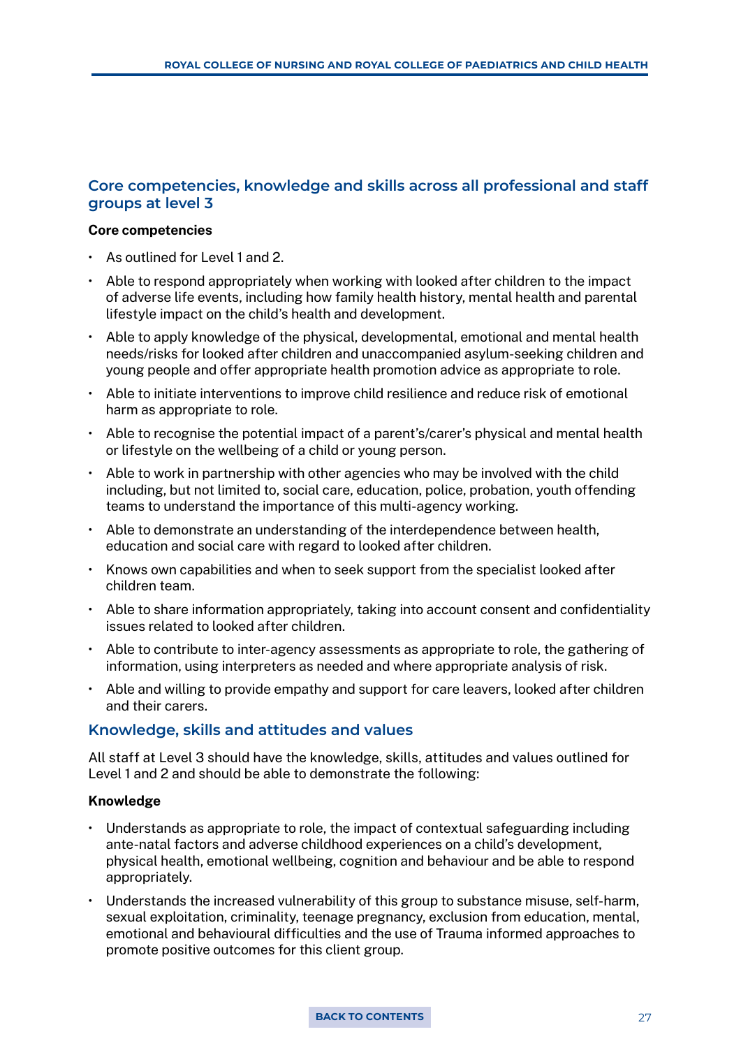## Core competencies, knowledge and skills across all professional and staff groups at level 3

**Core competencies**

- As outlined for Level 1 and 2.
- Able to respond appropriately when working with looked after children to the impact of adverse life events, including how family health history, mental health and parental lifestyle impact on the child's health and development.
- Able to apply knowledge of the physical, developmental, emotional and mental health needs/risks for looked after children and unaccompanied asylum-seeking children and young people and offer appropriate health promotion advice as appropriate to role.
- Able to initiate interventions to improve child resilience and reduce risk of emotional harm as appropriate to role.
- Able to recognise the potential impact of a parent's/carer's physical and mental health or lifestyle on the wellbeing of a child or young person.
- Able to work in partnership with other agencies who may be involved with the child including, but not limited to, social care, education, police, probation, youth offending teams to understand the importance of this multi-agency working.
- Able to demonstrate an understanding of the interdependence between health, education and social care with regard to looked after children.
- Knows own capabilities and when to seek support from the specialist looked after children team.
- Able to share information appropriately, taking into account consent and confidentiality issues related to looked after children.
- Able to contribute to inter-agency assessments as appropriate to role, the gathering of information, using interpreters as needed and where appropriate analysis of risk.
- Able and willing to provide empathy and support for care leavers, looked after children and their carers.

## Knowledge, skills and attitudes and values

All staff at Level 3 should have the knowledge, skills, attitudes and values outlined for Level 1 and 2 and should be able to demonstrate the following:

**Knowledge**

- Understands as appropriate to role, the impact of contextual safeguarding including ante-natal factors and adverse childhood experiences on a child's development, physical health, emotional wellbeing, cognition and behaviour and be able to respond appropriately.
- Understands the increased vulnerability of this group to substance misuse, self-harm, sexual exploitation, criminality, teenage pregnancy, exclusion from education, mental, emotional and behavioural difficulties and the use of Trauma informed approaches to promote positive outcomes for this client group.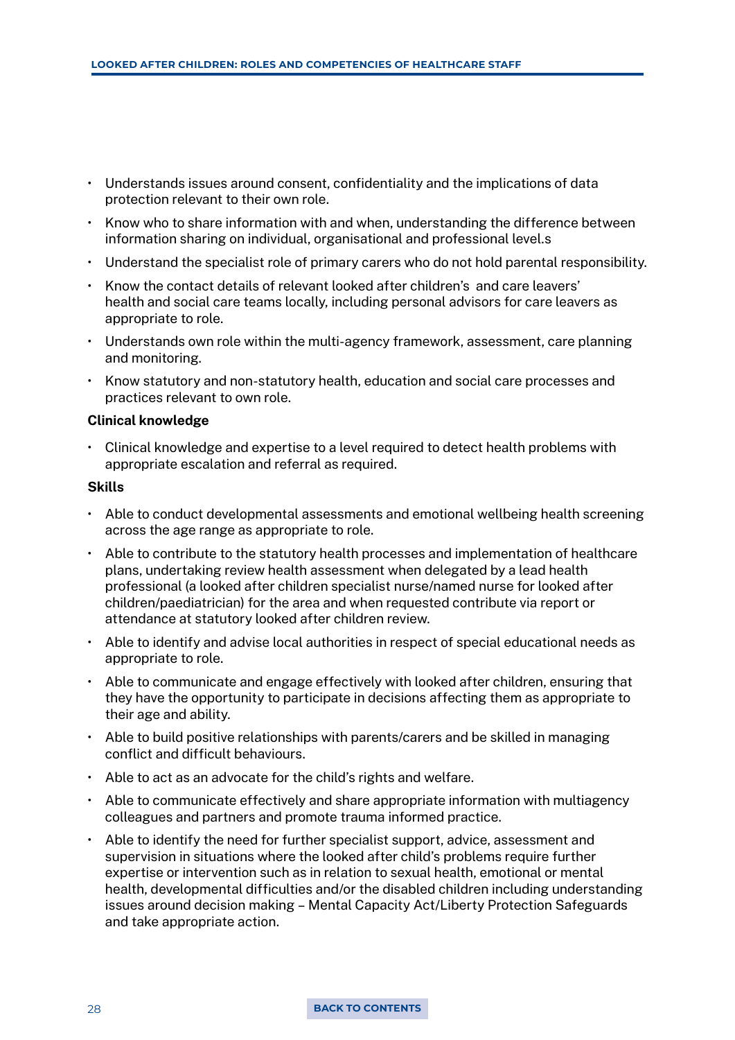- Understands issues around consent, confidentiality and the implications of data protection relevant to their own role.
- Know who to share information with and when, understanding the difference between information sharing on individual, organisational and professional level.s
- Understand the specialist role of primary carers who do not hold parental responsibility.
- Know the contact details of relevant looked after children's and care leavers' health and social care teams locally, including personal advisors for care leavers as appropriate to role.
- Understands own role within the multi-agency framework, assessment, care planning and monitoring.
- Know statutory and non-statutory health, education and social care processes and practices relevant to own role.

**Clinical knowledge**

- Clinical knowledge and expertise to a level required to detect health problems with appropriate escalation and referral as required.

**Skills**

- Able to conduct developmental assessments and emotional wellbeing health screening across the age range as appropriate to role.
- Able to contribute to the statutory health processes and implementation of healthcare plans, undertaking review health assessment when delegated by a lead health professional (a looked after children specialist nurse/named nurse for looked after children/paediatrician) for the area and when requested contribute via report or attendance at statutory looked after children review.
- Able to identify and advise local authorities in respect of special educational needs as appropriate to role.
- Able to communicate and engage effectively with looked after children, ensuring that they have the opportunity to participate in decisions affecting them as appropriate to their age and ability.
- Able to build positive relationships with parents/carers and be skilled in managing conflict and difficult behaviours.
- Able to act as an advocate for the child's rights and welfare.
- Able to communicate effectively and share appropriate information with multiagency colleagues and partners and promote trauma informed practice.
- Able to identify the need for further specialist support, advice, assessment and supervision in situations where the looked after child's problems require further expertise or intervention such as in relation to sexual health, emotional or mental health, developmental difficulties and/or the disabled children including understanding issues around decision making – Mental Capacity Act/Liberty Protection Safeguards and take appropriate action.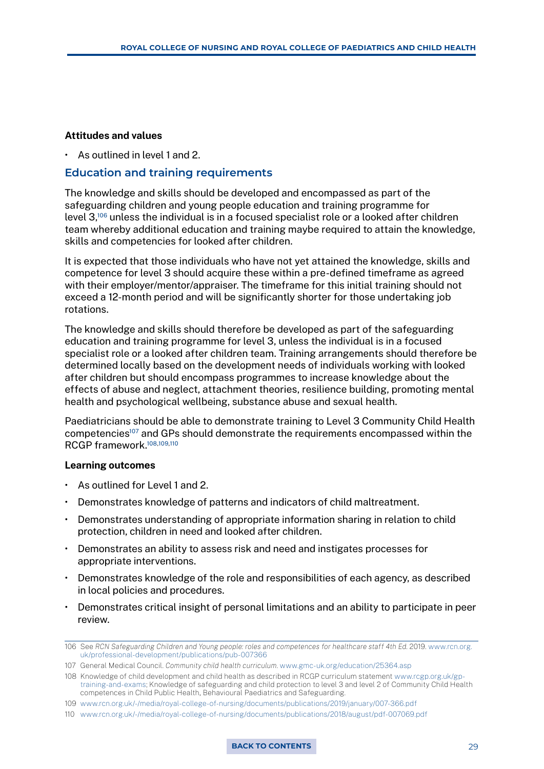**Attitudes and values**

- As outlined in level 1 and 2.

## Education and training requirements

The knowledge and skills should be developed and encompassed as part of the safeguarding children and young people education and training programme for level 3,[106] unless the individual is in a focused specialist role or a looked after children team whereby additional education and training maybe required to attain the knowledge, skills and competencies for looked after children.

It is expected that those individuals who have not yet attained the knowledge, skills and competence for level 3 should acquire these within a pre-defined timeframe as agreed with their employer/mentor/appraiser. The timeframe for this initial training should not exceed a 12-month period and will be significantly shorter for those undertaking job rotations.

The knowledge and skills should therefore be developed as part of the safeguarding education and training programme for level 3, unless the individual is in a focused specialist role or a looked after children team. Training arrangements should therefore be determined locally based on the development needs of individuals working with looked after children but should encompass programmes to increase knowledge about the effects of abuse and neglect, attachment theories, resilience building, promoting mental health and psychological wellbeing, substance abuse and sexual health.

Paediatricians should be able to demonstrate training to Level 3 Community Child Health competencies[107] and GPs should demonstrate the requirements encompassed within the RCGP framework.[108,109,110]

**Learning outcomes**

- As outlined for Level 1 and 2.
- Demonstrates knowledge of patterns and indicators of child maltreatment.
- Demonstrates understanding of appropriate information sharing in relation to child protection, children in need and looked after children.
- Demonstrates an ability to assess risk and need and instigates processes for appropriate interventions.
- Demonstrates knowledge of the role and responsibilities of each agency, as described in local policies and procedures.
- Demonstrates critical insight of personal limitations and an ability to participate in peer review.

---

106 See *RCN Safeguarding Children and Young people: roles and competences for healthcare staff 4th Ed.* 2019. www.rcn.org.uk/professional-development/publications/pub-007366

107 General Medical Council. *Community child health curriculum.* www.gmc-uk.org/education/25364.asp

108 Knowledge of child development and child health as described in RCGP curriculum statement www.rcgp.org.uk/gp-training-and-exams; Knowledge of safeguarding and child protection to level 3 and level 2 of Community Child Health competences in Child Public Health, Behavioural Paediatrics and Safeguarding.

109 www.rcn.org.uk/-/media/royal-college-of-nursing/documents/publications/2019/january/007-366.pdf

110 www.rcn.org.uk/-/media/royal-college-of-nursing/documents/publications/2018/august/pdf-007069.pdf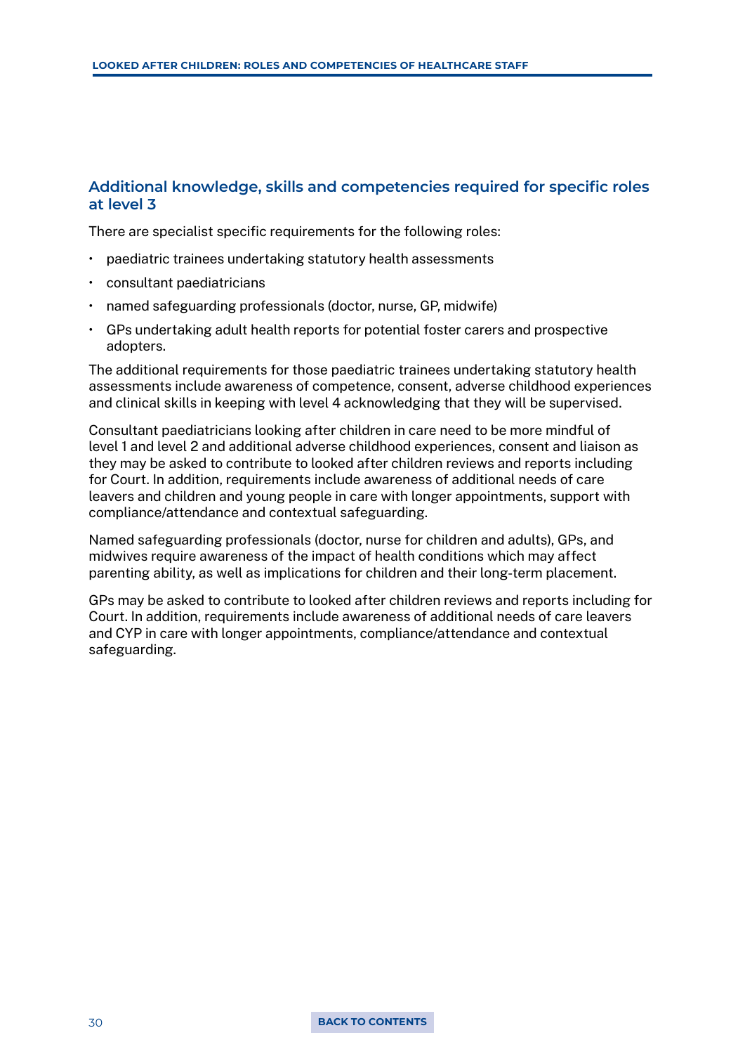### Additional knowledge, skills and competencies required for specific roles at level 3

There are specialist specific requirements for the following roles:

- paediatric trainees undertaking statutory health assessments
- consultant paediatricians
- named safeguarding professionals (doctor, nurse, GP, midwife)
- GPs undertaking adult health reports for potential foster carers and prospective adopters.

The additional requirements for those paediatric trainees undertaking statutory health assessments include awareness of competence, consent, adverse childhood experiences and clinical skills in keeping with level 4 acknowledging that they will be supervised.

Consultant paediatricians looking after children in care need to be more mindful of level 1 and level 2 and additional adverse childhood experiences, consent and liaison as they may be asked to contribute to looked after children reviews and reports including for Court. In addition, requirements include awareness of additional needs of care leavers and children and young people in care with longer appointments, support with compliance/attendance and contextual safeguarding.

Named safeguarding professionals (doctor, nurse for children and adults), GPs, and midwives require awareness of the impact of health conditions which may affect parenting ability, as well as implications for children and their long-term placement.

GPs may be asked to contribute to looked after children reviews and reports including for Court. In addition, requirements include awareness of additional needs of care leavers and CYP in care with longer appointments, compliance/attendance and contextual safeguarding.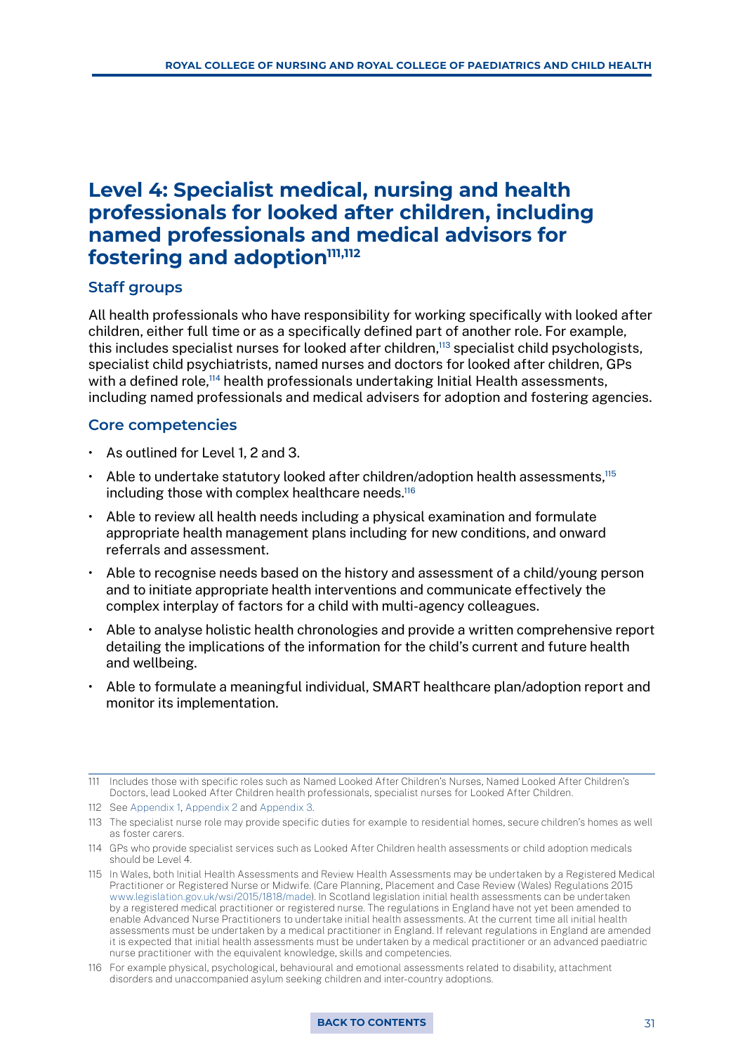# Level 4: Specialist medical, nursing and health professionals for looked after children, including named professionals and medical advisors for fostering and adoption[111,112]

## Staff groups

All health professionals who have responsibility for working specifically with looked after children, either full time or as a specifically defined part of another role. For example, this includes specialist nurses for looked after children,[113] specialist child psychologists, specialist child psychiatrists, named nurses and doctors for looked after children, GPs with a defined role,[114] health professionals undertaking Initial Health assessments, including named professionals and medical advisers for adoption and fostering agencies.

## Core competencies

- As outlined for Level 1, 2 and 3.
- Able to undertake statutory looked after children/adoption health assessments,[115] including those with complex healthcare needs.[116]
- Able to review all health needs including a physical examination and formulate appropriate health management plans including for new conditions, and onward referrals and assessment.
- Able to recognise needs based on the history and assessment of a child/young person and to initiate appropriate health interventions and communicate effectively the complex interplay of factors for a child with multi-agency colleagues.
- Able to analyse holistic health chronologies and provide a written comprehensive report detailing the implications of the information for the child's current and future health and wellbeing.
- Able to formulate a meaningful individual, SMART healthcare plan/adoption report and monitor its implementation.

---

111 Includes those with specific roles such as Named Looked After Children's Nurses, Named Looked After Children's Doctors, lead Looked After Children health professionals, specialist nurses for Looked After Children.

112 See Appendix 1, Appendix 2 and Appendix 3.

113 The specialist nurse role may provide specific duties for example to residential homes, secure children's homes as well as foster carers.

114 GPs who provide specialist services such as Looked After Children health assessments or child adoption medicals should be Level 4.

115 In Wales, both Initial Health Assessments and Review Health Assessments may be undertaken by a Registered Medical Practitioner or Registered Nurse or Midwife. (Care Planning, Placement and Case Review (Wales) Regulations 2015 www.legislation.gov.uk/wsi/2015/1818/made). In Scotland legislation initial health assessments can be undertaken by a registered medical practitioner or registered nurse. The regulations in England have not yet been amended to enable Advanced Nurse Practitioners to undertake initial health assessments. At the current time all initial health assessments must be undertaken by a medical practitioner in England. If relevant regulations in England are amended it is expected that initial health assessments must be undertaken by a medical practitioner or an advanced paediatric nurse practitioner with the equivalent knowledge, skills and competencies.

116 For example physical, psychological, behavioural and emotional assessments related to disability, attachment disorders and unaccompanied asylum seeking children and inter-country adoptions.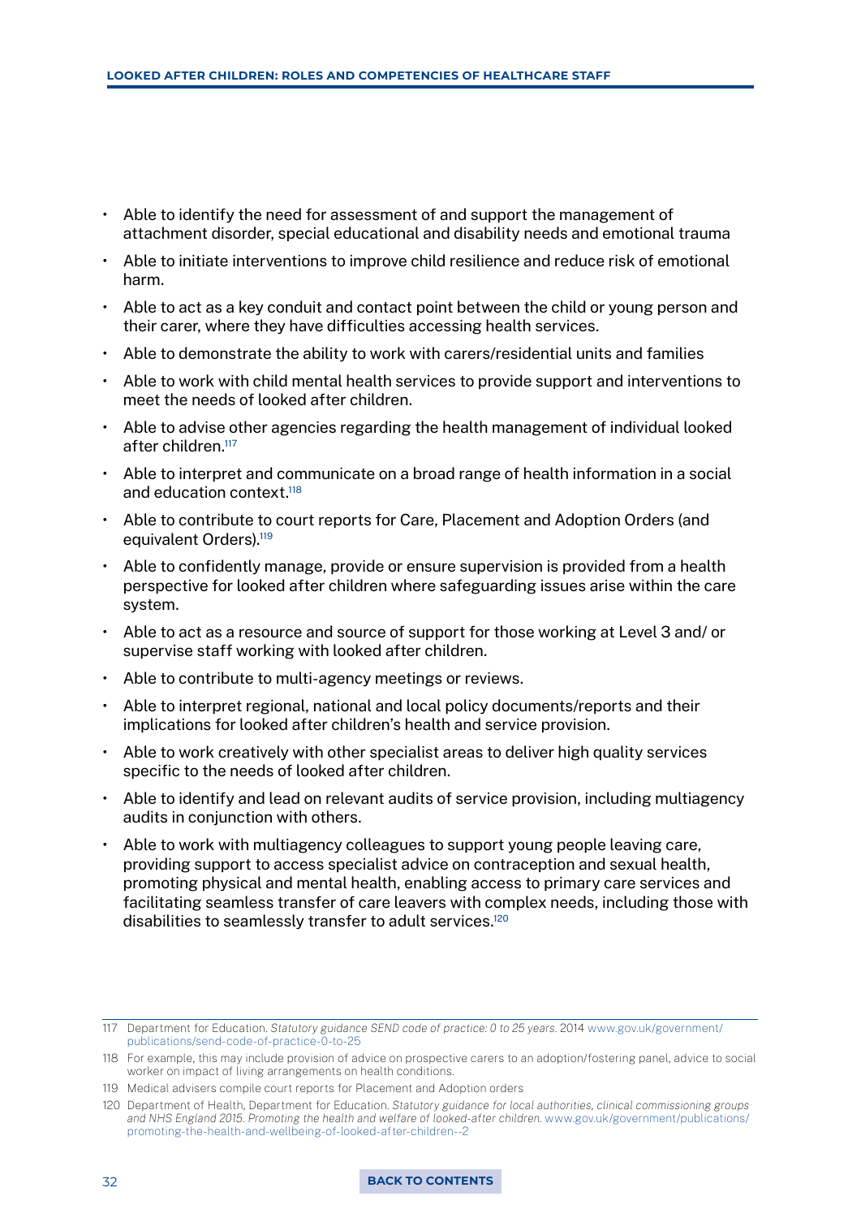- Able to identify the need for assessment of and support the management of attachment disorder, special educational and disability needs and emotional trauma
- Able to initiate interventions to improve child resilience and reduce risk of emotional harm.
- Able to act as a key conduit and contact point between the child or young person and their carer, where they have difficulties accessing health services.
- Able to demonstrate the ability to work with carers/residential units and families
- Able to work with child mental health services to provide support and interventions to meet the needs of looked after children.
- Able to advise other agencies regarding the health management of individual looked after children.[117]
- Able to interpret and communicate on a broad range of health information in a social and education context.[118]
- Able to contribute to court reports for Care, Placement and Adoption Orders (and equivalent Orders).[119]
- Able to confidently manage, provide or ensure supervision is provided from a health perspective for looked after children where safeguarding issues arise within the care system.
- Able to act as a resource and source of support for those working at Level 3 and/ or supervise staff working with looked after children.
- Able to contribute to multi-agency meetings or reviews.
- Able to interpret regional, national and local policy documents/reports and their implications for looked after children's health and service provision.
- Able to work creatively with other specialist areas to deliver high quality services specific to the needs of looked after children.
- Able to identify and lead on relevant audits of service provision, including multiagency audits in conjunction with others.
- Able to work with multiagency colleagues to support young people leaving care, providing support to access specialist advice on contraception and sexual health, promoting physical and mental health, enabling access to primary care services and facilitating seamless transfer of care leavers with complex needs, including those with disabilities to seamlessly transfer to adult services.[120]

---

117 Department for Education. *Statutory guidance SEND code of practice: 0 to 25 years.* 2014 www.gov.uk/government/publications/send-code-of-practice-0-to-25

118 For example, this may include provision of advice on prospective carers to an adoption/fostering panel, advice to social worker on impact of living arrangements on health conditions.

119 Medical advisers compile court reports for Placement and Adoption orders

120 Department of Health, Department for Education. *Statutory guidance for local authorities, clinical commissioning groups and NHS England 2015. Promoting the health and welfare of looked-after children.* www.gov.uk/government/publications/promoting-the-health-and-wellbeing-of-looked-after-children--2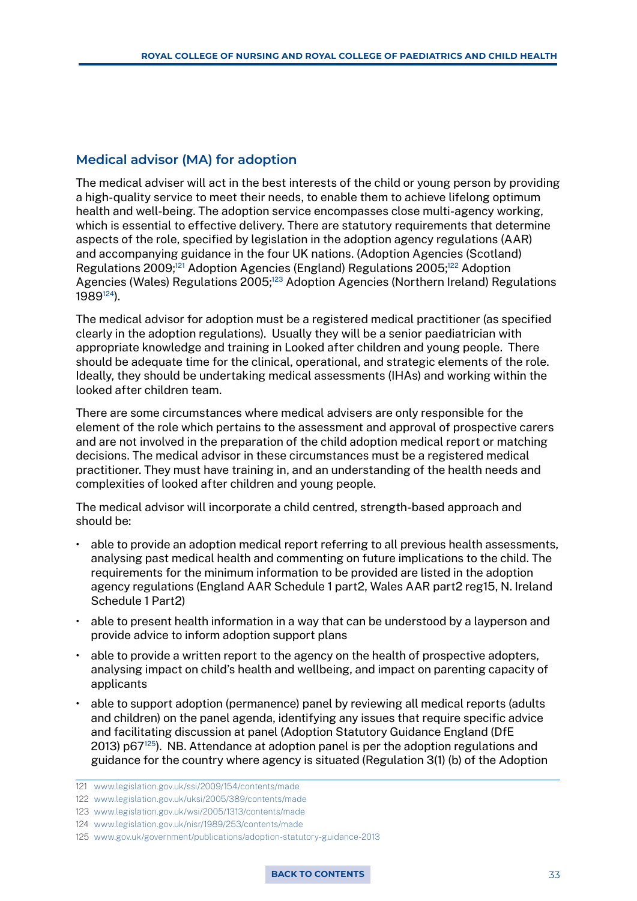## Medical advisor (MA) for adoption

The medical adviser will act in the best interests of the child or young person by providing a high-quality service to meet their needs, to enable them to achieve lifelong optimum health and well-being. The adoption service encompasses close multi-agency working, which is essential to effective delivery. There are statutory requirements that determine aspects of the role, specified by legislation in the adoption agency regulations (AAR) and accompanying guidance in the four UK nations. (Adoption Agencies (Scotland) Regulations 2009;[121] Adoption Agencies (England) Regulations 2005;[122] Adoption Agencies (Wales) Regulations 2005;[123] Adoption Agencies (Northern Ireland) Regulations 1989[124]).

The medical advisor for adoption must be a registered medical practitioner (as specified clearly in the adoption regulations). Usually they will be a senior paediatrician with appropriate knowledge and training in Looked after children and young people. There should be adequate time for the clinical, operational, and strategic elements of the role. Ideally, they should be undertaking medical assessments (IHAs) and working within the looked after children team.

There are some circumstances where medical advisers are only responsible for the element of the role which pertains to the assessment and approval of prospective carers and are not involved in the preparation of the child adoption medical report or matching decisions. The medical advisor in these circumstances must be a registered medical practitioner. They must have training in, and an understanding of the health needs and complexities of looked after children and young people.

The medical advisor will incorporate a child centred, strength-based approach and should be:

- able to provide an adoption medical report referring to all previous health assessments, analysing past medical health and commenting on future implications to the child. The requirements for the minimum information to be provided are listed in the adoption agency regulations (England AAR Schedule 1 part2, Wales AAR part2 reg15, N. Ireland Schedule 1 Part2)
- able to present health information in a way that can be understood by a layperson and provide advice to inform adoption support plans
- able to provide a written report to the agency on the health of prospective adopters, analysing impact on child's health and wellbeing, and impact on parenting capacity of applicants
- able to support adoption (permanence) panel by reviewing all medical reports (adults and children) on the panel agenda, identifying any issues that require specific advice and facilitating discussion at panel (Adoption Statutory Guidance England (DfE 2013) p67[125]). NB. Attendance at adoption panel is per the adoption regulations and guidance for the country where agency is situated (Regulation 3(1) (b) of the Adoption

121 www.legislation.gov.uk/ssi/2009/154/contents/made

122 www.legislation.gov.uk/uksi/2005/389/contents/made

123 www.legislation.gov.uk/wsi/2005/1313/contents/made

124 www.legislation.gov.uk/nisr/1989/253/contents/made

125 www.gov.uk/government/publications/adoption-statutory-guidance-2013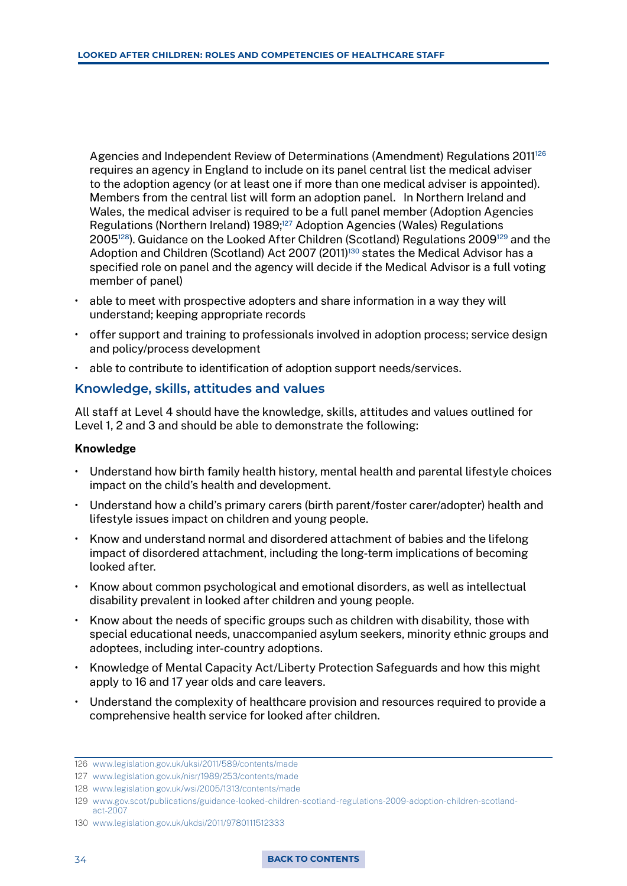Agencies and Independent Review of Determinations (Amendment) Regulations 2011[126] requires an agency in England to include on its panel central list the medical adviser to the adoption agency (or at least one if more than one medical adviser is appointed). Members from the central list will form an adoption panel. In Northern Ireland and Wales, the medical adviser is required to be a full panel member (Adoption Agencies Regulations (Northern Ireland) 1989;[127] Adoption Agencies (Wales) Regulations 2005[128]). Guidance on the Looked After Children (Scotland) Regulations 2009[129] and the Adoption and Children (Scotland) Act 2007 (2011)[130] states the Medical Advisor has a specified role on panel and the agency will decide if the Medical Advisor is a full voting member of panel)

- able to meet with prospective adopters and share information in a way they will understand; keeping appropriate records
- offer support and training to professionals involved in adoption process; service design and policy/process development
- able to contribute to identification of adoption support needs/services.

## Knowledge, skills, attitudes and values

All staff at Level 4 should have the knowledge, skills, attitudes and values outlined for Level 1, 2 and 3 and should be able to demonstrate the following:

**Knowledge**

- Understand how birth family health history, mental health and parental lifestyle choices impact on the child's health and development.
- Understand how a child's primary carers (birth parent/foster carer/adopter) health and lifestyle issues impact on children and young people.
- Know and understand normal and disordered attachment of babies and the lifelong impact of disordered attachment, including the long-term implications of becoming looked after.
- Know about common psychological and emotional disorders, as well as intellectual disability prevalent in looked after children and young people.
- Know about the needs of specific groups such as children with disability, those with special educational needs, unaccompanied asylum seekers, minority ethnic groups and adoptees, including inter-country adoptions.
- Knowledge of Mental Capacity Act/Liberty Protection Safeguards and how this might apply to 16 and 17 year olds and care leavers.
- Understand the complexity of healthcare provision and resources required to provide a comprehensive health service for looked after children.

---

126 www.legislation.gov.uk/uksi/2011/589/contents/made

127 www.legislation.gov.uk/nisr/1989/253/contents/made

128 www.legislation.gov.uk/wsi/2005/1313/contents/made

129 www.gov.scot/publications/guidance-looked-children-scotland-regulations-2009-adoption-children-scotland-act-2007

130 www.legislation.gov.uk/ukdsi/2011/9780111512333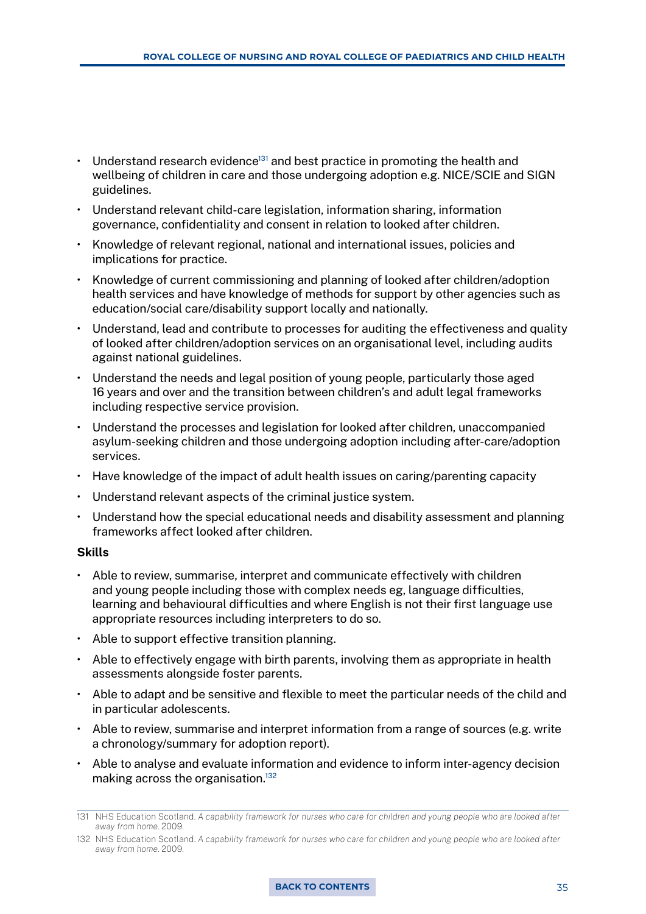- Understand research evidence[131] and best practice in promoting the health and wellbeing of children in care and those undergoing adoption e.g. NICE/SCIE and SIGN guidelines.
- Understand relevant child-care legislation, information sharing, information governance, confidentiality and consent in relation to looked after children.
- Knowledge of relevant regional, national and international issues, policies and implications for practice.
- Knowledge of current commissioning and planning of looked after children/adoption health services and have knowledge of methods for support by other agencies such as education/social care/disability support locally and nationally.
- Understand, lead and contribute to processes for auditing the effectiveness and quality of looked after children/adoption services on an organisational level, including audits against national guidelines.
- Understand the needs and legal position of young people, particularly those aged 16 years and over and the transition between children's and adult legal frameworks including respective service provision.
- Understand the processes and legislation for looked after children, unaccompanied asylum-seeking children and those undergoing adoption including after-care/adoption services.
- Have knowledge of the impact of adult health issues on caring/parenting capacity
- Understand relevant aspects of the criminal justice system.
- Understand how the special educational needs and disability assessment and planning frameworks affect looked after children.

**Skills**

- Able to review, summarise, interpret and communicate effectively with children and young people including those with complex needs eg, language difficulties, learning and behavioural difficulties and where English is not their first language use appropriate resources including interpreters to do so.
- Able to support effective transition planning.
- Able to effectively engage with birth parents, involving them as appropriate in health assessments alongside foster parents.
- Able to adapt and be sensitive and flexible to meet the particular needs of the child and in particular adolescents.
- Able to review, summarise and interpret information from a range of sources (e.g. write a chronology/summary for adoption report).
- Able to analyse and evaluate information and evidence to inform inter-agency decision making across the organisation.[132]

131 NHS Education Scotland. *A capability framework for nurses who care for children and young people who are looked after away from home*. 2009.

132 NHS Education Scotland. *A capability framework for nurses who care for children and young people who are looked after away from home*. 2009.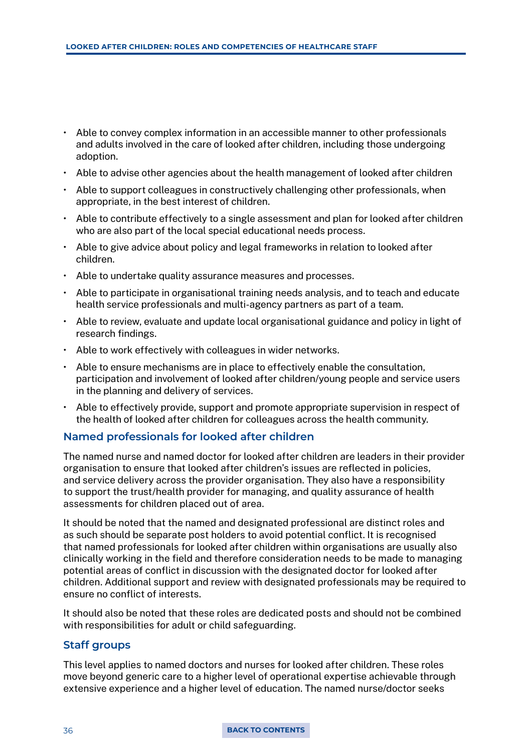- Able to convey complex information in an accessible manner to other professionals and adults involved in the care of looked after children, including those undergoing adoption.
- Able to advise other agencies about the health management of looked after children
- Able to support colleagues in constructively challenging other professionals, when appropriate, in the best interest of children.
- Able to contribute effectively to a single assessment and plan for looked after children who are also part of the local special educational needs process.
- Able to give advice about policy and legal frameworks in relation to looked after children.
- Able to undertake quality assurance measures and processes.
- Able to participate in organisational training needs analysis, and to teach and educate health service professionals and multi-agency partners as part of a team.
- Able to review, evaluate and update local organisational guidance and policy in light of research findings.
- Able to work effectively with colleagues in wider networks.
- Able to ensure mechanisms are in place to effectively enable the consultation, participation and involvement of looked after children/young people and service users in the planning and delivery of services.
- Able to effectively provide, support and promote appropriate supervision in respect of the health of looked after children for colleagues across the health community.

### Named professionals for looked after children

The named nurse and named doctor for looked after children are leaders in their provider organisation to ensure that looked after children's issues are reflected in policies, and service delivery across the provider organisation. They also have a responsibility to support the trust/health provider for managing, and quality assurance of health assessments for children placed out of area.

It should be noted that the named and designated professional are distinct roles and as such should be separate post holders to avoid potential conflict. It is recognised that named professionals for looked after children within organisations are usually also clinically working in the field and therefore consideration needs to be made to managing potential areas of conflict in discussion with the designated doctor for looked after children. Additional support and review with designated professionals may be required to ensure no conflict of interests.

It should also be noted that these roles are dedicated posts and should not be combined with responsibilities for adult or child safeguarding.

### Staff groups

This level applies to named doctors and nurses for looked after children. These roles move beyond generic care to a higher level of operational expertise achievable through extensive experience and a higher level of education. The named nurse/doctor seeks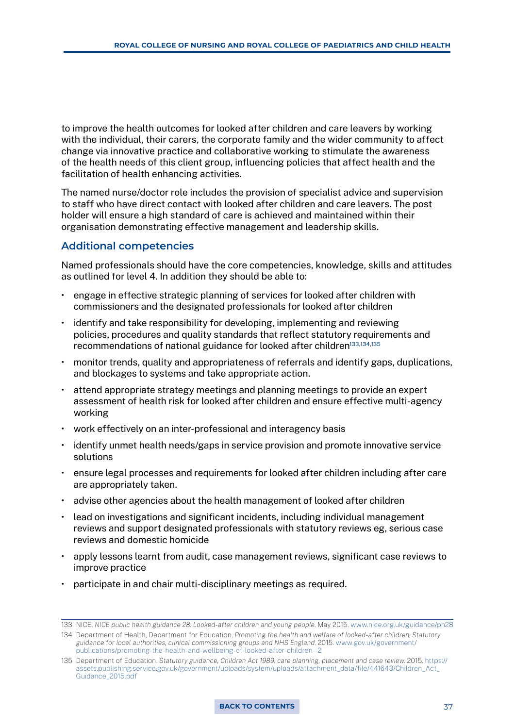to improve the health outcomes for looked after children and care leavers by working with the individual, their carers, the corporate family and the wider community to affect change via innovative practice and collaborative working to stimulate the awareness of the health needs of this client group, influencing policies that affect health and the facilitation of health enhancing activities.

The named nurse/doctor role includes the provision of specialist advice and supervision to staff who have direct contact with looked after children and care leavers. The post holder will ensure a high standard of care is achieved and maintained within their organisation demonstrating effective management and leadership skills.

### Additional competencies

Named professionals should have the core competencies, knowledge, skills and attitudes as outlined for level 4. In addition they should be able to:

- engage in effective strategic planning of services for looked after children with commissioners and the designated professionals for looked after children
- identify and take responsibility for developing, implementing and reviewing policies, procedures and quality standards that reflect statutory requirements and recommendations of national guidance for looked after children[133,134,135]
- monitor trends, quality and appropriateness of referrals and identify gaps, duplications, and blockages to systems and take appropriate action.
- attend appropriate strategy meetings and planning meetings to provide an expert assessment of health risk for looked after children and ensure effective multi-agency working
- work effectively on an inter-professional and interagency basis
- identify unmet health needs/gaps in service provision and promote innovative service solutions
- ensure legal processes and requirements for looked after children including after care are appropriately taken.
- advise other agencies about the health management of looked after children
- lead on investigations and significant incidents, including individual management reviews and support designated professionals with statutory reviews eg, serious case reviews and domestic homicide
- apply lessons learnt from audit, case management reviews, significant case reviews to improve practice
- participate in and chair multi-disciplinary meetings as required.

---

133 NICE. *NICE public health guidance 28: Looked-after children and young people.* May 2015. www.nice.org.uk/guidance/ph28

134 Department of Health, Department for Education. *Promoting the health and welfare of looked-after children: Statutory guidance for local authorities, clinical commissioning groups and NHS England.* 2015. www.gov.uk/government/publications/promoting-the-health-and-wellbeing-of-looked-after-children--2

135 Department of Education. *Statutory guidance, Children Act 1989: care planning, placement and case review.* 2015. https://assets.publishing.service.gov.uk/government/uploads/system/uploads/attachment_data/file/441643/Children_Act_Guidance_2015.pdf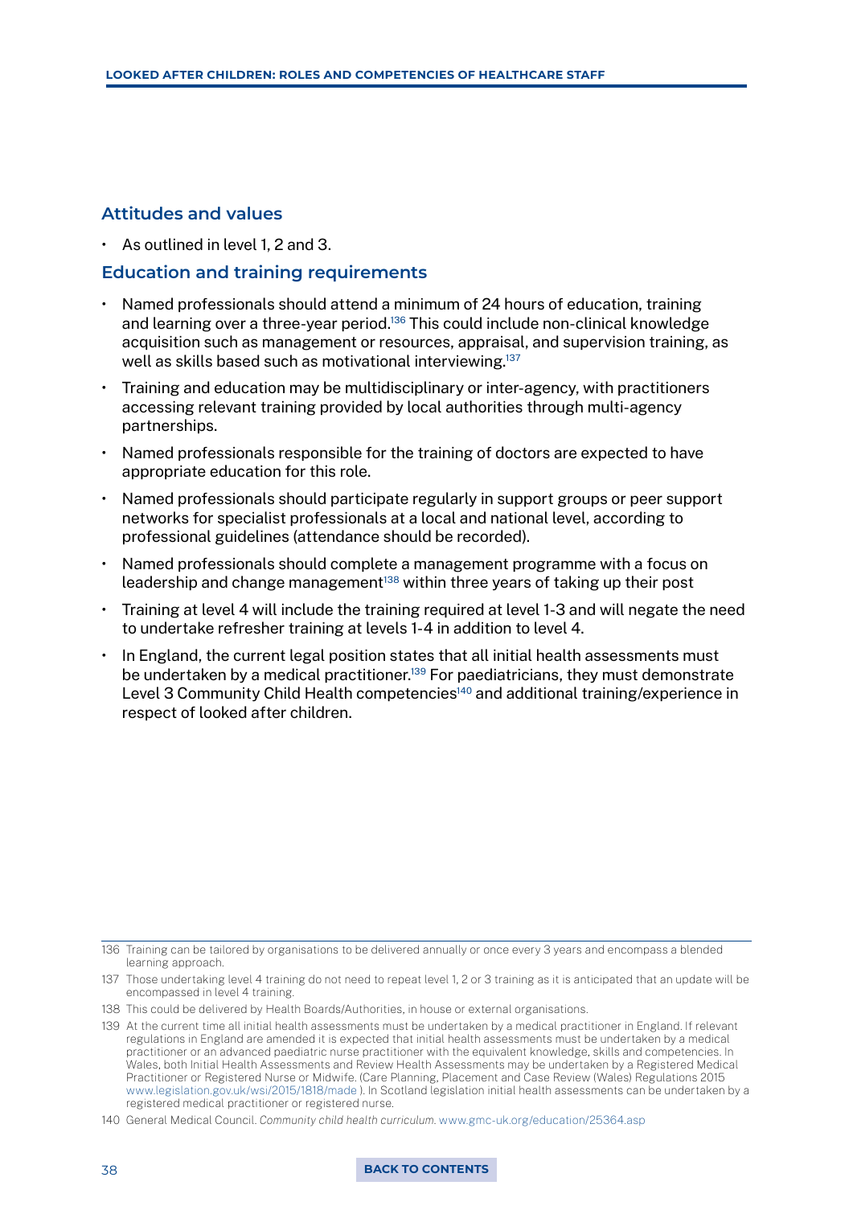### Attitudes and values

- As outlined in level 1, 2 and 3.

### Education and training requirements

- Named professionals should attend a minimum of 24 hours of education, training and learning over a three-year period.[136] This could include non-clinical knowledge acquisition such as management or resources, appraisal, and supervision training, as well as skills based such as motivational interviewing.[137]
- Training and education may be multidisciplinary or inter-agency, with practitioners accessing relevant training provided by local authorities through multi-agency partnerships.
- Named professionals responsible for the training of doctors are expected to have appropriate education for this role.
- Named professionals should participate regularly in support groups or peer support networks for specialist professionals at a local and national level, according to professional guidelines (attendance should be recorded).
- Named professionals should complete a management programme with a focus on leadership and change management[138] within three years of taking up their post
- Training at level 4 will include the training required at level 1-3 and will negate the need to undertake refresher training at levels 1-4 in addition to level 4.
- In England, the current legal position states that all initial health assessments must be undertaken by a medical practitioner.[139] For paediatricians, they must demonstrate Level 3 Community Child Health competencies[140] and additional training/experience in respect of looked after children.

---

136 Training can be tailored by organisations to be delivered annually or once every 3 years and encompass a blended learning approach.

137 Those undertaking level 4 training do not need to repeat level 1, 2 or 3 training as it is anticipated that an update will be encompassed in level 4 training.

138 This could be delivered by Health Boards/Authorities, in house or external organisations.

139 At the current time all initial health assessments must be undertaken by a medical practitioner in England. If relevant regulations in England are amended it is expected that initial health assessments must be undertaken by a medical practitioner or an advanced paediatric nurse practitioner with the equivalent knowledge, skills and competencies. In Wales, both Initial Health Assessments and Review Health Assessments may be undertaken by a Registered Medical Practitioner or Registered Nurse or Midwife. (Care Planning, Placement and Case Review (Wales) Regulations 2015 www.legislation.gov.uk/wsi/2015/1818/made ). In Scotland legislation initial health assessments can be undertaken by a registered medical practitioner or registered nurse.

140 General Medical Council. *Community child health curriculum.* www.gmc-uk.org/education/25364.asp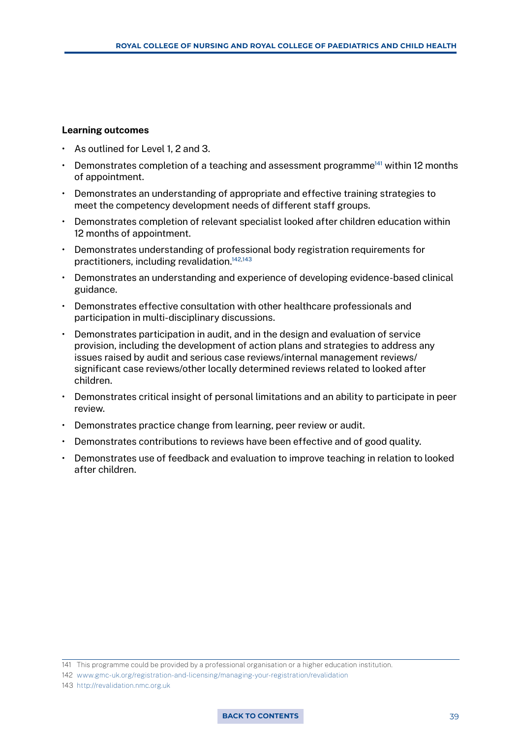**Learning outcomes**

- As outlined for Level 1, 2 and 3.
- Demonstrates completion of a teaching and assessment programme[141] within 12 months of appointment.
- Demonstrates an understanding of appropriate and effective training strategies to meet the competency development needs of different staff groups.
- Demonstrates completion of relevant specialist looked after children education within 12 months of appointment.
- Demonstrates understanding of professional body registration requirements for practitioners, including revalidation.[142,143]
- Demonstrates an understanding and experience of developing evidence-based clinical guidance.
- Demonstrates effective consultation with other healthcare professionals and participation in multi-disciplinary discussions.
- Demonstrates participation in audit, and in the design and evaluation of service provision, including the development of action plans and strategies to address any issues raised by audit and serious case reviews/internal management reviews/significant case reviews/other locally determined reviews related to looked after children.
- Demonstrates critical insight of personal limitations and an ability to participate in peer review.
- Demonstrates practice change from learning, peer review or audit.
- Demonstrates contributions to reviews have been effective and of good quality.
- Demonstrates use of feedback and evaluation to improve teaching in relation to looked after children.

---

141 This programme could be provided by a professional organisation or a higher education institution.

142 www.gmc-uk.org/registration-and-licensing/managing-your-registration/revalidation

143 http://revalidation.nmc.org.uk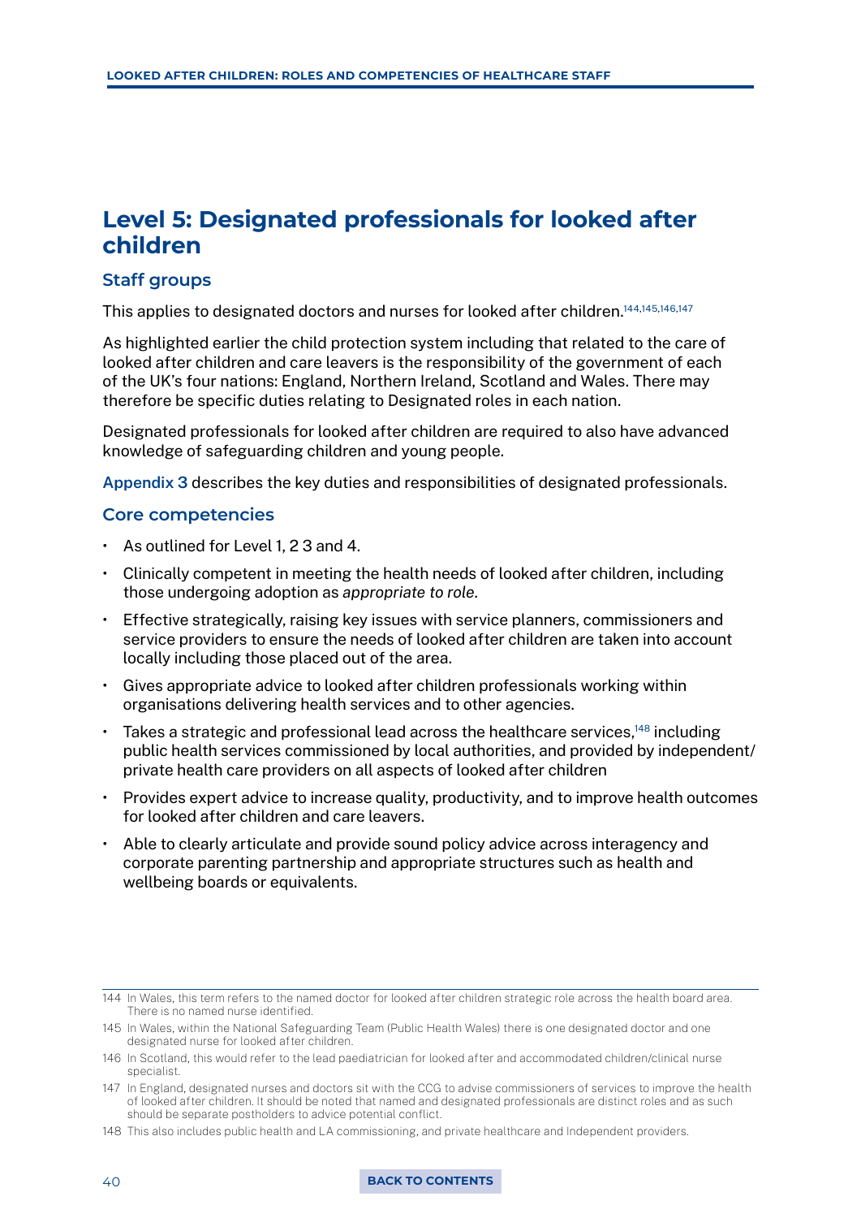## Level 5: Designated professionals for looked after children

### Staff groups

This applies to designated doctors and nurses for looked after children.[144,145,146,147]

As highlighted earlier the child protection system including that related to the care of looked after children and care leavers is the responsibility of the government of each of the UK's four nations: England, Northern Ireland, Scotland and Wales. There may therefore be specific duties relating to Designated roles in each nation.

Designated professionals for looked after children are required to also have advanced knowledge of safeguarding children and young people.

Appendix 3 describes the key duties and responsibilities of designated professionals.

### Core competencies

- As outlined for Level 1, 2 3 and 4.
- Clinically competent in meeting the health needs of looked after children, including those undergoing adoption as *appropriate to role*.
- Effective strategically, raising key issues with service planners, commissioners and service providers to ensure the needs of looked after children are taken into account locally including those placed out of the area.
- Gives appropriate advice to looked after children professionals working within organisations delivering health services and to other agencies.
- Takes a strategic and professional lead across the healthcare services,[148] including public health services commissioned by local authorities, and provided by independent/ private health care providers on all aspects of looked after children
- Provides expert advice to increase quality, productivity, and to improve health outcomes for looked after children and care leavers.
- Able to clearly articulate and provide sound policy advice across interagency and corporate parenting partnership and appropriate structures such as health and wellbeing boards or equivalents.

---

144 In Wales, this term refers to the named doctor for looked after children strategic role across the health board area. There is no named nurse identified.

145 In Wales, within the National Safeguarding Team (Public Health Wales) there is one designated doctor and one designated nurse for looked after children.

146 In Scotland, this would refer to the lead paediatrician for looked after and accommodated children/clinical nurse specialist.

147 In England, designated nurses and doctors sit with the CCG to advise commissioners of services to improve the health of looked after children. It should be noted that named and designated professionals are distinct roles and as such should be separate postholders to advice potential conflict.

148 This also includes public health and LA commissioning, and private healthcare and Independent providers.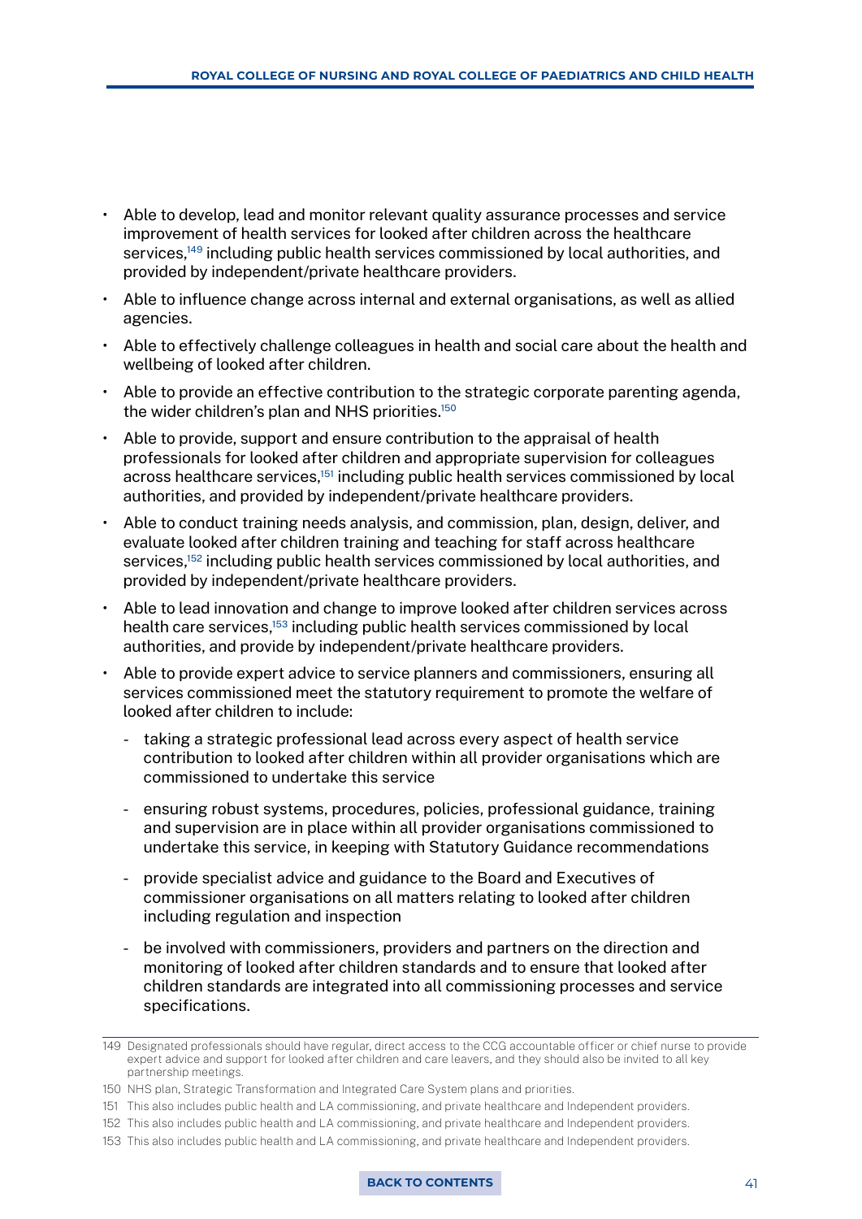- Able to develop, lead and monitor relevant quality assurance processes and service improvement of health services for looked after children across the healthcare services,[149] including public health services commissioned by local authorities, and provided by independent/private healthcare providers.
- Able to influence change across internal and external organisations, as well as allied agencies.
- Able to effectively challenge colleagues in health and social care about the health and wellbeing of looked after children.
- Able to provide an effective contribution to the strategic corporate parenting agenda, the wider children's plan and NHS priorities.[150]
- Able to provide, support and ensure contribution to the appraisal of health professionals for looked after children and appropriate supervision for colleagues across healthcare services,[151] including public health services commissioned by local authorities, and provided by independent/private healthcare providers.
- Able to conduct training needs analysis, and commission, plan, design, deliver, and evaluate looked after children training and teaching for staff across healthcare services,[152] including public health services commissioned by local authorities, and provided by independent/private healthcare providers.
- Able to lead innovation and change to improve looked after children services across health care services,[153] including public health services commissioned by local authorities, and provide by independent/private healthcare providers.
- Able to provide expert advice to service planners and commissioners, ensuring all services commissioned meet the statutory requirement to promote the welfare of looked after children to include:
  - taking a strategic professional lead across every aspect of health service contribution to looked after children within all provider organisations which are commissioned to undertake this service
  - ensuring robust systems, procedures, policies, professional guidance, training and supervision are in place within all provider organisations commissioned to undertake this service, in keeping with Statutory Guidance recommendations
  - provide specialist advice and guidance to the Board and Executives of commissioner organisations on all matters relating to looked after children including regulation and inspection
  - be involved with commissioners, providers and partners on the direction and monitoring of looked after children standards and to ensure that looked after children standards are integrated into all commissioning processes and service specifications.

---

149 Designated professionals should have regular, direct access to the CCG accountable officer or chief nurse to provide expert advice and support for looked after children and care leavers, and they should also be invited to all key partnership meetings.

150 NHS plan, Strategic Transformation and Integrated Care System plans and priorities.

151 This also includes public health and LA commissioning, and private healthcare and Independent providers.

152 This also includes public health and LA commissioning, and private healthcare and Independent providers.

153 This also includes public health and LA commissioning, and private healthcare and Independent providers.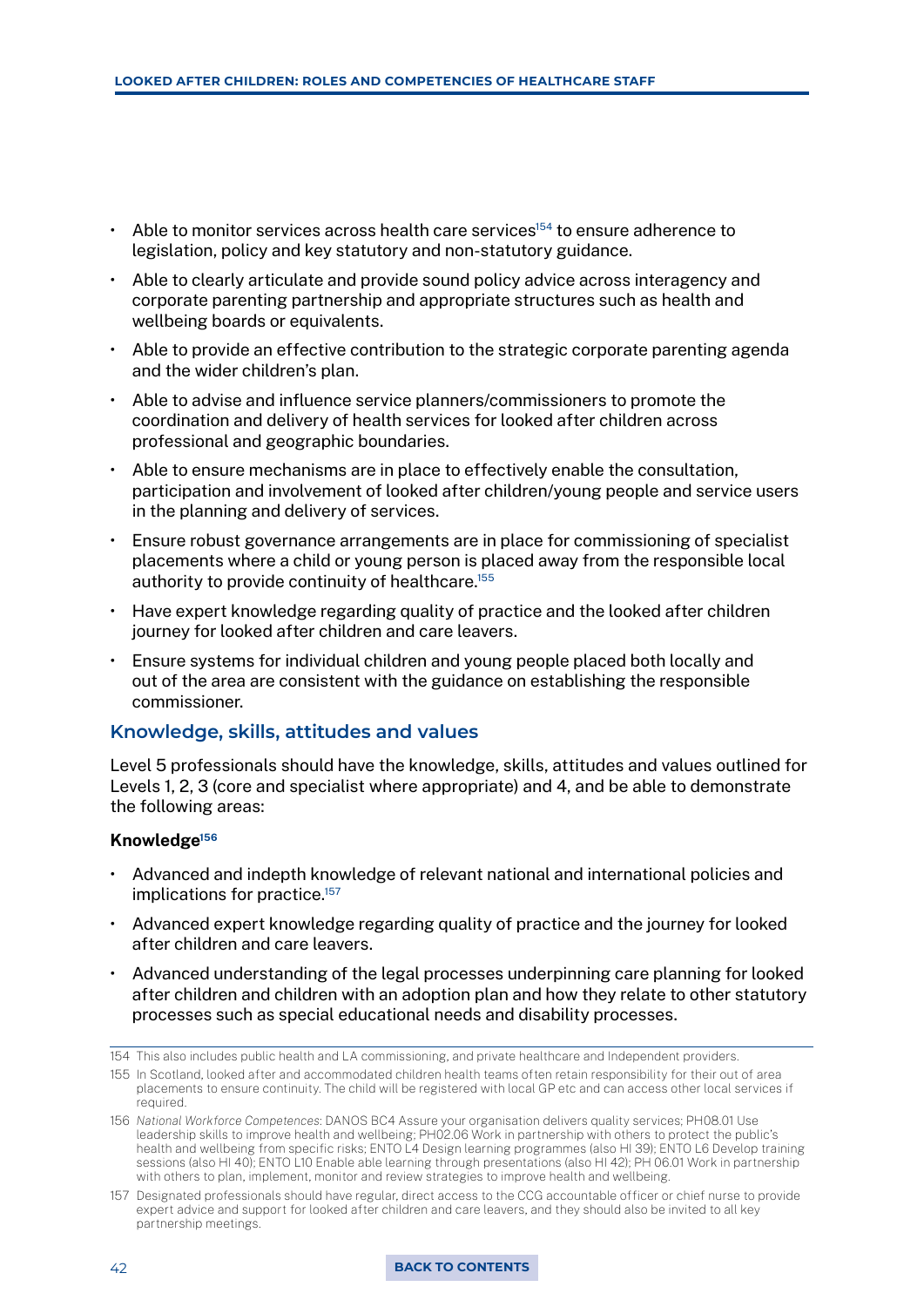- Able to monitor services across health care services[154] to ensure adherence to legislation, policy and key statutory and non-statutory guidance.
- Able to clearly articulate and provide sound policy advice across interagency and corporate parenting partnership and appropriate structures such as health and wellbeing boards or equivalents.
- Able to provide an effective contribution to the strategic corporate parenting agenda and the wider children's plan.
- Able to advise and influence service planners/commissioners to promote the coordination and delivery of health services for looked after children across professional and geographic boundaries.
- Able to ensure mechanisms are in place to effectively enable the consultation, participation and involvement of looked after children/young people and service users in the planning and delivery of services.
- Ensure robust governance arrangements are in place for commissioning of specialist placements where a child or young person is placed away from the responsible local authority to provide continuity of healthcare.[155]
- Have expert knowledge regarding quality of practice and the looked after children journey for looked after children and care leavers.
- Ensure systems for individual children and young people placed both locally and out of the area are consistent with the guidance on establishing the responsible commissioner.

## Knowledge, skills, attitudes and values

Level 5 professionals should have the knowledge, skills, attitudes and values outlined for Levels 1, 2, 3 (core and specialist where appropriate) and 4, and be able to demonstrate the following areas:

**Knowledge**[156]

- Advanced and indepth knowledge of relevant national and international policies and implications for practice.[157]
- Advanced expert knowledge regarding quality of practice and the journey for looked after children and care leavers.
- Advanced understanding of the legal processes underpinning care planning for looked after children and children with an adoption plan and how they relate to other statutory processes such as special educational needs and disability processes.

---

154 This also includes public health and LA commissioning, and private healthcare and Independent providers.

155 In Scotland, looked after and accommodated children health teams often retain responsibility for their out of area placements to ensure continuity. The child will be registered with local GP etc and can access other local services if required.

156 *National Workforce Competences:* DANOS BC4 Assure your organisation delivers quality services; PH08.01 Use leadership skills to improve health and wellbeing; PH02.06 Work in partnership with others to protect the public's health and wellbeing from specific risks; ENTO L4 Design learning programmes (also HI 39); ENTO L6 Develop training sessions (also HI 40); ENTO L10 Enable able learning through presentations (also HI 42); PH 06.01 Work in partnership with others to plan, implement, monitor and review strategies to improve health and wellbeing.

157 Designated professionals should have regular, direct access to the CCG accountable officer or chief nurse to provide expert advice and support for looked after children and care leavers, and they should also be invited to all key partnership meetings.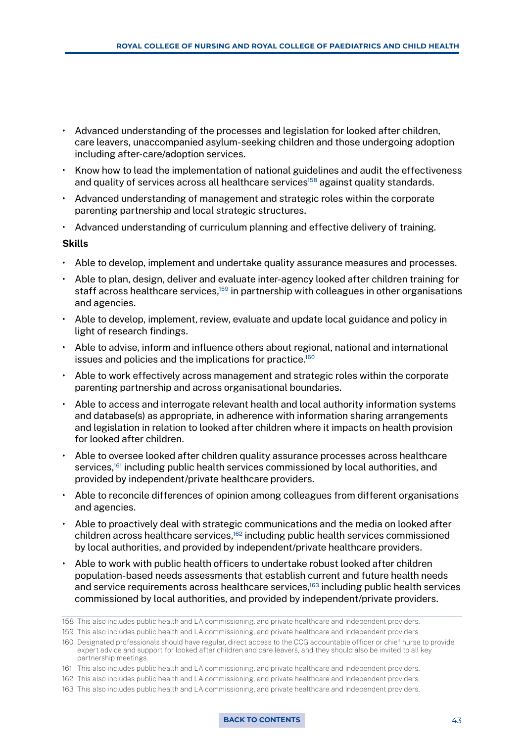- Advanced understanding of the processes and legislation for looked after children, care leavers, unaccompanied asylum-seeking children and those undergoing adoption including after-care/adoption services.
- Know how to lead the implementation of national guidelines and audit the effectiveness and quality of services across all healthcare services[158] against quality standards.
- Advanced understanding of management and strategic roles within the corporate parenting partnership and local strategic structures.
- Advanced understanding of curriculum planning and effective delivery of training.

**Skills**

- Able to develop, implement and undertake quality assurance measures and processes.
- Able to plan, design, deliver and evaluate inter-agency looked after children training for staff across healthcare services,[159] in partnership with colleagues in other organisations and agencies.
- Able to develop, implement, review, evaluate and update local guidance and policy in light of research findings.
- Able to advise, inform and influence others about regional, national and international issues and policies and the implications for practice.[160]
- Able to work effectively across management and strategic roles within the corporate parenting partnership and across organisational boundaries.
- Able to access and interrogate relevant health and local authority information systems and database(s) as appropriate, in adherence with information sharing arrangements and legislation in relation to looked after children where it impacts on health provision for looked after children.
- Able to oversee looked after children quality assurance processes across healthcare services,[161] including public health services commissioned by local authorities, and provided by independent/private healthcare providers.
- Able to reconcile differences of opinion among colleagues from different organisations and agencies.
- Able to proactively deal with strategic communications and the media on looked after children across healthcare services,[162] including public health services commissioned by local authorities, and provided by independent/private healthcare providers.
- Able to work with public health officers to undertake robust looked after children population-based needs assessments that establish current and future health needs and service requirements across healthcare services,[163] including public health services commissioned by local authorities, and provided by independent/private providers.

---

158 This also includes public health and LA commissioning, and private healthcare and Independent providers.

159 This also includes public health and LA commissioning, and private healthcare and Independent providers.

160 Designated professionals should have regular, direct access to the CCG accountable officer or chief nurse to provide expert advice and support for looked after children and care leavers, and they should also be invited to all key partnership meetings.

161 This also includes public health and LA commissioning, and private healthcare and Independent providers.

162 This also includes public health and LA commissioning, and private healthcare and Independent providers.

163 This also includes public health and LA commissioning, and private healthcare and Independent providers.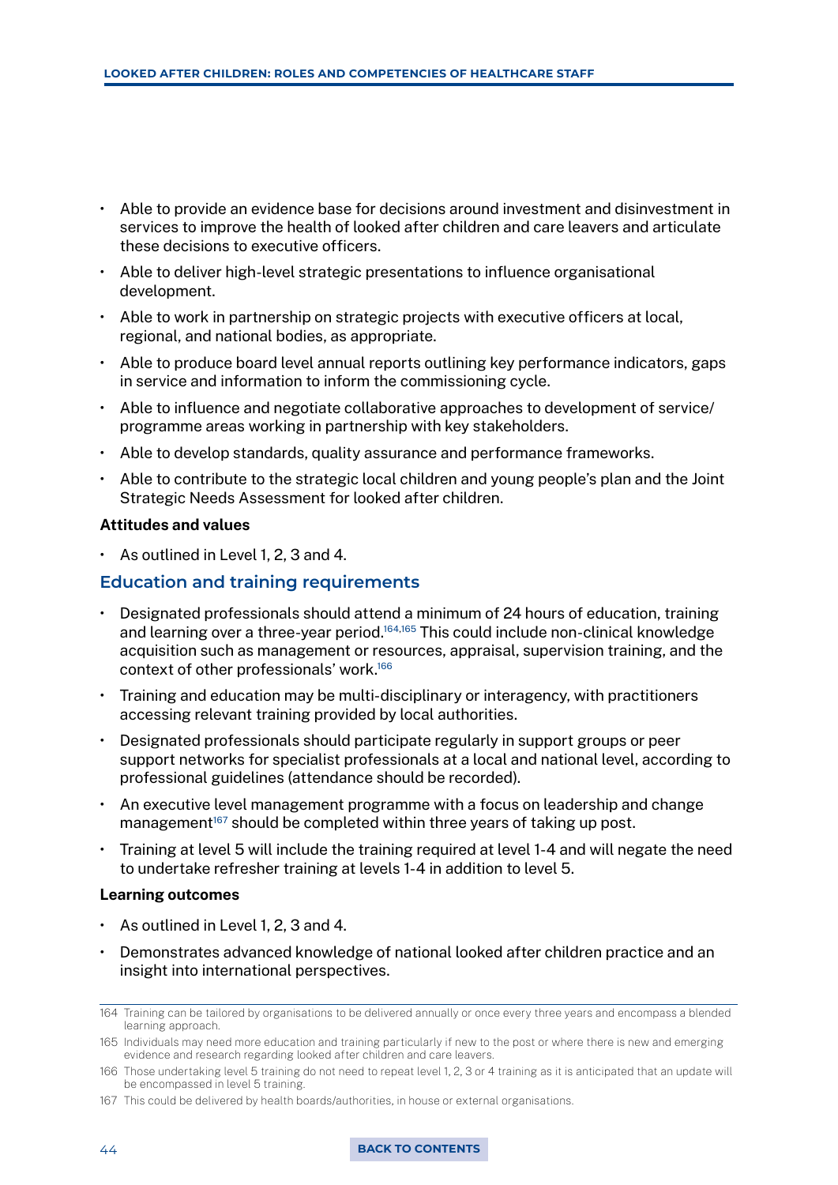- Able to provide an evidence base for decisions around investment and disinvestment in services to improve the health of looked after children and care leavers and articulate these decisions to executive officers.
- Able to deliver high-level strategic presentations to influence organisational development.
- Able to work in partnership on strategic projects with executive officers at local, regional, and national bodies, as appropriate.
- Able to produce board level annual reports outlining key performance indicators, gaps in service and information to inform the commissioning cycle.
- Able to influence and negotiate collaborative approaches to development of service/ programme areas working in partnership with key stakeholders.
- Able to develop standards, quality assurance and performance frameworks.
- Able to contribute to the strategic local children and young people's plan and the Joint Strategic Needs Assessment for looked after children.

**Attitudes and values**

- As outlined in Level 1, 2, 3 and 4.

## Education and training requirements

- Designated professionals should attend a minimum of 24 hours of education, training and learning over a three-year period.[164,165] This could include non-clinical knowledge acquisition such as management or resources, appraisal, supervision training, and the context of other professionals' work.[166]
- Training and education may be multi-disciplinary or interagency, with practitioners accessing relevant training provided by local authorities.
- Designated professionals should participate regularly in support groups or peer support networks for specialist professionals at a local and national level, according to professional guidelines (attendance should be recorded).
- An executive level management programme with a focus on leadership and change management[167] should be completed within three years of taking up post.
- Training at level 5 will include the training required at level 1-4 and will negate the need to undertake refresher training at levels 1-4 in addition to level 5.

**Learning outcomes**

- As outlined in Level 1, 2, 3 and 4.
- Demonstrates advanced knowledge of national looked after children practice and an insight into international perspectives.

---

164 Training can be tailored by organisations to be delivered annually or once every three years and encompass a blended learning approach.

165 Individuals may need more education and training particularly if new to the post or where there is new and emerging evidence and research regarding looked after children and care leavers.

166 Those undertaking level 5 training do not need to repeat level 1, 2, 3 or 4 training as it is anticipated that an update will be encompassed in level 5 training.

167 This could be delivered by health boards/authorities, in house or external organisations.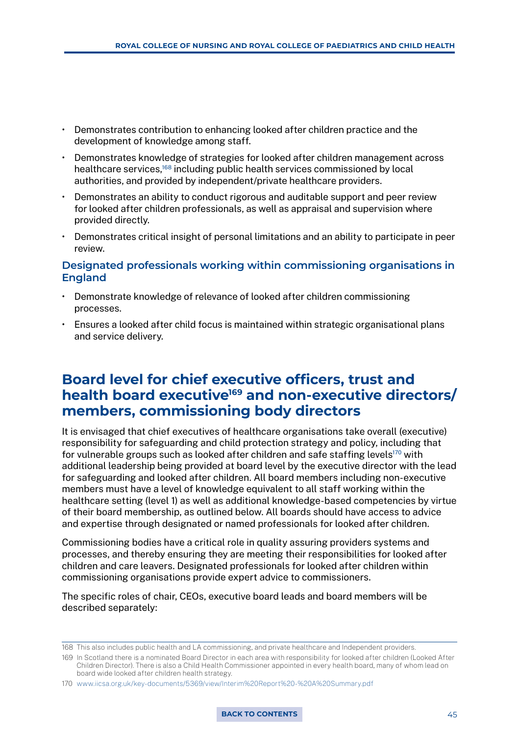- Demonstrates contribution to enhancing looked after children practice and the development of knowledge among staff.
- Demonstrates knowledge of strategies for looked after children management across healthcare services,[168] including public health services commissioned by local authorities, and provided by independent/private healthcare providers.
- Demonstrates an ability to conduct rigorous and auditable support and peer review for looked after children professionals, as well as appraisal and supervision where provided directly.
- Demonstrates critical insight of personal limitations and an ability to participate in peer review.

### Designated professionals working within commissioning organisations in England

- Demonstrate knowledge of relevance of looked after children commissioning processes.
- Ensures a looked after child focus is maintained within strategic organisational plans and service delivery.

## Board level for chief executive officers, trust and health board executive[169] and non-executive directors/members, commissioning body directors

It is envisaged that chief executives of healthcare organisations take overall (executive) responsibility for safeguarding and child protection strategy and policy, including that for vulnerable groups such as looked after children and safe staffing levels[170] with additional leadership being provided at board level by the executive director with the lead for safeguarding and looked after children. All board members including non-executive members must have a level of knowledge equivalent to all staff working within the healthcare setting (level 1) as well as additional knowledge-based competencies by virtue of their board membership, as outlined below. All boards should have access to advice and expertise through designated or named professionals for looked after children.

Commissioning bodies have a critical role in quality assuring providers systems and processes, and thereby ensuring they are meeting their responsibilities for looked after children and care leavers. Designated professionals for looked after children within commissioning organisations provide expert advice to commissioners.

The specific roles of chair, CEOs, executive board leads and board members will be described separately:

---

168 This also includes public health and LA commissioning, and private healthcare and Independent providers.

169 In Scotland there is a nominated Board Director in each area with responsibility for looked after children (Looked After Children Director). There is also a Child Health Commissioner appointed in every health board, many of whom lead on board wide looked after children health strategy.

170 www.iicsa.org.uk/key-documents/5369/view/Interim%20Report%20-%20A%20Summary.pdf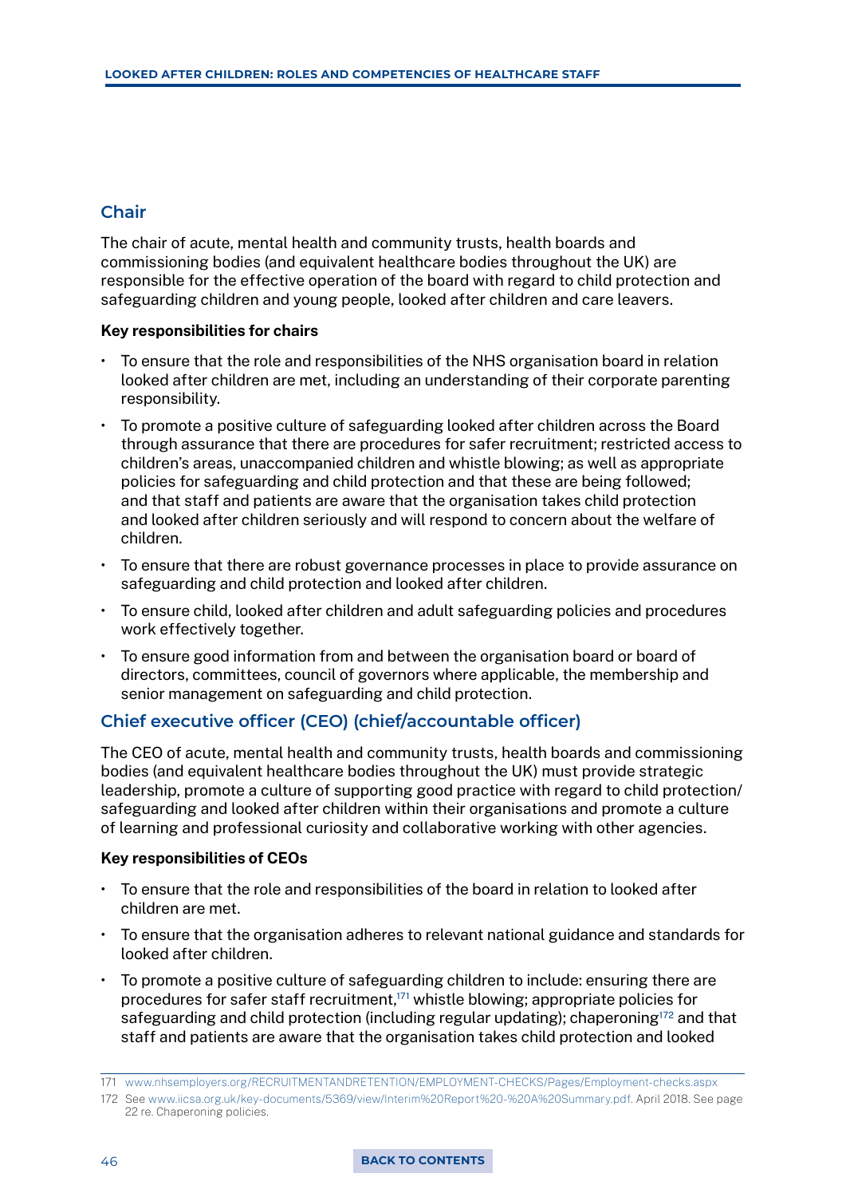## Chair

The chair of acute, mental health and community trusts, health boards and commissioning bodies (and equivalent healthcare bodies throughout the UK) are responsible for the effective operation of the board with regard to child protection and safeguarding children and young people, looked after children and care leavers.

**Key responsibilities for chairs**

- To ensure that the role and responsibilities of the NHS organisation board in relation looked after children are met, including an understanding of their corporate parenting responsibility.
- To promote a positive culture of safeguarding looked after children across the Board through assurance that there are procedures for safer recruitment; restricted access to children's areas, unaccompanied children and whistle blowing; as well as appropriate policies for safeguarding and child protection and that these are being followed; and that staff and patients are aware that the organisation takes child protection and looked after children seriously and will respond to concern about the welfare of children.
- To ensure that there are robust governance processes in place to provide assurance on safeguarding and child protection and looked after children.
- To ensure child, looked after children and adult safeguarding policies and procedures work effectively together.
- To ensure good information from and between the organisation board or board of directors, committees, council of governors where applicable, the membership and senior management on safeguarding and child protection.

## Chief executive officer (CEO) (chief/accountable officer)

The CEO of acute, mental health and community trusts, health boards and commissioning bodies (and equivalent healthcare bodies throughout the UK) must provide strategic leadership, promote a culture of supporting good practice with regard to child protection/ safeguarding and looked after children within their organisations and promote a culture of learning and professional curiosity and collaborative working with other agencies.

**Key responsibilities of CEOs**

- To ensure that the role and responsibilities of the board in relation to looked after children are met.
- To ensure that the organisation adheres to relevant national guidance and standards for looked after children.
- To promote a positive culture of safeguarding children to include: ensuring there are procedures for safer staff recruitment,[171] whistle blowing; appropriate policies for safeguarding and child protection (including regular updating); chaperoning[172] and that staff and patients are aware that the organisation takes child protection and looked

171 www.nhsemployers.org/RECRUITMENTANDRETENTION/EMPLOYMENT-CHECKS/Pages/Employment-checks.aspx

172 See www.iicsa.org.uk/key-documents/5369/view/Interim%20Report%20-%20A%20Summary.pdf. April 2018. See page 22 re. Chaperoning policies.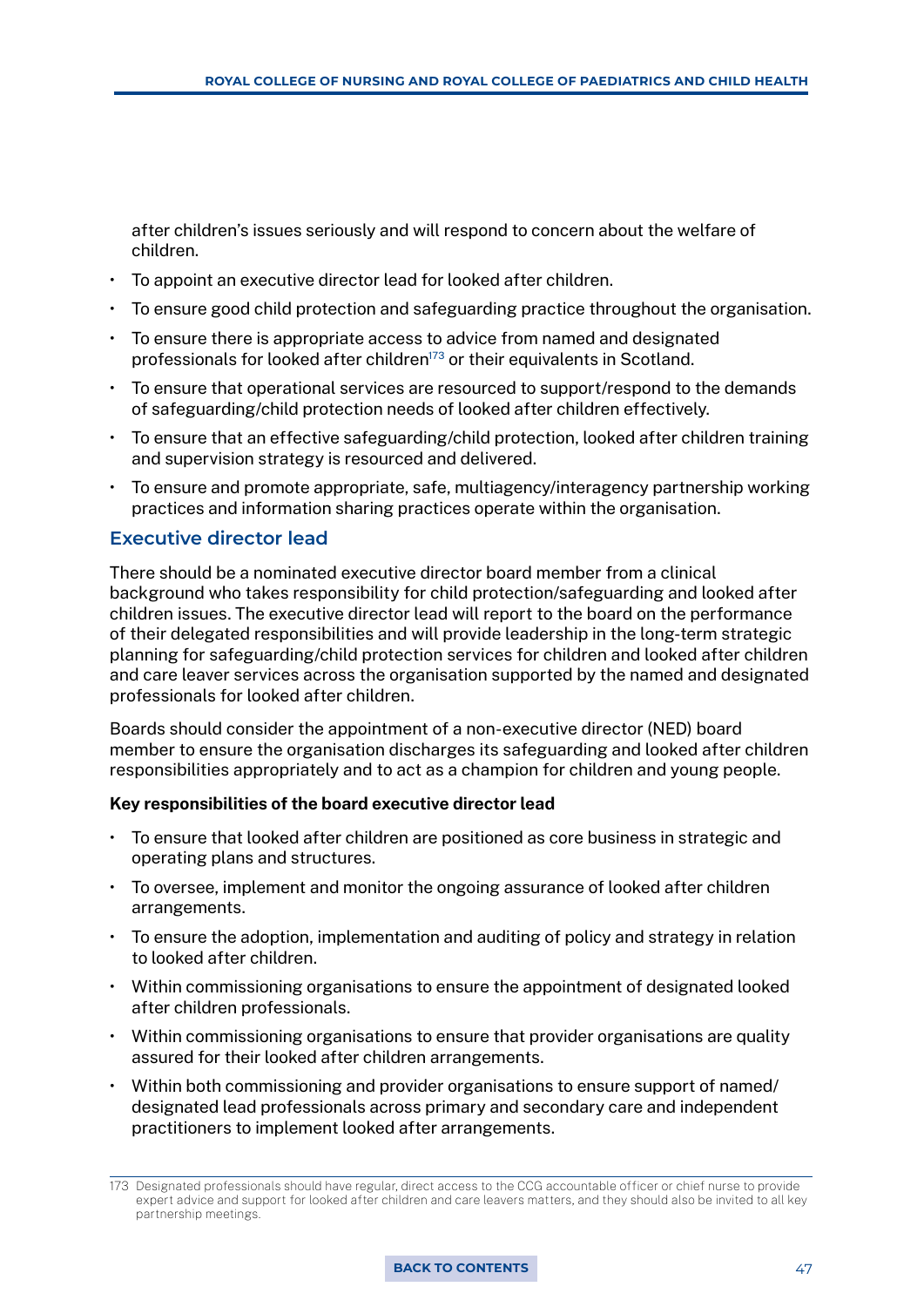after children's issues seriously and will respond to concern about the welfare of children.

- To appoint an executive director lead for looked after children.
- To ensure good child protection and safeguarding practice throughout the organisation.
- To ensure there is appropriate access to advice from named and designated professionals for looked after children[173] or their equivalents in Scotland.
- To ensure that operational services are resourced to support/respond to the demands of safeguarding/child protection needs of looked after children effectively.
- To ensure that an effective safeguarding/child protection, looked after children training and supervision strategy is resourced and delivered.
- To ensure and promote appropriate, safe, multiagency/interagency partnership working practices and information sharing practices operate within the organisation.

## Executive director lead

There should be a nominated executive director board member from a clinical background who takes responsibility for child protection/safeguarding and looked after children issues. The executive director lead will report to the board on the performance of their delegated responsibilities and will provide leadership in the long-term strategic planning for safeguarding/child protection services for children and looked after children and care leaver services across the organisation supported by the named and designated professionals for looked after children.

Boards should consider the appointment of a non-executive director (NED) board member to ensure the organisation discharges its safeguarding and looked after children responsibilities appropriately and to act as a champion for children and young people.

**Key responsibilities of the board executive director lead**

- To ensure that looked after children are positioned as core business in strategic and operating plans and structures.
- To oversee, implement and monitor the ongoing assurance of looked after children arrangements.
- To ensure the adoption, implementation and auditing of policy and strategy in relation to looked after children.
- Within commissioning organisations to ensure the appointment of designated looked after children professionals.
- Within commissioning organisations to ensure that provider organisations are quality assured for their looked after children arrangements.
- Within both commissioning and provider organisations to ensure support of named/designated lead professionals across primary and secondary care and independent practitioners to implement looked after arrangements.

173 Designated professionals should have regular, direct access to the CCG accountable officer or chief nurse to provide expert advice and support for looked after children and care leavers matters, and they should also be invited to all key partnership meetings.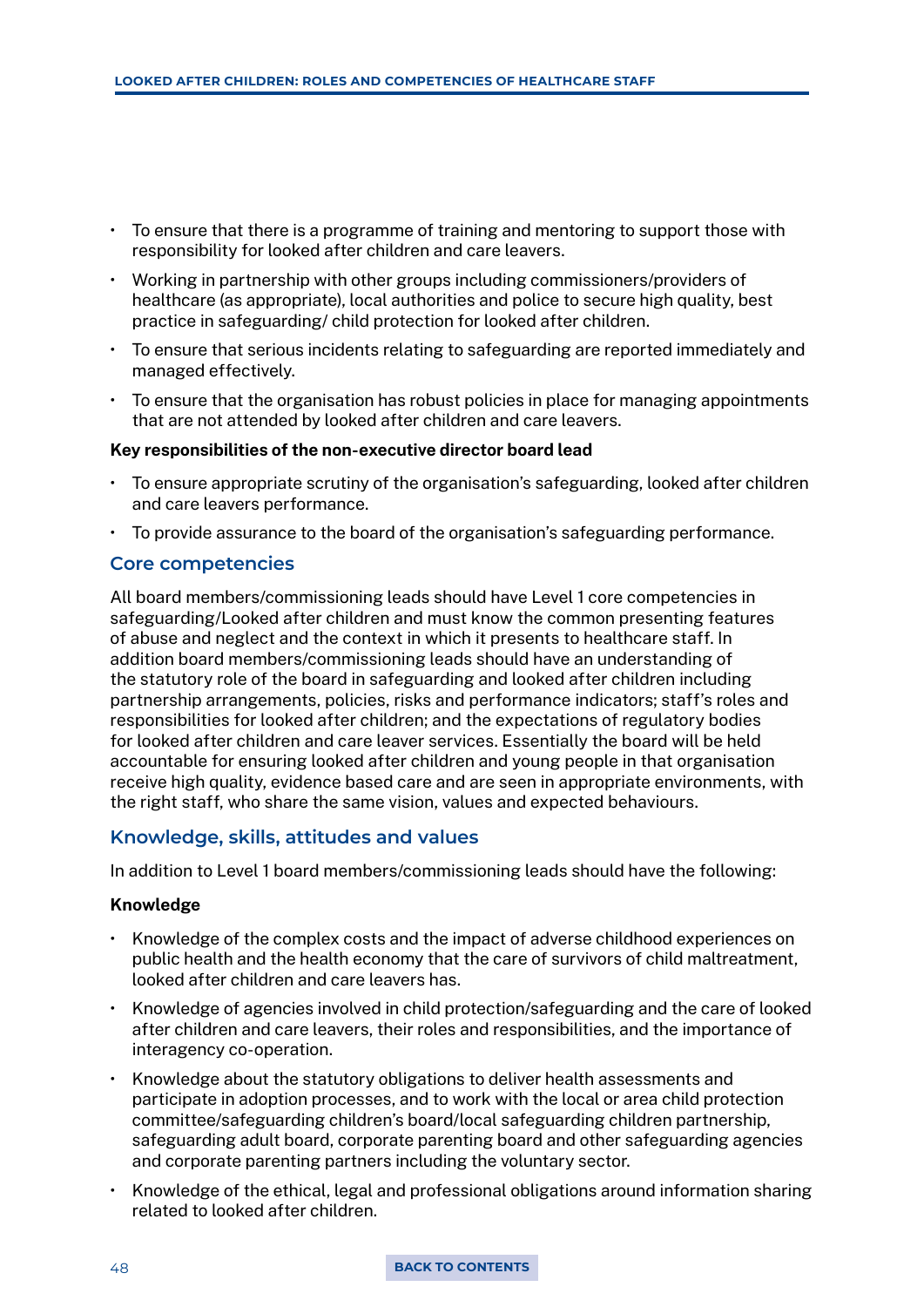- To ensure that there is a programme of training and mentoring to support those with responsibility for looked after children and care leavers.
- Working in partnership with other groups including commissioners/providers of healthcare (as appropriate), local authorities and police to secure high quality, best practice in safeguarding/ child protection for looked after children.
- To ensure that serious incidents relating to safeguarding are reported immediately and managed effectively.
- To ensure that the organisation has robust policies in place for managing appointments that are not attended by looked after children and care leavers.

**Key responsibilities of the non-executive director board lead**

- To ensure appropriate scrutiny of the organisation's safeguarding, looked after children and care leavers performance.
- To provide assurance to the board of the organisation's safeguarding performance.

## Core competencies

All board members/commissioning leads should have Level 1 core competencies in safeguarding/Looked after children and must know the common presenting features of abuse and neglect and the context in which it presents to healthcare staff. In addition board members/commissioning leads should have an understanding of the statutory role of the board in safeguarding and looked after children including partnership arrangements, policies, risks and performance indicators; staff's roles and responsibilities for looked after children; and the expectations of regulatory bodies for looked after children and care leaver services. Essentially the board will be held accountable for ensuring looked after children and young people in that organisation receive high quality, evidence based care and are seen in appropriate environments, with the right staff, who share the same vision, values and expected behaviours.

## Knowledge, skills, attitudes and values

In addition to Level 1 board members/commissioning leads should have the following:

**Knowledge**

- Knowledge of the complex costs and the impact of adverse childhood experiences on public health and the health economy that the care of survivors of child maltreatment, looked after children and care leavers has.
- Knowledge of agencies involved in child protection/safeguarding and the care of looked after children and care leavers, their roles and responsibilities, and the importance of interagency co-operation.
- Knowledge about the statutory obligations to deliver health assessments and participate in adoption processes, and to work with the local or area child protection committee/safeguarding children's board/local safeguarding children partnership, safeguarding adult board, corporate parenting board and other safeguarding agencies and corporate parenting partners including the voluntary sector.
- Knowledge of the ethical, legal and professional obligations around information sharing related to looked after children.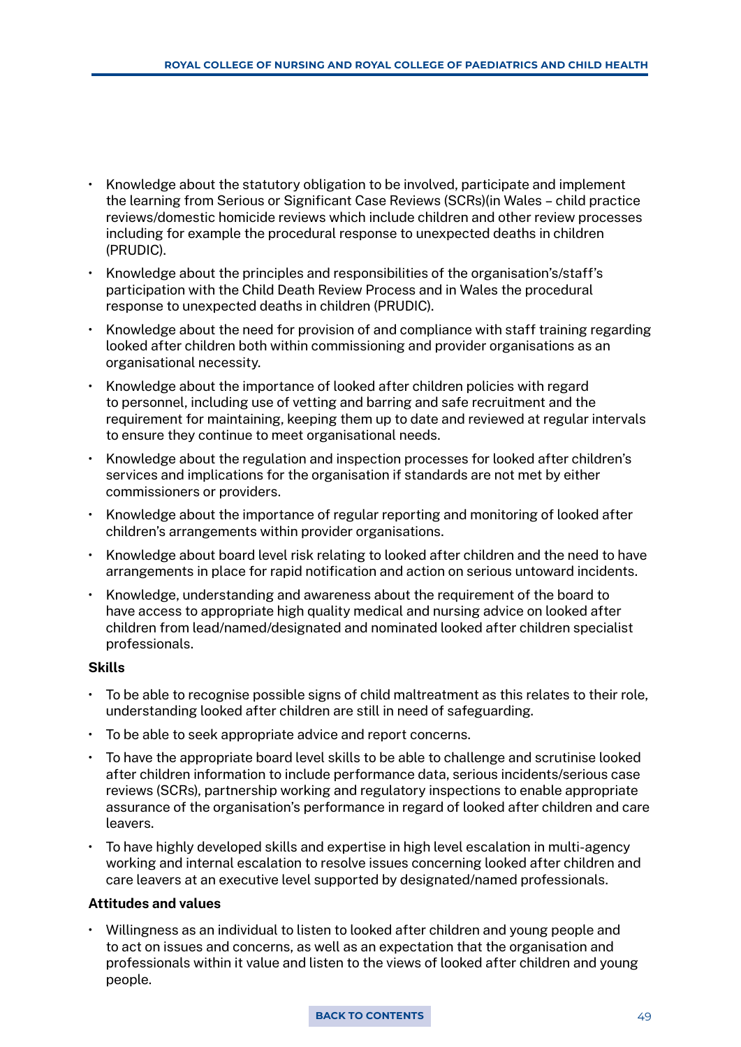- Knowledge about the statutory obligation to be involved, participate and implement the learning from Serious or Significant Case Reviews (SCRs)(in Wales – child practice reviews/domestic homicide reviews which include children and other review processes including for example the procedural response to unexpected deaths in children (PRUDIC).
- Knowledge about the principles and responsibilities of the organisation's/staff's participation with the Child Death Review Process and in Wales the procedural response to unexpected deaths in children (PRUDIC).
- Knowledge about the need for provision of and compliance with staff training regarding looked after children both within commissioning and provider organisations as an organisational necessity.
- Knowledge about the importance of looked after children policies with regard to personnel, including use of vetting and barring and safe recruitment and the requirement for maintaining, keeping them up to date and reviewed at regular intervals to ensure they continue to meet organisational needs.
- Knowledge about the regulation and inspection processes for looked after children's services and implications for the organisation if standards are not met by either commissioners or providers.
- Knowledge about the importance of regular reporting and monitoring of looked after children's arrangements within provider organisations.
- Knowledge about board level risk relating to looked after children and the need to have arrangements in place for rapid notification and action on serious untoward incidents.
- Knowledge, understanding and awareness about the requirement of the board to have access to appropriate high quality medical and nursing advice on looked after children from lead/named/designated and nominated looked after children specialist professionals.

**Skills**

- To be able to recognise possible signs of child maltreatment as this relates to their role, understanding looked after children are still in need of safeguarding.
- To be able to seek appropriate advice and report concerns.
- To have the appropriate board level skills to be able to challenge and scrutinise looked after children information to include performance data, serious incidents/serious case reviews (SCRs), partnership working and regulatory inspections to enable appropriate assurance of the organisation's performance in regard of looked after children and care leavers.
- To have highly developed skills and expertise in high level escalation in multi-agency working and internal escalation to resolve issues concerning looked after children and care leavers at an executive level supported by designated/named professionals.

**Attitudes and values**

- Willingness as an individual to listen to looked after children and young people and to act on issues and concerns, as well as an expectation that the organisation and professionals within it value and listen to the views of looked after children and young people.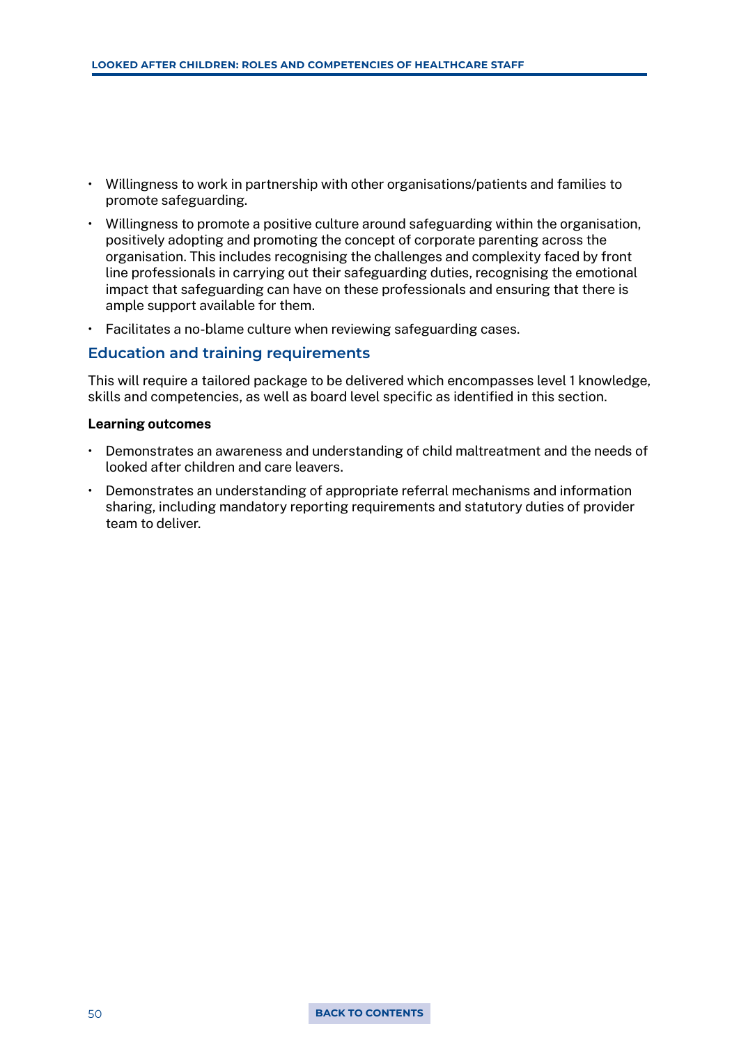- Willingness to work in partnership with other organisations/patients and families to promote safeguarding.
- Willingness to promote a positive culture around safeguarding within the organisation, positively adopting and promoting the concept of corporate parenting across the organisation. This includes recognising the challenges and complexity faced by front line professionals in carrying out their safeguarding duties, recognising the emotional impact that safeguarding can have on these professionals and ensuring that there is ample support available for them.
- Facilitates a no-blame culture when reviewing safeguarding cases.

## Education and training requirements

This will require a tailored package to be delivered which encompasses level 1 knowledge, skills and competencies, as well as board level specific as identified in this section.

**Learning outcomes**

- Demonstrates an awareness and understanding of child maltreatment and the needs of looked after children and care leavers.
- Demonstrates an understanding of appropriate referral mechanisms and information sharing, including mandatory reporting requirements and statutory duties of provider team to deliver.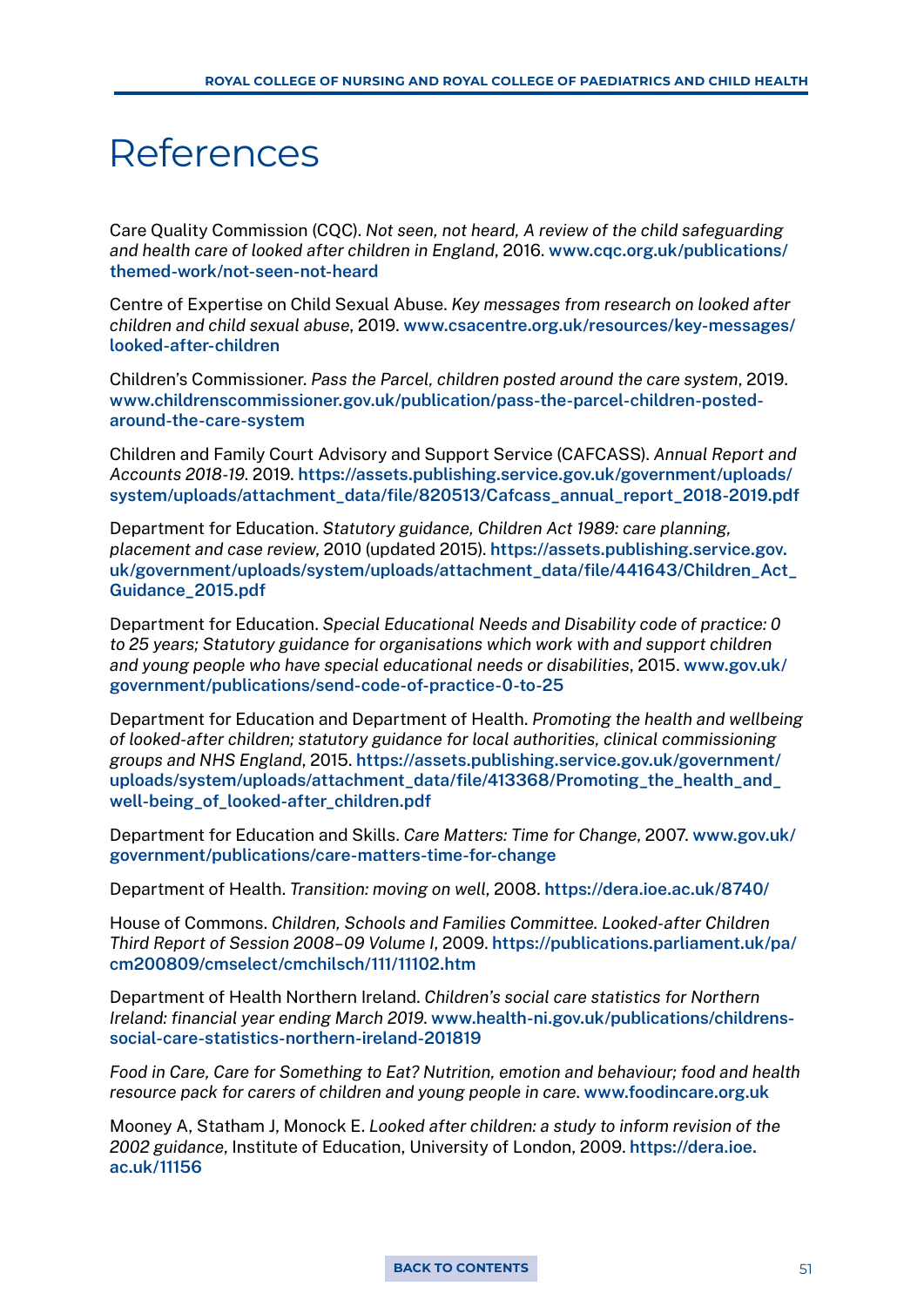# References

Care Quality Commission (CQC). *Not seen, not heard, A review of the child safeguarding and health care of looked after children in England*, 2016. www.cqc.org.uk/publications/themed-work/not-seen-not-heard

Centre of Expertise on Child Sexual Abuse. *Key messages from research on looked after children and child sexual abuse*, 2019. www.csacentre.org.uk/resources/key-messages/looked-after-children

Children's Commissioner. *Pass the Parcel, children posted around the care system*, 2019. www.childrenscommissioner.gov.uk/publication/pass-the-parcel-children-posted-around-the-care-system

Children and Family Court Advisory and Support Service (CAFCASS). *Annual Report and Accounts 2018-19*. 2019. https://assets.publishing.service.gov.uk/government/uploads/system/uploads/attachment_data/file/820513/Cafcass_annual_report_2018-2019.pdf

Department for Education. *Statutory guidance, Children Act 1989: care planning, placement and case review*, 2010 (updated 2015). https://assets.publishing.service.gov.uk/government/uploads/system/uploads/attachment_data/file/441643/Children_Act_Guidance_2015.pdf

Department for Education. *Special Educational Needs and Disability code of practice: 0 to 25 years; Statutory guidance for organisations which work with and support children and young people who have special educational needs or disabilities*, 2015. www.gov.uk/government/publications/send-code-of-practice-0-to-25

Department for Education and Department of Health. *Promoting the health and wellbeing of looked-after children; statutory guidance for local authorities, clinical commissioning groups and NHS England*, 2015. https://assets.publishing.service.gov.uk/government/uploads/system/uploads/attachment_data/file/413368/Promoting_the_health_and_well-being_of_looked-after_children.pdf

Department for Education and Skills. *Care Matters: Time for Change*, 2007. www.gov.uk/government/publications/care-matters-time-for-change

Department of Health. *Transition: moving on well*, 2008. https://dera.ioe.ac.uk/8740/

House of Commons. *Children, Schools and Families Committee. Looked-after Children Third Report of Session 2008–09 Volume I*, 2009. https://publications.parliament.uk/pa/cm200809/cmselect/cmchilsch/111/11102.htm

Department of Health Northern Ireland. *Children's social care statistics for Northern Ireland: financial year ending March 2019*. www.health-ni.gov.uk/publications/childrens-social-care-statistics-northern-ireland-201819

*Food in Care, Care for Something to Eat? Nutrition, emotion and behaviour; food and health resource pack for carers of children and young people in care*. www.foodincare.org.uk

Mooney A, Statham J, Monock E. *Looked after children: a study to inform revision of the 2002 guidance*, Institute of Education, University of London, 2009. https://dera.ioe.ac.uk/11156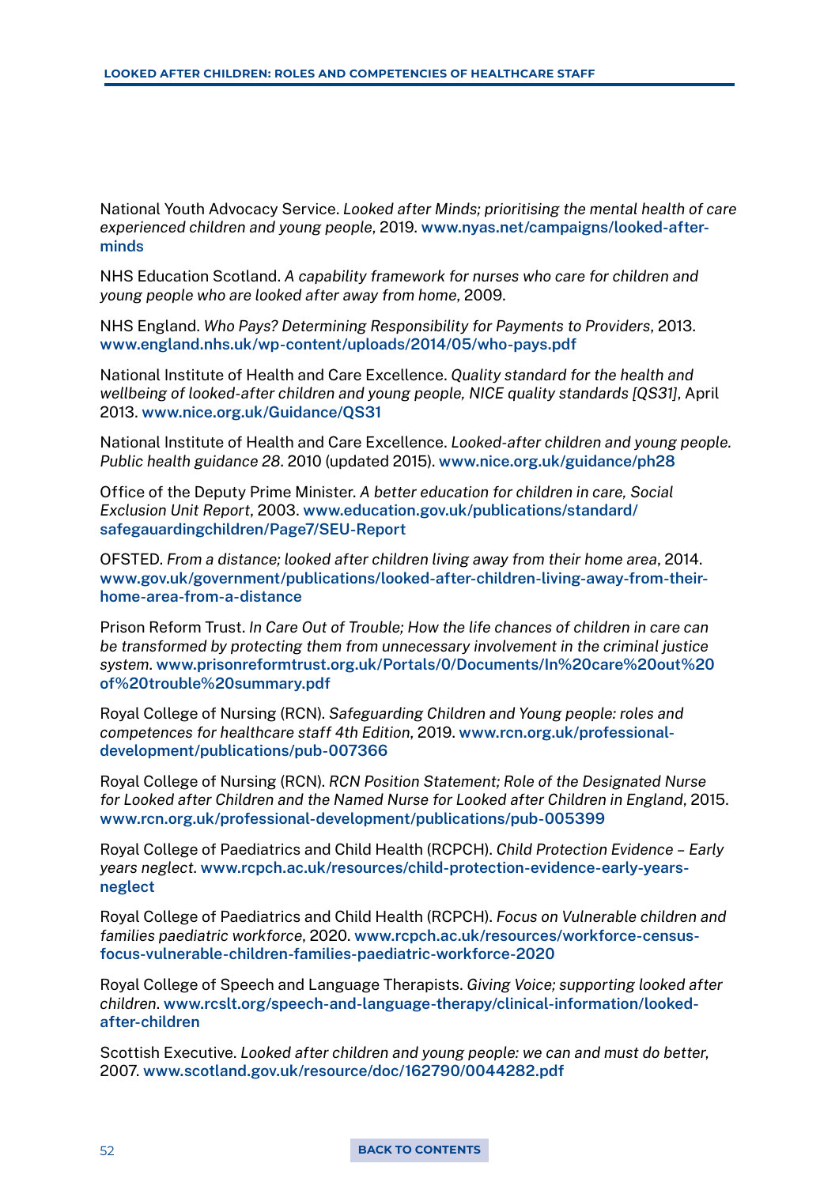National Youth Advocacy Service. *Looked after Minds; prioritising the mental health of care experienced children and young people*, 2019. www.nyas.net/campaigns/looked-after-minds

NHS Education Scotland. *A capability framework for nurses who care for children and young people who are looked after away from home*, 2009.

NHS England. *Who Pays? Determining Responsibility for Payments to Providers*, 2013. www.england.nhs.uk/wp-content/uploads/2014/05/who-pays.pdf

National Institute of Health and Care Excellence. *Quality standard for the health and wellbeing of looked-after children and young people, NICE quality standards [QS31]*, April 2013. www.nice.org.uk/Guidance/QS31

National Institute of Health and Care Excellence. *Looked-after children and young people. Public health guidance 28*. 2010 (updated 2015). www.nice.org.uk/guidance/ph28

Office of the Deputy Prime Minister. *A better education for children in care, Social Exclusion Unit Report*, 2003. www.education.gov.uk/publications/standard/safegauardingchildren/Page7/SEU-Report

OFSTED. *From a distance; looked after children living away from their home area*, 2014. www.gov.uk/government/publications/looked-after-children-living-away-from-their-home-area-from-a-distance

Prison Reform Trust. *In Care Out of Trouble; How the life chances of children in care can be transformed by protecting them from unnecessary involvement in the criminal justice system*. www.prisonreformtrust.org.uk/Portals/0/Documents/In%20care%20out%20of%20trouble%20summary.pdf

Royal College of Nursing (RCN). *Safeguarding Children and Young people: roles and competences for healthcare staff 4th Edition*, 2019. www.rcn.org.uk/professional-development/publications/pub-007366

Royal College of Nursing (RCN). *RCN Position Statement; Role of the Designated Nurse for Looked after Children and the Named Nurse for Looked after Children in England*, 2015. www.rcn.org.uk/professional-development/publications/pub-005399

Royal College of Paediatrics and Child Health (RCPCH). *Child Protection Evidence – Early years neglect*. www.rcpch.ac.uk/resources/child-protection-evidence-early-years-neglect

Royal College of Paediatrics and Child Health (RCPCH). *Focus on Vulnerable children and families paediatric workforce*, 2020. www.rcpch.ac.uk/resources/workforce-census-focus-vulnerable-children-families-paediatric-workforce-2020

Royal College of Speech and Language Therapists. *Giving Voice; supporting looked after children*. www.rcslt.org/speech-and-language-therapy/clinical-information/looked-after-children

Scottish Executive. *Looked after children and young people: we can and must do better*, 2007. www.scotland.gov.uk/resource/doc/162790/0044282.pdf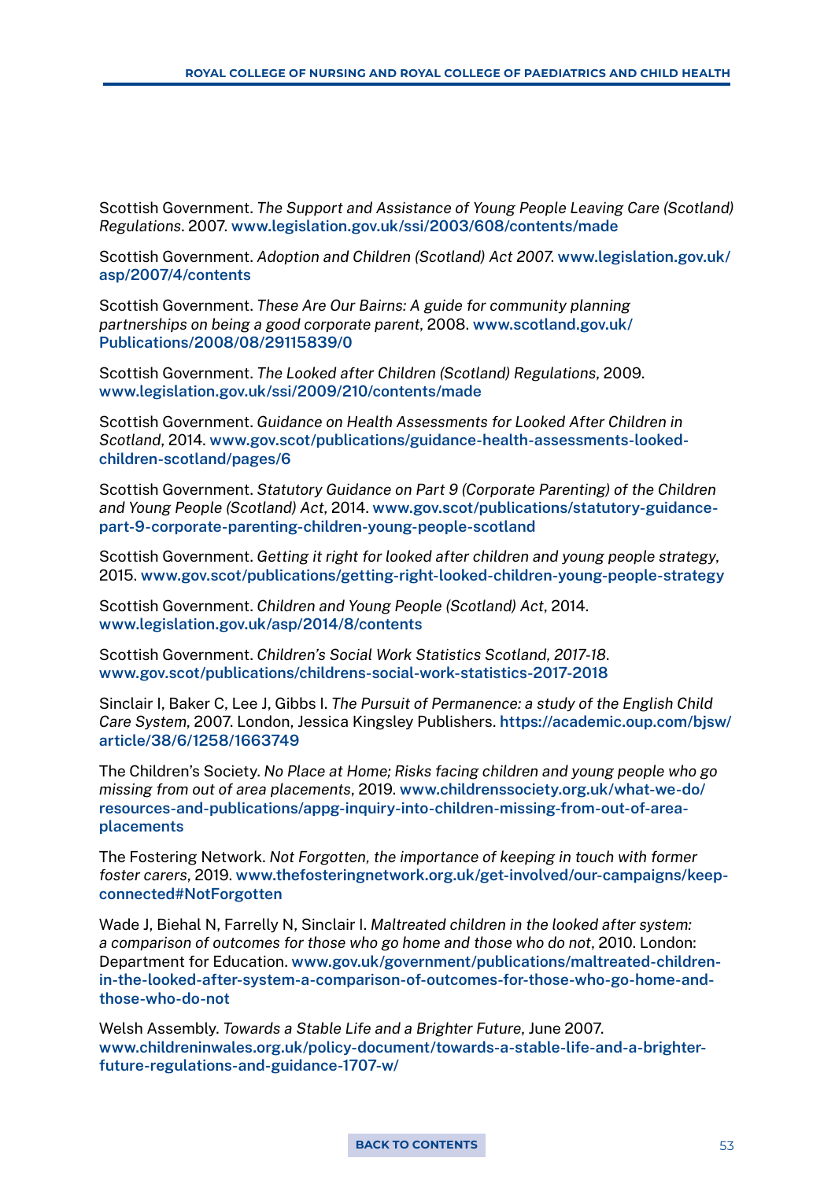Scottish Government. *The Support and Assistance of Young People Leaving Care (Scotland) Regulations*. 2007. www.legislation.gov.uk/ssi/2003/608/contents/made

Scottish Government. *Adoption and Children (Scotland) Act 2007*. www.legislation.gov.uk/asp/2007/4/contents

Scottish Government. *These Are Our Bairns: A guide for community planning partnerships on being a good corporate parent*, 2008. www.scotland.gov.uk/Publications/2008/08/29115839/0

Scottish Government. *The Looked after Children (Scotland) Regulations*, 2009. www.legislation.gov.uk/ssi/2009/210/contents/made

Scottish Government. *Guidance on Health Assessments for Looked After Children in Scotland*, 2014. www.gov.scot/publications/guidance-health-assessments-looked-children-scotland/pages/6

Scottish Government. *Statutory Guidance on Part 9 (Corporate Parenting) of the Children and Young People (Scotland) Act*, 2014. www.gov.scot/publications/statutory-guidance-part-9-corporate-parenting-children-young-people-scotland

Scottish Government. *Getting it right for looked after children and young people strategy*, 2015. www.gov.scot/publications/getting-right-looked-children-young-people-strategy

Scottish Government. *Children and Young People (Scotland) Act*, 2014. www.legislation.gov.uk/asp/2014/8/contents

Scottish Government. *Children's Social Work Statistics Scotland, 2017-18*. www.gov.scot/publications/childrens-social-work-statistics-2017-2018

Sinclair I, Baker C, Lee J, Gibbs I. *The Pursuit of Permanence: a study of the English Child Care System*, 2007. London, Jessica Kingsley Publishers. https://academic.oup.com/bjsw/article/38/6/1258/1663749

The Children's Society. *No Place at Home; Risks facing children and young people who go missing from out of area placements*, 2019. www.childrenssociety.org.uk/what-we-do/resources-and-publications/appg-inquiry-into-children-missing-from-out-of-area-placements

The Fostering Network. *Not Forgotten, the importance of keeping in touch with former foster carers*, 2019. www.thefosteringnetwork.org.uk/get-involved/our-campaigns/keep-connected#NotForgotten

Wade J, Biehal N, Farrelly N, Sinclair I. *Maltreated children in the looked after system: a comparison of outcomes for those who go home and those who do not*, 2010. London: Department for Education. www.gov.uk/government/publications/maltreated-children-in-the-looked-after-system-a-comparison-of-outcomes-for-those-who-go-home-and-those-who-do-not

Welsh Assembly. *Towards a Stable Life and a Brighter Future*, June 2007. www.childreninwales.org.uk/policy-document/towards-a-stable-life-and-a-brighter-future-regulations-and-guidance-1707-w/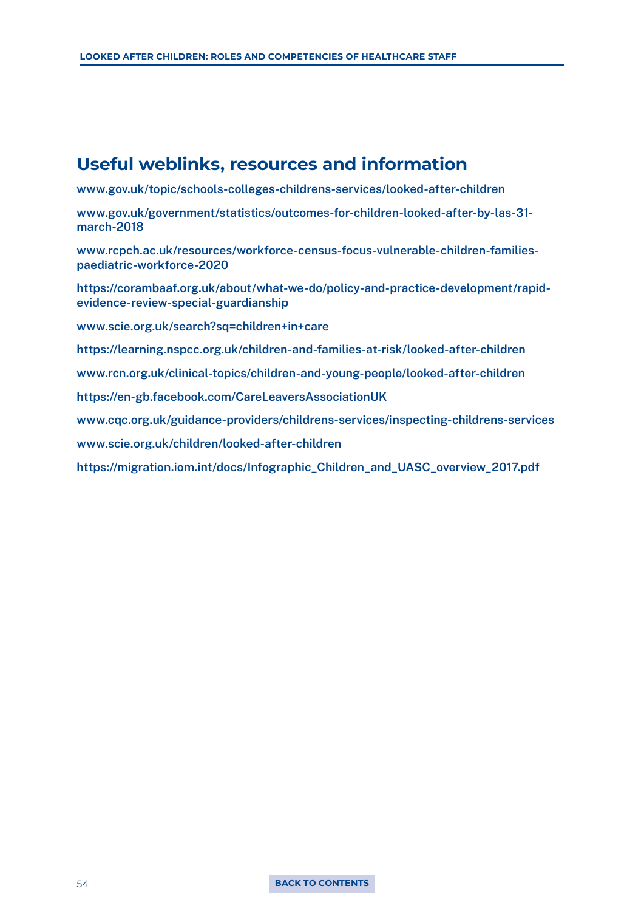## Useful weblinks, resources and information

www.gov.uk/topic/schools-colleges-childrens-services/looked-after-children

www.gov.uk/government/statistics/outcomes-for-children-looked-after-by-las-31-march-2018

www.rcpch.ac.uk/resources/workforce-census-focus-vulnerable-children-families-paediatric-workforce-2020

https://corambaaf.org.uk/about/what-we-do/policy-and-practice-development/rapid-evidence-review-special-guardianship

www.scie.org.uk/search?sq=children+in+care

https://learning.nspcc.org.uk/children-and-families-at-risk/looked-after-children

www.rcn.org.uk/clinical-topics/children-and-young-people/looked-after-children

https://en-gb.facebook.com/CareLeaversAssociationUK

www.cqc.org.uk/guidance-providers/childrens-services/inspecting-childrens-services

www.scie.org.uk/children/looked-after-children

https://migration.iom.int/docs/Infographic_Children_and_UASC_overview_2017.pdf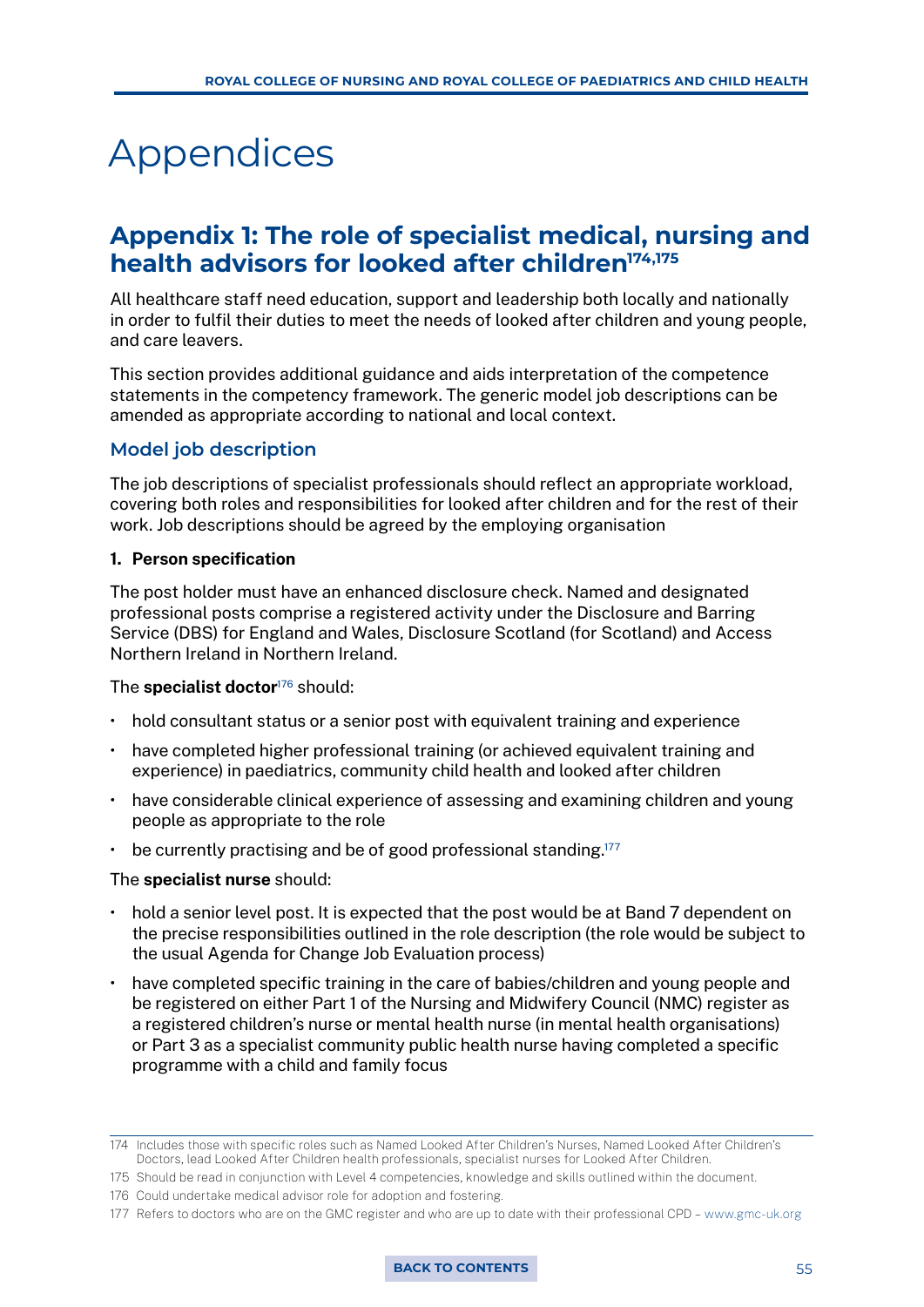# Appendices

## Appendix 1: The role of specialist medical, nursing and health advisors for looked after children[174,175]

All healthcare staff need education, support and leadership both locally and nationally in order to fulfil their duties to meet the needs of looked after children and young people, and care leavers.

This section provides additional guidance and aids interpretation of the competence statements in the competency framework. The generic model job descriptions can be amended as appropriate according to national and local context.

### Model job description

The job descriptions of specialist professionals should reflect an appropriate workload, covering both roles and responsibilities for looked after children and for the rest of their work. Job descriptions should be agreed by the employing organisation

**1. Person specification**

The post holder must have an enhanced disclosure check. Named and designated professional posts comprise a registered activity under the Disclosure and Barring Service (DBS) for England and Wales, Disclosure Scotland (for Scotland) and Access Northern Ireland in Northern Ireland.

The **specialist doctor**[176] should:

- hold consultant status or a senior post with equivalent training and experience
- have completed higher professional training (or achieved equivalent training and experience) in paediatrics, community child health and looked after children
- have considerable clinical experience of assessing and examining children and young people as appropriate to the role
- be currently practising and be of good professional standing.[177]

The **specialist nurse** should:

- hold a senior level post. It is expected that the post would be at Band 7 dependent on the precise responsibilities outlined in the role description (the role would be subject to the usual Agenda for Change Job Evaluation process)
- have completed specific training in the care of babies/children and young people and be registered on either Part 1 of the Nursing and Midwifery Council (NMC) register as a registered children's nurse or mental health nurse (in mental health organisations) or Part 3 as a specialist community public health nurse having completed a specific programme with a child and family focus

---

174 Includes those with specific roles such as Named Looked After Children's Nurses, Named Looked After Children's Doctors, lead Looked After Children health professionals, specialist nurses for Looked After Children.

175 Should be read in conjunction with Level 4 competencies, knowledge and skills outlined within the document.

176 Could undertake medical advisor role for adoption and fostering.

177 Refers to doctors who are on the GMC register and who are up to date with their professional CPD – www.gmc-uk.org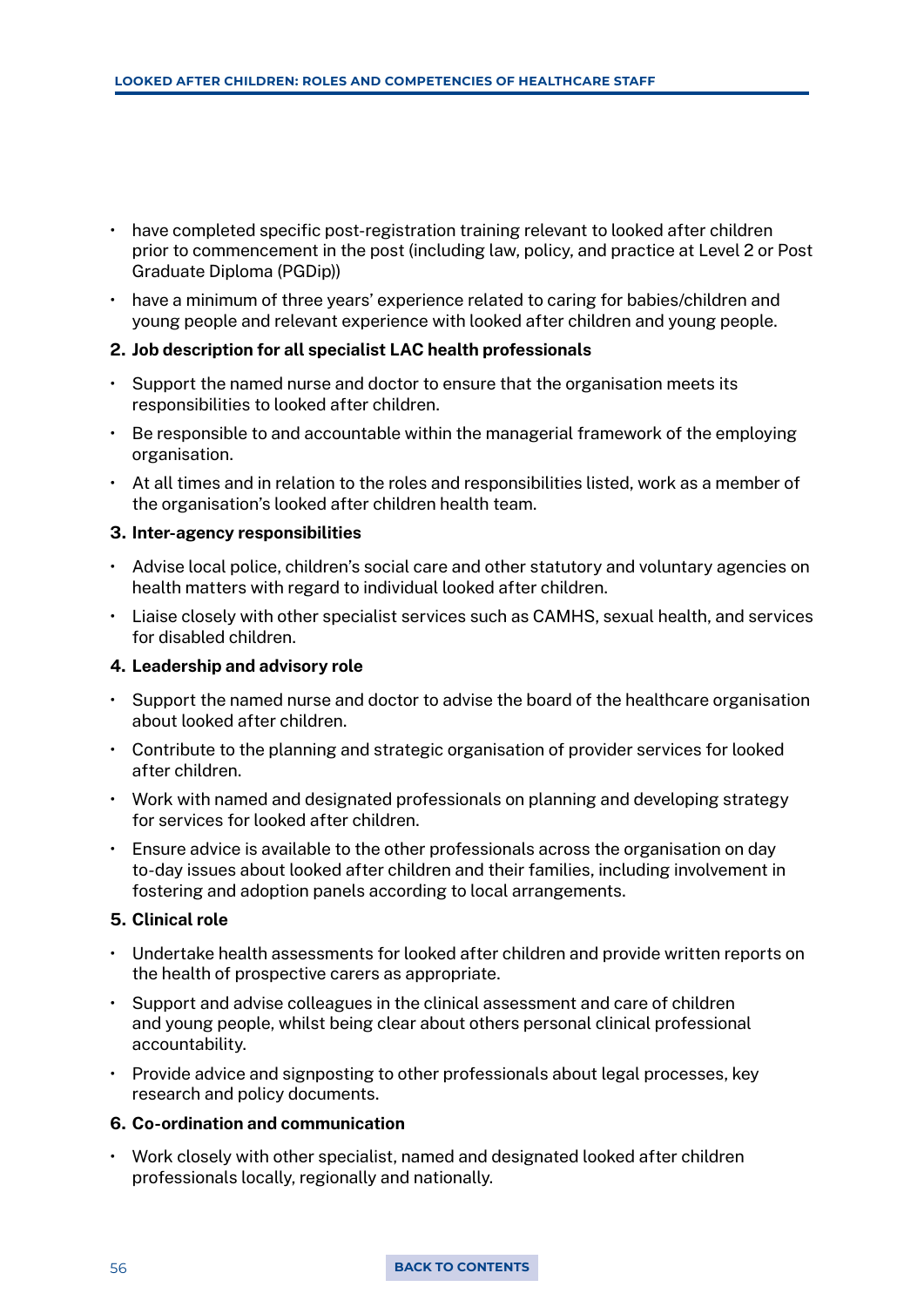- have completed specific post-registration training relevant to looked after children prior to commencement in the post (including law, policy, and practice at Level 2 or Post Graduate Diploma (PGDip))
- have a minimum of three years' experience related to caring for babies/children and young people and relevant experience with looked after children and young people.

**2. Job description for all specialist LAC health professionals**

- Support the named nurse and doctor to ensure that the organisation meets its responsibilities to looked after children.
- Be responsible to and accountable within the managerial framework of the employing organisation.
- At all times and in relation to the roles and responsibilities listed, work as a member of the organisation's looked after children health team.

**3. Inter-agency responsibilities**

- Advise local police, children's social care and other statutory and voluntary agencies on health matters with regard to individual looked after children.
- Liaise closely with other specialist services such as CAMHS, sexual health, and services for disabled children.

**4. Leadership and advisory role**

- Support the named nurse and doctor to advise the board of the healthcare organisation about looked after children.
- Contribute to the planning and strategic organisation of provider services for looked after children.
- Work with named and designated professionals on planning and developing strategy for services for looked after children.
- Ensure advice is available to the other professionals across the organisation on day to-day issues about looked after children and their families, including involvement in fostering and adoption panels according to local arrangements.

**5. Clinical role**

- Undertake health assessments for looked after children and provide written reports on the health of prospective carers as appropriate.
- Support and advise colleagues in the clinical assessment and care of children and young people, whilst being clear about others personal clinical professional accountability.
- Provide advice and signposting to other professionals about legal processes, key research and policy documents.

**6. Co-ordination and communication**

- Work closely with other specialist, named and designated looked after children professionals locally, regionally and nationally.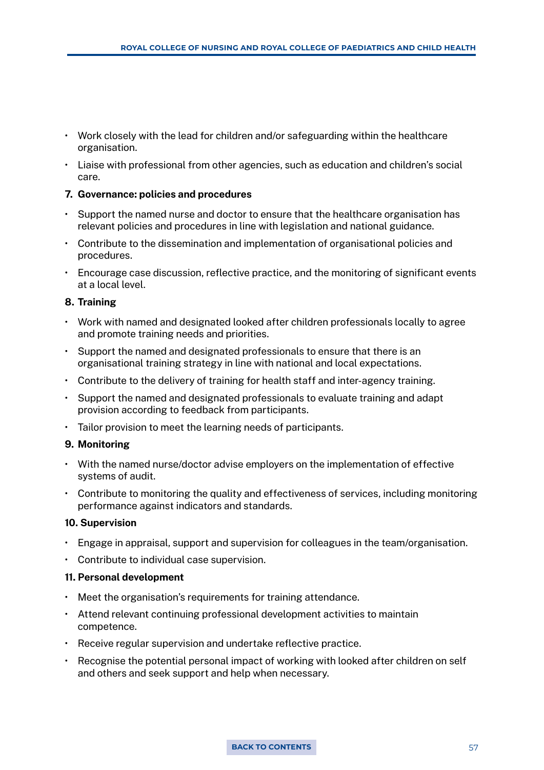- Work closely with the lead for children and/or safeguarding within the healthcare organisation.
- Liaise with professional from other agencies, such as education and children's social care.

**7. Governance: policies and procedures**

- Support the named nurse and doctor to ensure that the healthcare organisation has relevant policies and procedures in line with legislation and national guidance.
- Contribute to the dissemination and implementation of organisational policies and procedures.
- Encourage case discussion, reflective practice, and the monitoring of significant events at a local level.

**8. Training**

- Work with named and designated looked after children professionals locally to agree and promote training needs and priorities.
- Support the named and designated professionals to ensure that there is an organisational training strategy in line with national and local expectations.
- Contribute to the delivery of training for health staff and inter-agency training.
- Support the named and designated professionals to evaluate training and adapt provision according to feedback from participants.
- Tailor provision to meet the learning needs of participants.

**9. Monitoring**

- With the named nurse/doctor advise employers on the implementation of effective systems of audit.
- Contribute to monitoring the quality and effectiveness of services, including monitoring performance against indicators and standards.

**10. Supervision**

- Engage in appraisal, support and supervision for colleagues in the team/organisation.
- Contribute to individual case supervision.

**11. Personal development**

- Meet the organisation's requirements for training attendance.
- Attend relevant continuing professional development activities to maintain competence.
- Receive regular supervision and undertake reflective practice.
- Recognise the potential personal impact of working with looked after children on self and others and seek support and help when necessary.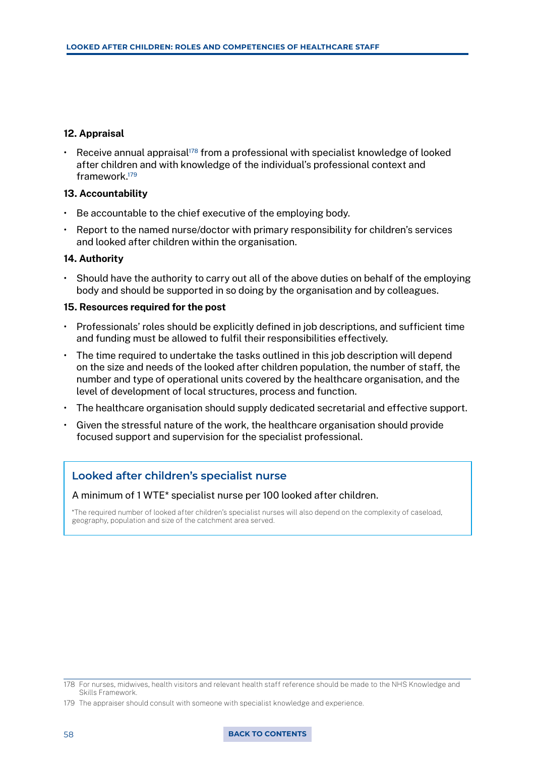**12. Appraisal**

- Receive annual appraisal[178] from a professional with specialist knowledge of looked after children and with knowledge of the individual's professional context and framework.[179]

**13. Accountability**

- Be accountable to the chief executive of the employing body.
- Report to the named nurse/doctor with primary responsibility for children's services and looked after children within the organisation.

**14. Authority**

- Should have the authority to carry out all of the above duties on behalf of the employing body and should be supported in so doing by the organisation and by colleagues.

**15. Resources required for the post**

- Professionals' roles should be explicitly defined in job descriptions, and sufficient time and funding must be allowed to fulfil their responsibilities effectively.
- The time required to undertake the tasks outlined in this job description will depend on the size and needs of the looked after children population, the number of staff, the number and type of operational units covered by the healthcare organisation, and the level of development of local structures, process and function.
- The healthcare organisation should supply dedicated secretarial and effective support.
- Given the stressful nature of the work, the healthcare organisation should provide focused support and supervision for the specialist professional.

### Looked after children's specialist nurse

A minimum of 1 WTE* specialist nurse per 100 looked after children.

*The required number of looked after children's specialist nurses will also depend on the complexity of caseload, geography, population and size of the catchment area served.

---

178 For nurses, midwives, health visitors and relevant health staff reference should be made to the NHS Knowledge and Skills Framework.

179 The appraiser should consult with someone with specialist knowledge and experience.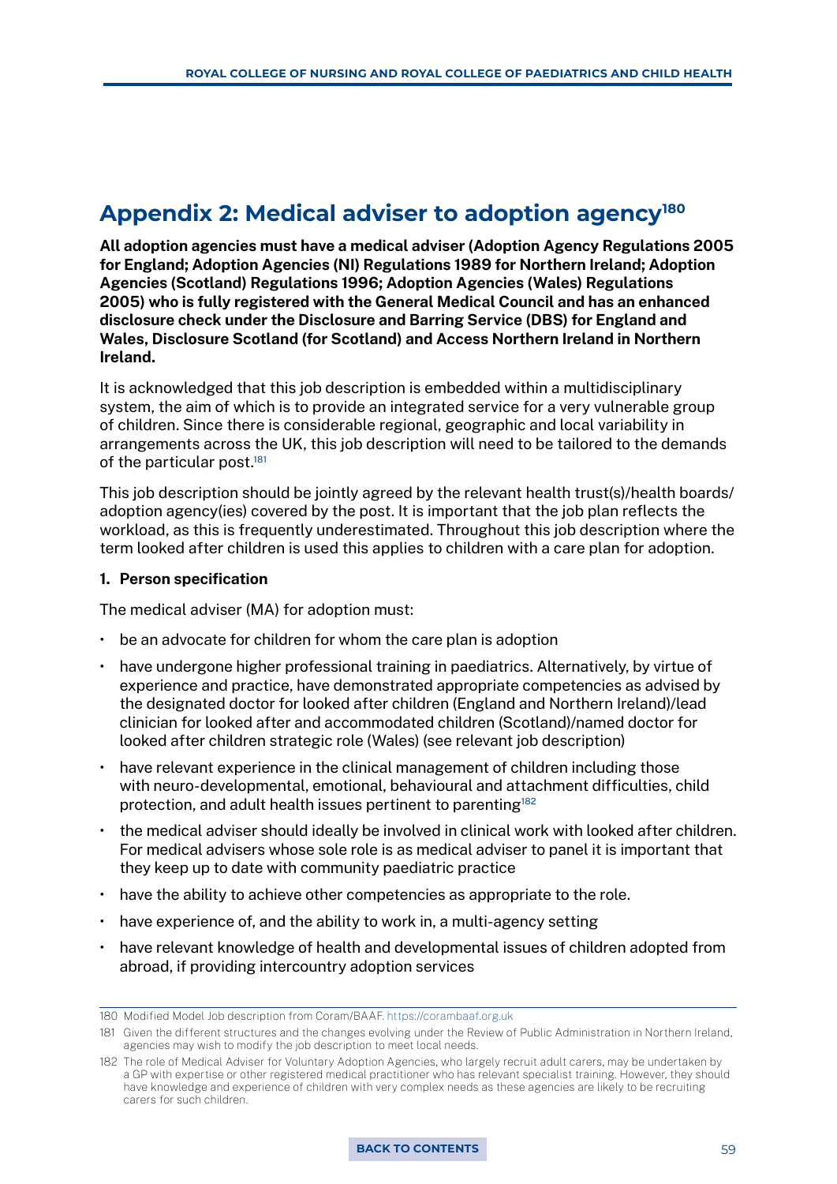# Appendix 2: Medical adviser to adoption agency[180]

**All adoption agencies must have a medical adviser (Adoption Agency Regulations 2005 for England; Adoption Agencies (NI) Regulations 1989 for Northern Ireland; Adoption Agencies (Scotland) Regulations 1996; Adoption Agencies (Wales) Regulations 2005) who is fully registered with the General Medical Council and has an enhanced disclosure check under the Disclosure and Barring Service (DBS) for England and Wales, Disclosure Scotland (for Scotland) and Access Northern Ireland in Northern Ireland.**

It is acknowledged that this job description is embedded within a multidisciplinary system, the aim of which is to provide an integrated service for a very vulnerable group of children. Since there is considerable regional, geographic and local variability in arrangements across the UK, this job description will need to be tailored to the demands of the particular post.[181]

This job description should be jointly agreed by the relevant health trust(s)/health boards/adoption agency(ies) covered by the post. It is important that the job plan reflects the workload, as this is frequently underestimated. Throughout this job description where the term looked after children is used this applies to children with a care plan for adoption.

**1. Person specification**

The medical adviser (MA) for adoption must:

- be an advocate for children for whom the care plan is adoption
- have undergone higher professional training in paediatrics. Alternatively, by virtue of experience and practice, have demonstrated appropriate competencies as advised by the designated doctor for looked after children (England and Northern Ireland)/lead clinician for looked after and accommodated children (Scotland)/named doctor for looked after children strategic role (Wales) (see relevant job description)
- have relevant experience in the clinical management of children including those with neuro-developmental, emotional, behavioural and attachment difficulties, child protection, and adult health issues pertinent to parenting[182]
- the medical adviser should ideally be involved in clinical work with looked after children. For medical advisers whose sole role is as medical adviser to panel it is important that they keep up to date with community paediatric practice
- have the ability to achieve other competencies as appropriate to the role.
- have experience of, and the ability to work in, a multi-agency setting
- have relevant knowledge of health and developmental issues of children adopted from abroad, if providing intercountry adoption services

---

180 Modified Model Job description from Coram/BAAF. https://corambaaf.org.uk

181 Given the different structures and the changes evolving under the Review of Public Administration in Northern Ireland, agencies may wish to modify the job description to meet local needs.

182 The role of Medical Adviser for Voluntary Adoption Agencies, who largely recruit adult carers, may be undertaken by a GP with expertise or other registered medical practitioner who has relevant specialist training. However, they should have knowledge and experience of children with very complex needs as these agencies are likely to be recruiting carers for such children.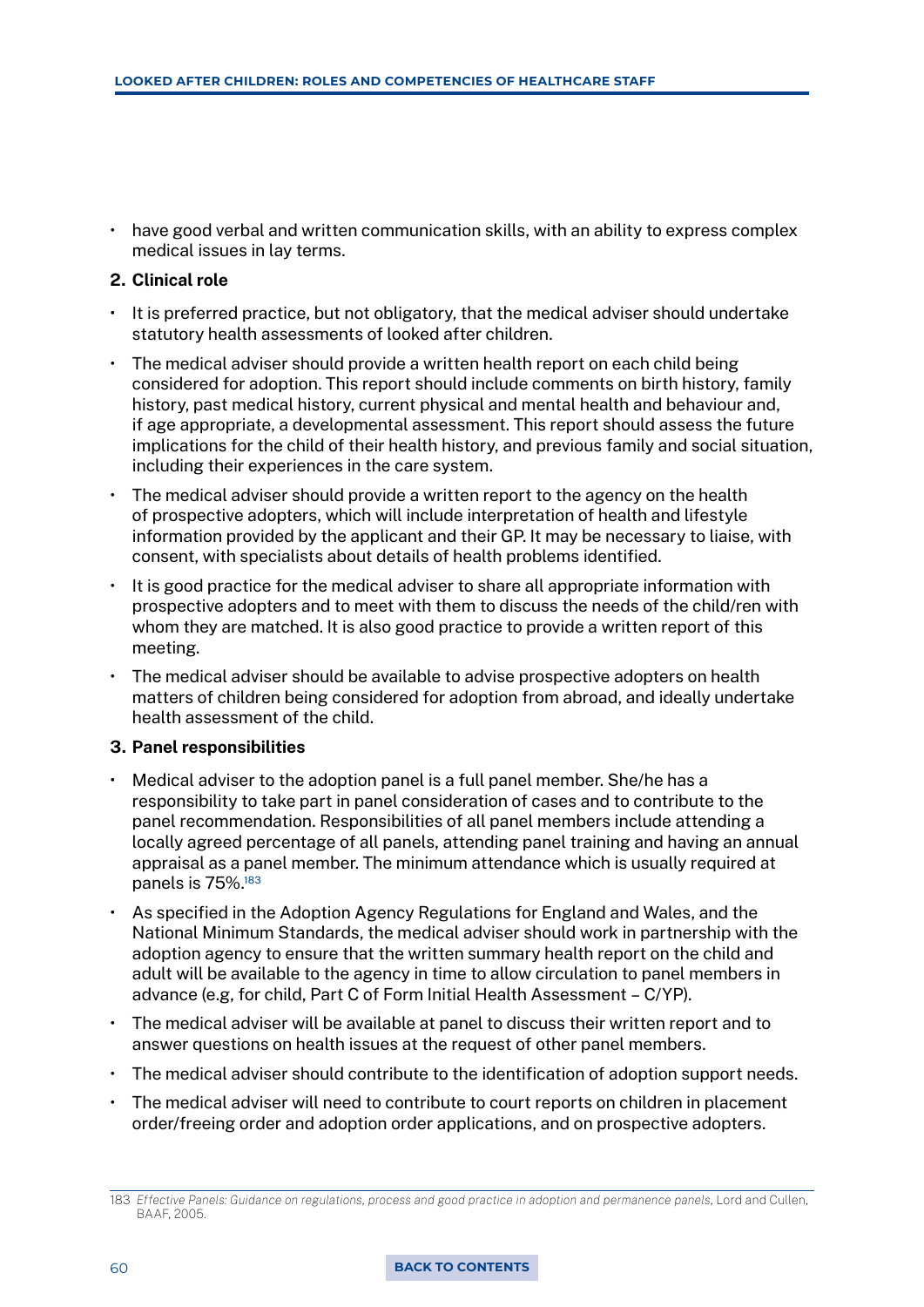- have good verbal and written communication skills, with an ability to express complex medical issues in lay terms.

**2. Clinical role**

- It is preferred practice, but not obligatory, that the medical adviser should undertake statutory health assessments of looked after children.
- The medical adviser should provide a written health report on each child being considered for adoption. This report should include comments on birth history, family history, past medical history, current physical and mental health and behaviour and, if age appropriate, a developmental assessment. This report should assess the future implications for the child of their health history, and previous family and social situation, including their experiences in the care system.
- The medical adviser should provide a written report to the agency on the health of prospective adopters, which will include interpretation of health and lifestyle information provided by the applicant and their GP. It may be necessary to liaise, with consent, with specialists about details of health problems identified.
- It is good practice for the medical adviser to share all appropriate information with prospective adopters and to meet with them to discuss the needs of the child/ren with whom they are matched. It is also good practice to provide a written report of this meeting.
- The medical adviser should be available to advise prospective adopters on health matters of children being considered for adoption from abroad, and ideally undertake health assessment of the child.

**3. Panel responsibilities**

- Medical adviser to the adoption panel is a full panel member. She/he has a responsibility to take part in panel consideration of cases and to contribute to the panel recommendation. Responsibilities of all panel members include attending a locally agreed percentage of all panels, attending panel training and having an annual appraisal as a panel member. The minimum attendance which is usually required at panels is 75%.[183]
- As specified in the Adoption Agency Regulations for England and Wales, and the National Minimum Standards, the medical adviser should work in partnership with the adoption agency to ensure that the written summary health report on the child and adult will be available to the agency in time to allow circulation to panel members in advance (e.g, for child, Part C of Form Initial Health Assessment – C/YP).
- The medical adviser will be available at panel to discuss their written report and to answer questions on health issues at the request of other panel members.
- The medical adviser should contribute to the identification of adoption support needs.
- The medical adviser will need to contribute to court reports on children in placement order/freeing order and adoption order applications, and on prospective adopters.

183 *Effective Panels: Guidance on regulations, process and good practice in adoption and permanence panels*, Lord and Cullen, BAAF, 2005.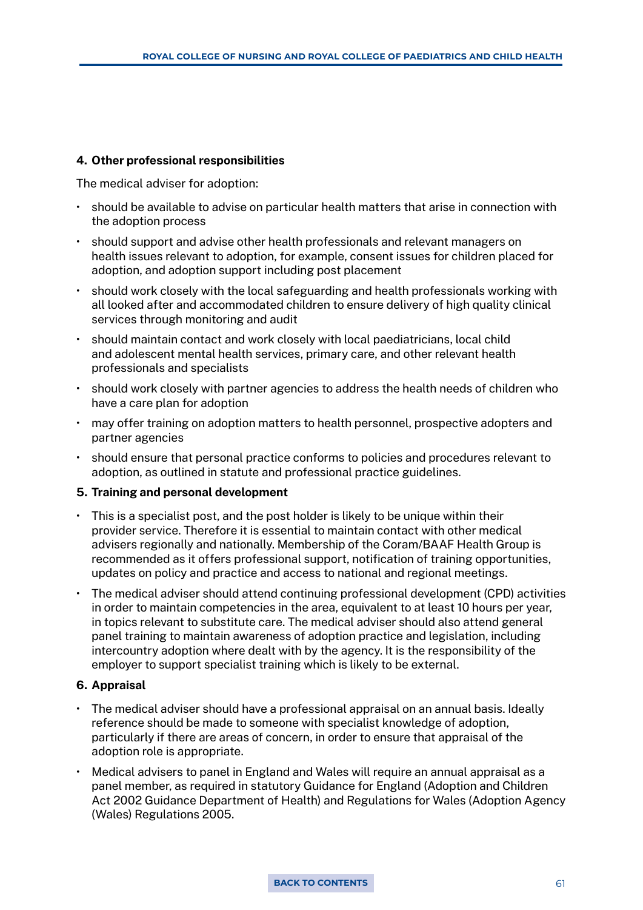**4. Other professional responsibilities**

The medical adviser for adoption:

- should be available to advise on particular health matters that arise in connection with the adoption process
- should support and advise other health professionals and relevant managers on health issues relevant to adoption, for example, consent issues for children placed for adoption, and adoption support including post placement
- should work closely with the local safeguarding and health professionals working with all looked after and accommodated children to ensure delivery of high quality clinical services through monitoring and audit
- should maintain contact and work closely with local paediatricians, local child and adolescent mental health services, primary care, and other relevant health professionals and specialists
- should work closely with partner agencies to address the health needs of children who have a care plan for adoption
- may offer training on adoption matters to health personnel, prospective adopters and partner agencies
- should ensure that personal practice conforms to policies and procedures relevant to adoption, as outlined in statute and professional practice guidelines.

**5. Training and personal development**

- This is a specialist post, and the post holder is likely to be unique within their provider service. Therefore it is essential to maintain contact with other medical advisers regionally and nationally. Membership of the Coram/BAAF Health Group is recommended as it offers professional support, notification of training opportunities, updates on policy and practice and access to national and regional meetings.
- The medical adviser should attend continuing professional development (CPD) activities in order to maintain competencies in the area, equivalent to at least 10 hours per year, in topics relevant to substitute care. The medical adviser should also attend general panel training to maintain awareness of adoption practice and legislation, including intercountry adoption where dealt with by the agency. It is the responsibility of the employer to support specialist training which is likely to be external.

**6. Appraisal**

- The medical adviser should have a professional appraisal on an annual basis. Ideally reference should be made to someone with specialist knowledge of adoption, particularly if there are areas of concern, in order to ensure that appraisal of the adoption role is appropriate.
- Medical advisers to panel in England and Wales will require an annual appraisal as a panel member, as required in statutory Guidance for England (Adoption and Children Act 2002 Guidance Department of Health) and Regulations for Wales (Adoption Agency (Wales) Regulations 2005.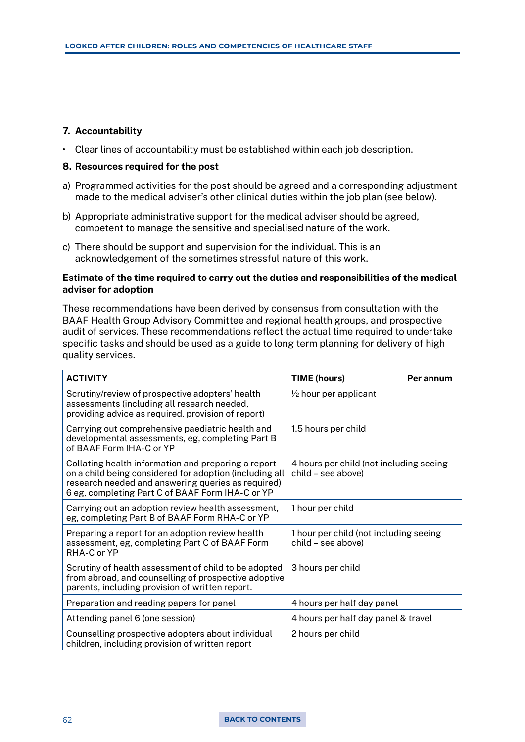### 7. Accountability

- Clear lines of accountability must be established within each job description.

### 8. Resources required for the post

a) Programmed activities for the post should be agreed and a corresponding adjustment made to the medical adviser's other clinical duties within the job plan (see below).

b) Appropriate administrative support for the medical adviser should be agreed, competent to manage the sensitive and specialised nature of the work.

c) There should be support and supervision for the individual. This is an acknowledgement of the sometimes stressful nature of this work.

**Estimate of the time required to carry out the duties and responsibilities of the medical adviser for adoption**

These recommendations have been derived by consensus from consultation with the BAAF Health Group Advisory Committee and regional health groups, and prospective audit of services. These recommendations reflect the actual time required to undertake specific tasks and should be used as a guide to long term planning for delivery of high quality services.

| ACTIVITY | TIME (hours) | Per annum |
|---|---|---|
| Scrutiny/review of prospective adopters' health assessments (including all research needed, providing advice as required, provision of report) | ½ hour per applicant | |
| Carrying out comprehensive paediatric health and developmental assessments, eg, completing Part B of BAAF Form IHA-C or YP | 1.5 hours per child | |
| Collating health information and preparing a report on a child being considered for adoption (including all research needed and answering queries as required) 6 eg, completing Part C of BAAF Form IHA-C or YP | 4 hours per child (not including seeing child – see above) | |
| Carrying out an adoption review health assessment, eg, completing Part B of BAAF Form RHA-C or YP | 1 hour per child | |
| Preparing a report for an adoption review health assessment, eg, completing Part C of BAAF Form RHA-C or YP | 1 hour per child (not including seeing child – see above) | |
| Scrutiny of health assessment of child to be adopted from abroad, and counselling of prospective adoptive parents, including provision of written report. | 3 hours per child | |
| Preparation and reading papers for panel | 4 hours per half day panel | |
| Attending panel 6 (one session) | 4 hours per half day panel & travel | |
| Counselling prospective adopters about individual children, including provision of written report | 2 hours per child | |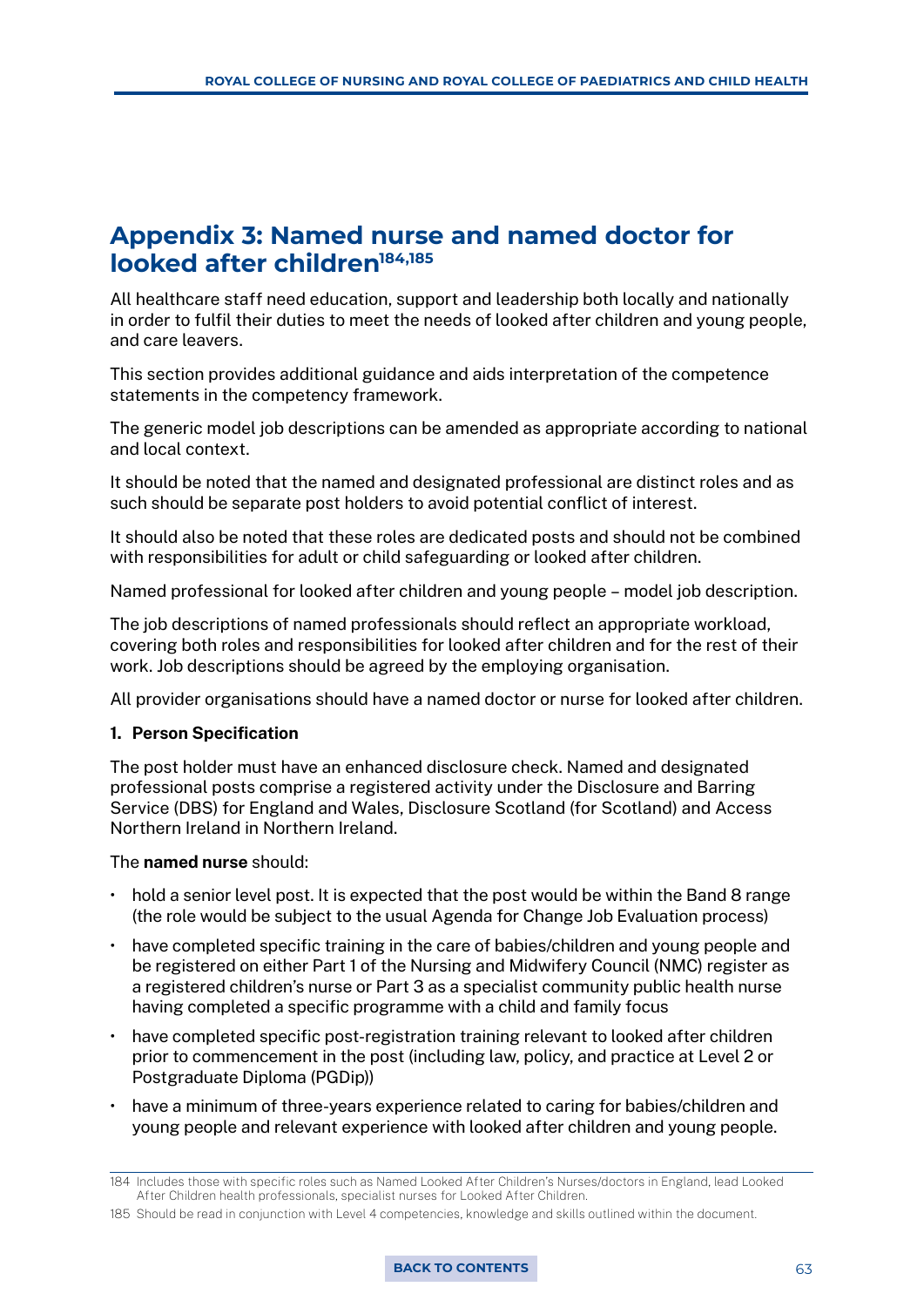# Appendix 3: Named nurse and named doctor for looked after children[184,185]

All healthcare staff need education, support and leadership both locally and nationally in order to fulfil their duties to meet the needs of looked after children and young people, and care leavers.

This section provides additional guidance and aids interpretation of the competence statements in the competency framework.

The generic model job descriptions can be amended as appropriate according to national and local context.

It should be noted that the named and designated professional are distinct roles and as such should be separate post holders to avoid potential conflict of interest.

It should also be noted that these roles are dedicated posts and should not be combined with responsibilities for adult or child safeguarding or looked after children.

Named professional for looked after children and young people – model job description.

The job descriptions of named professionals should reflect an appropriate workload, covering both roles and responsibilities for looked after children and for the rest of their work. Job descriptions should be agreed by the employing organisation.

All provider organisations should have a named doctor or nurse for looked after children.

**1. Person Specification**

The post holder must have an enhanced disclosure check. Named and designated professional posts comprise a registered activity under the Disclosure and Barring Service (DBS) for England and Wales, Disclosure Scotland (for Scotland) and Access Northern Ireland in Northern Ireland.

The **named nurse** should:

- hold a senior level post. It is expected that the post would be within the Band 8 range (the role would be subject to the usual Agenda for Change Job Evaluation process)
- have completed specific training in the care of babies/children and young people and be registered on either Part 1 of the Nursing and Midwifery Council (NMC) register as a registered children's nurse or Part 3 as a specialist community public health nurse having completed a specific programme with a child and family focus
- have completed specific post-registration training relevant to looked after children prior to commencement in the post (including law, policy, and practice at Level 2 or Postgraduate Diploma (PGDip))
- have a minimum of three-years experience related to caring for babies/children and young people and relevant experience with looked after children and young people.

184 Includes those with specific roles such as Named Looked After Children's Nurses/doctors in England, lead Looked After Children health professionals, specialist nurses for Looked After Children.

185 Should be read in conjunction with Level 4 competencies, knowledge and skills outlined within the document.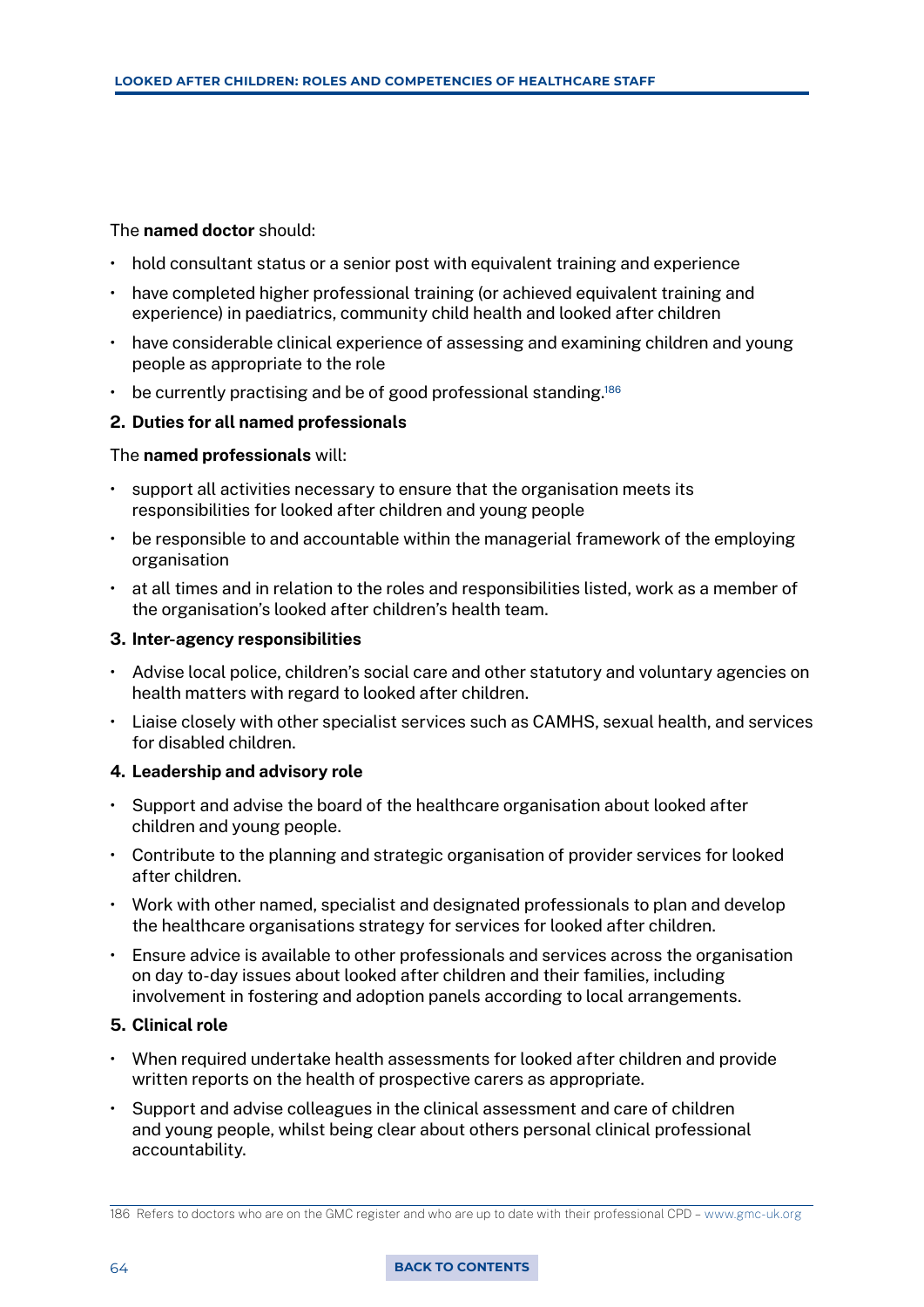The **named doctor** should:

- hold consultant status or a senior post with equivalent training and experience
- have completed higher professional training (or achieved equivalent training and experience) in paediatrics, community child health and looked after children
- have considerable clinical experience of assessing and examining children and young people as appropriate to the role
- be currently practising and be of good professional standing.[186]

**2. Duties for all named professionals**

The **named professionals** will:

- support all activities necessary to ensure that the organisation meets its responsibilities for looked after children and young people
- be responsible to and accountable within the managerial framework of the employing organisation
- at all times and in relation to the roles and responsibilities listed, work as a member of the organisation's looked after children's health team.

**3. Inter-agency responsibilities**

- Advise local police, children's social care and other statutory and voluntary agencies on health matters with regard to looked after children.
- Liaise closely with other specialist services such as CAMHS, sexual health, and services for disabled children.

**4. Leadership and advisory role**

- Support and advise the board of the healthcare organisation about looked after children and young people.
- Contribute to the planning and strategic organisation of provider services for looked after children.
- Work with other named, specialist and designated professionals to plan and develop the healthcare organisations strategy for services for looked after children.
- Ensure advice is available to other professionals and services across the organisation on day to-day issues about looked after children and their families, including involvement in fostering and adoption panels according to local arrangements.

**5. Clinical role**

- When required undertake health assessments for looked after children and provide written reports on the health of prospective carers as appropriate.
- Support and advise colleagues in the clinical assessment and care of children and young people, whilst being clear about others personal clinical professional accountability.

186 Refers to doctors who are on the GMC register and who are up to date with their professional CPD – www.gmc-uk.org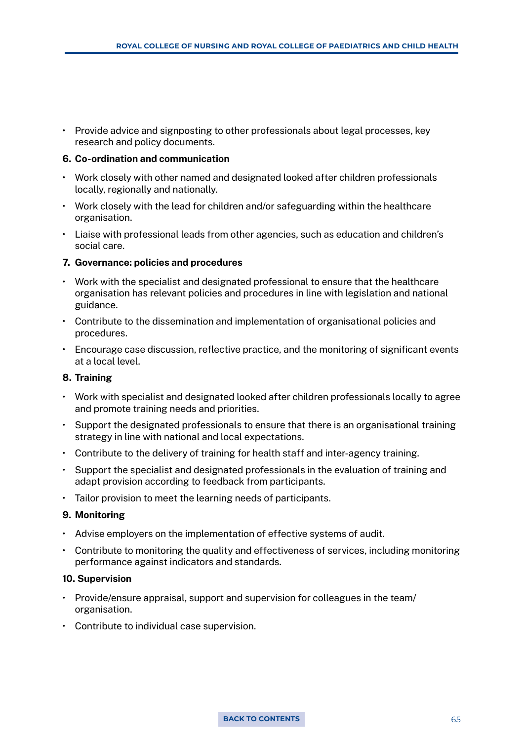- Provide advice and signposting to other professionals about legal processes, key research and policy documents.

**6. Co-ordination and communication**

- Work closely with other named and designated looked after children professionals locally, regionally and nationally.
- Work closely with the lead for children and/or safeguarding within the healthcare organisation.
- Liaise with professional leads from other agencies, such as education and children's social care.

**7. Governance: policies and procedures**

- Work with the specialist and designated professional to ensure that the healthcare organisation has relevant policies and procedures in line with legislation and national guidance.
- Contribute to the dissemination and implementation of organisational policies and procedures.
- Encourage case discussion, reflective practice, and the monitoring of significant events at a local level.

**8. Training**

- Work with specialist and designated looked after children professionals locally to agree and promote training needs and priorities.
- Support the designated professionals to ensure that there is an organisational training strategy in line with national and local expectations.
- Contribute to the delivery of training for health staff and inter-agency training.
- Support the specialist and designated professionals in the evaluation of training and adapt provision according to feedback from participants.
- Tailor provision to meet the learning needs of participants.

**9. Monitoring**

- Advise employers on the implementation of effective systems of audit.
- Contribute to monitoring the quality and effectiveness of services, including monitoring performance against indicators and standards.

**10. Supervision**

- Provide/ensure appraisal, support and supervision for colleagues in the team/organisation.
- Contribute to individual case supervision.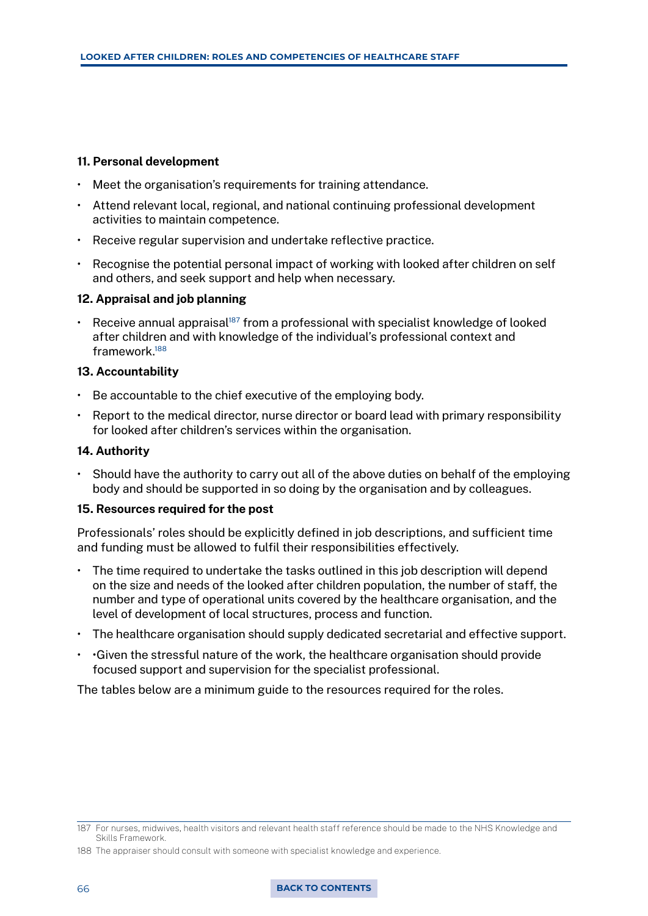**11. Personal development**

- Meet the organisation's requirements for training attendance.
- Attend relevant local, regional, and national continuing professional development activities to maintain competence.
- Receive regular supervision and undertake reflective practice.
- Recognise the potential personal impact of working with looked after children on self and others, and seek support and help when necessary.

**12. Appraisal and job planning**

- Receive annual appraisal[187] from a professional with specialist knowledge of looked after children and with knowledge of the individual's professional context and framework.[188]

**13. Accountability**

- Be accountable to the chief executive of the employing body.
- Report to the medical director, nurse director or board lead with primary responsibility for looked after children's services within the organisation.

**14. Authority**

- Should have the authority to carry out all of the above duties on behalf of the employing body and should be supported in so doing by the organisation and by colleagues.

**15. Resources required for the post**

Professionals' roles should be explicitly defined in job descriptions, and sufficient time and funding must be allowed to fulfil their responsibilities effectively.

- The time required to undertake the tasks outlined in this job description will depend on the size and needs of the looked after children population, the number of staff, the number and type of operational units covered by the healthcare organisation, and the level of development of local structures, process and function.
- The healthcare organisation should supply dedicated secretarial and effective support.
- •Given the stressful nature of the work, the healthcare organisation should provide focused support and supervision for the specialist professional.

The tables below are a minimum guide to the resources required for the roles.

---

187 For nurses, midwives, health visitors and relevant health staff reference should be made to the NHS Knowledge and Skills Framework.

188 The appraiser should consult with someone with specialist knowledge and experience.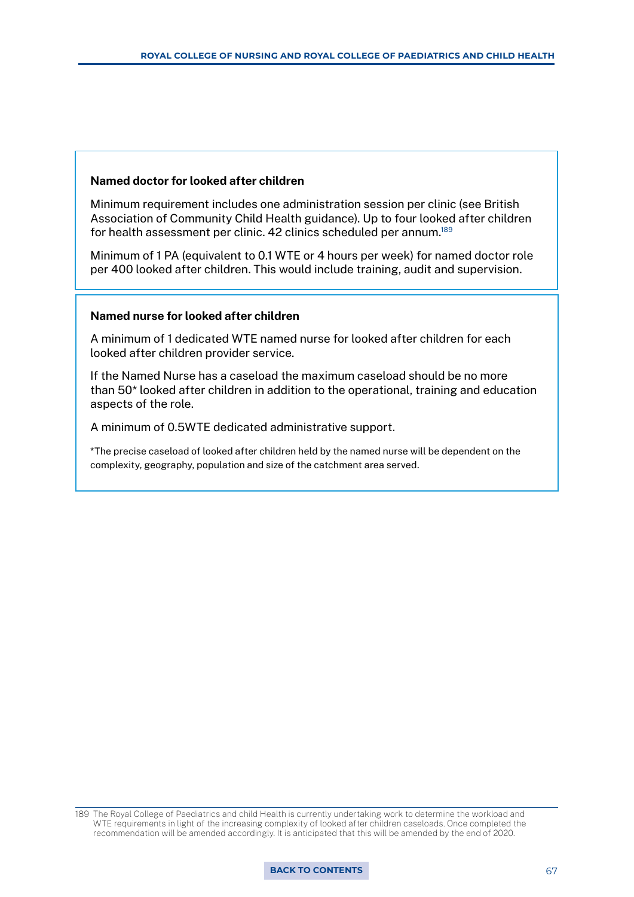**Named doctor for looked after children**

Minimum requirement includes one administration session per clinic (see British Association of Community Child Health guidance). Up to four looked after children for health assessment per clinic. 42 clinics scheduled per annum.[189]

Minimum of 1 PA (equivalent to 0.1 WTE or 4 hours per week) for named doctor role per 400 looked after children. This would include training, audit and supervision.

**Named nurse for looked after children**

A minimum of 1 dedicated WTE named nurse for looked after children for each looked after children provider service.

If the Named Nurse has a caseload the maximum caseload should be no more than 50* looked after children in addition to the operational, training and education aspects of the role.

A minimum of 0.5WTE dedicated administrative support.

*The precise caseload of looked after children held by the named nurse will be dependent on the complexity, geography, population and size of the catchment area served.

---

189 The Royal College of Paediatrics and child Health is currently undertaking work to determine the workload and WTE requirements in light of the increasing complexity of looked after children caseloads. Once completed the recommendation will be amended accordingly. It is anticipated that this will be amended by the end of 2020.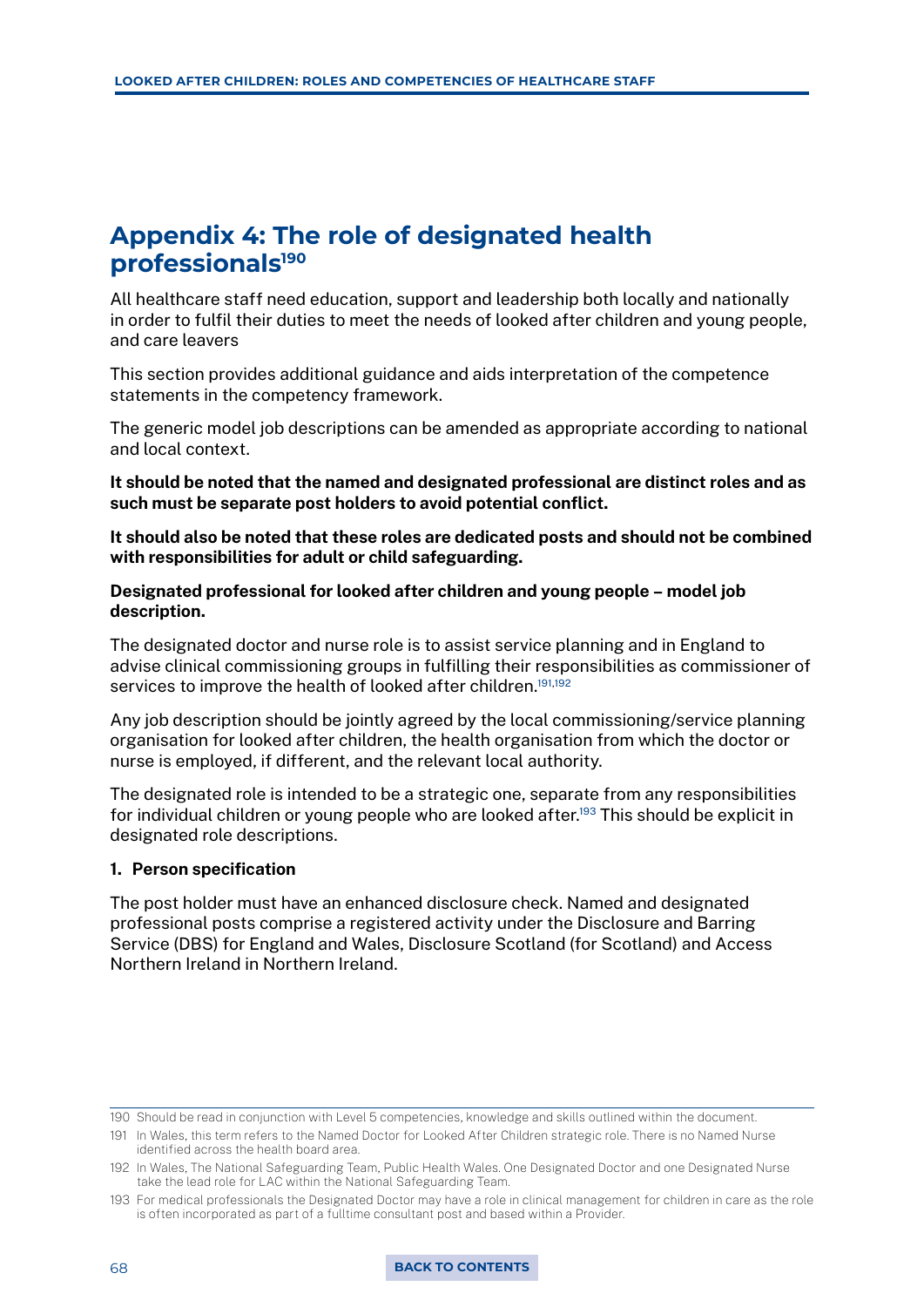# Appendix 4: The role of designated health professionals[190]

All healthcare staff need education, support and leadership both locally and nationally in order to fulfil their duties to meet the needs of looked after children and young people, and care leavers

This section provides additional guidance and aids interpretation of the competence statements in the competency framework.

The generic model job descriptions can be amended as appropriate according to national and local context.

**It should be noted that the named and designated professional are distinct roles and as such must be separate post holders to avoid potential conflict.**

**It should also be noted that these roles are dedicated posts and should not be combined with responsibilities for adult or child safeguarding.**

**Designated professional for looked after children and young people – model job description.**

The designated doctor and nurse role is to assist service planning and in England to advise clinical commissioning groups in fulfilling their responsibilities as commissioner of services to improve the health of looked after children.[191,192]

Any job description should be jointly agreed by the local commissioning/service planning organisation for looked after children, the health organisation from which the doctor or nurse is employed, if different, and the relevant local authority.

The designated role is intended to be a strategic one, separate from any responsibilities for individual children or young people who are looked after.[193] This should be explicit in designated role descriptions.

**1. Person specification**

The post holder must have an enhanced disclosure check. Named and designated professional posts comprise a registered activity under the Disclosure and Barring Service (DBS) for England and Wales, Disclosure Scotland (for Scotland) and Access Northern Ireland in Northern Ireland.

---

190 Should be read in conjunction with Level 5 competencies, knowledge and skills outlined within the document.

191 In Wales, this term refers to the Named Doctor for Looked After Children strategic role. There is no Named Nurse identified across the health board area.

192 In Wales, The National Safeguarding Team, Public Health Wales. One Designated Doctor and one Designated Nurse take the lead role for LAC within the National Safeguarding Team.

193 For medical professionals the Designated Doctor may have a role in clinical management for children in care as the role is often incorporated as part of a fulltime consultant post and based within a Provider.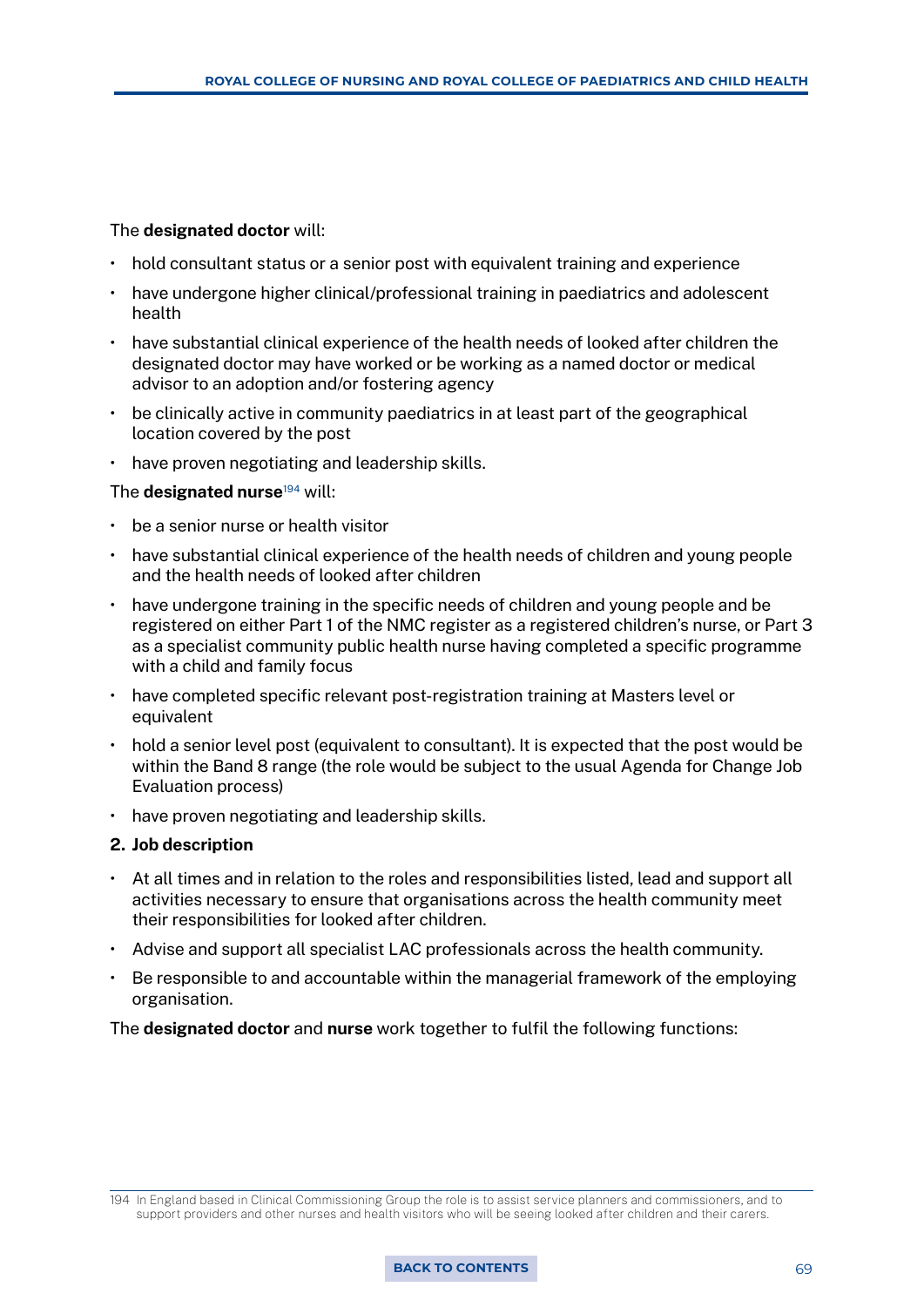The **designated doctor** will:

- hold consultant status or a senior post with equivalent training and experience
- have undergone higher clinical/professional training in paediatrics and adolescent health
- have substantial clinical experience of the health needs of looked after children the designated doctor may have worked or be working as a named doctor or medical advisor to an adoption and/or fostering agency
- be clinically active in community paediatrics in at least part of the geographical location covered by the post
- have proven negotiating and leadership skills.

The **designated nurse**[194] will:

- be a senior nurse or health visitor
- have substantial clinical experience of the health needs of children and young people and the health needs of looked after children
- have undergone training in the specific needs of children and young people and be registered on either Part 1 of the NMC register as a registered children's nurse, or Part 3 as a specialist community public health nurse having completed a specific programme with a child and family focus
- have completed specific relevant post-registration training at Masters level or equivalent
- hold a senior level post (equivalent to consultant). It is expected that the post would be within the Band 8 range (the role would be subject to the usual Agenda for Change Job Evaluation process)
- have proven negotiating and leadership skills.

**2. Job description**

- At all times and in relation to the roles and responsibilities listed, lead and support all activities necessary to ensure that organisations across the health community meet their responsibilities for looked after children.
- Advise and support all specialist LAC professionals across the health community.
- Be responsible to and accountable within the managerial framework of the employing organisation.

The **designated doctor** and **nurse** work together to fulfil the following functions:

194 In England based in Clinical Commissioning Group the role is to assist service planners and commissioners, and to support providers and other nurses and health visitors who will be seeing looked after children and their carers.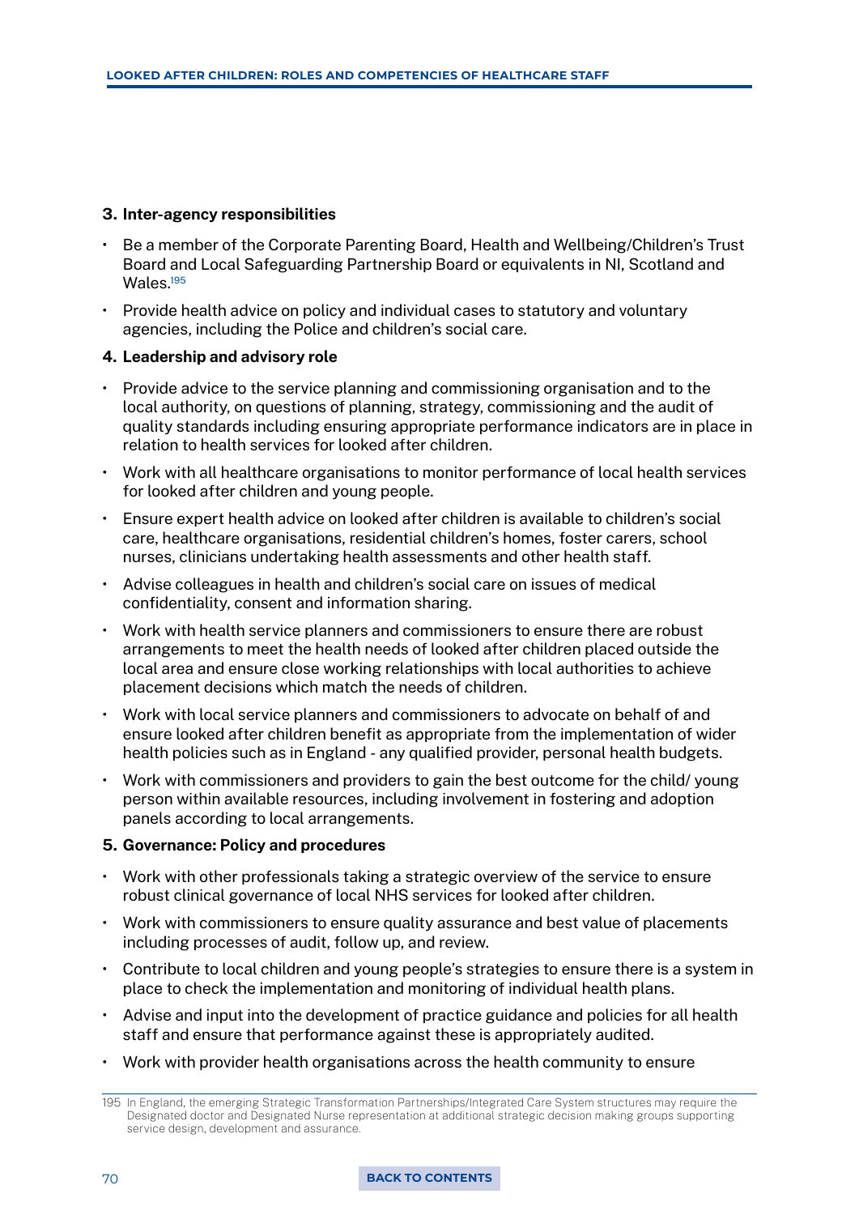**3. Inter-agency responsibilities**

- Be a member of the Corporate Parenting Board, Health and Wellbeing/Children's Trust Board and Local Safeguarding Partnership Board or equivalents in NI, Scotland and Wales.[195]
- Provide health advice on policy and individual cases to statutory and voluntary agencies, including the Police and children's social care.

**4. Leadership and advisory role**

- Provide advice to the service planning and commissioning organisation and to the local authority, on questions of planning, strategy, commissioning and the audit of quality standards including ensuring appropriate performance indicators are in place in relation to health services for looked after children.
- Work with all healthcare organisations to monitor performance of local health services for looked after children and young people.
- Ensure expert health advice on looked after children is available to children's social care, healthcare organisations, residential children's homes, foster carers, school nurses, clinicians undertaking health assessments and other health staff.
- Advise colleagues in health and children's social care on issues of medical confidentiality, consent and information sharing.
- Work with health service planners and commissioners to ensure there are robust arrangements to meet the health needs of looked after children placed outside the local area and ensure close working relationships with local authorities to achieve placement decisions which match the needs of children.
- Work with local service planners and commissioners to advocate on behalf of and ensure looked after children benefit as appropriate from the implementation of wider health policies such as in England - any qualified provider, personal health budgets.
- Work with commissioners and providers to gain the best outcome for the child/ young person within available resources, including involvement in fostering and adoption panels according to local arrangements.

**5. Governance: Policy and procedures**

- Work with other professionals taking a strategic overview of the service to ensure robust clinical governance of local NHS services for looked after children.
- Work with commissioners to ensure quality assurance and best value of placements including processes of audit, follow up, and review.
- Contribute to local children and young people's strategies to ensure there is a system in place to check the implementation and monitoring of individual health plans.
- Advise and input into the development of practice guidance and policies for all health staff and ensure that performance against these is appropriately audited.
- Work with provider health organisations across the health community to ensure

[195] In England, the emerging Strategic Transformation Partnerships/Integrated Care System structures may require the Designated doctor and Designated Nurse representation at additional strategic decision making groups supporting service design, development and assurance.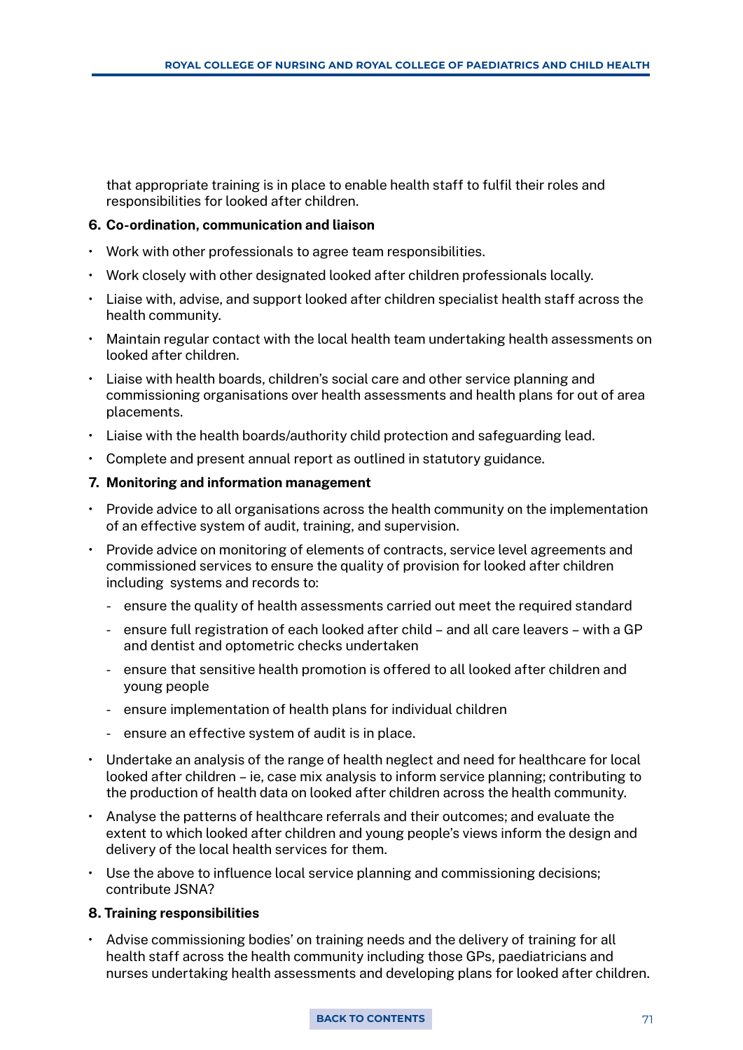that appropriate training is in place to enable health staff to fulfil their roles and responsibilities for looked after children.

**6. Co-ordination, communication and liaison**

- Work with other professionals to agree team responsibilities.
- Work closely with other designated looked after children professionals locally.
- Liaise with, advise, and support looked after children specialist health staff across the health community.
- Maintain regular contact with the local health team undertaking health assessments on looked after children.
- Liaise with health boards, children's social care and other service planning and commissioning organisations over health assessments and health plans for out of area placements.
- Liaise with the health boards/authority child protection and safeguarding lead.
- Complete and present annual report as outlined in statutory guidance.

**7. Monitoring and information management**

- Provide advice to all organisations across the health community on the implementation of an effective system of audit, training, and supervision.
- Provide advice on monitoring of elements of contracts, service level agreements and commissioned services to ensure the quality of provision for looked after children including systems and records to:
  - ensure the quality of health assessments carried out meet the required standard
  - ensure full registration of each looked after child – and all care leavers – with a GP and dentist and optometric checks undertaken
  - ensure that sensitive health promotion is offered to all looked after children and young people
  - ensure implementation of health plans for individual children
  - ensure an effective system of audit is in place.
- Undertake an analysis of the range of health neglect and need for healthcare for local looked after children – ie, case mix analysis to inform service planning; contributing to the production of health data on looked after children across the health community.
- Analyse the patterns of healthcare referrals and their outcomes; and evaluate the extent to which looked after children and young people's views inform the design and delivery of the local health services for them.
- Use the above to influence local service planning and commissioning decisions; contribute JSNA?

**8. Training responsibilities**

- Advise commissioning bodies' on training needs and the delivery of training for all health staff across the health community including those GPs, paediatricians and nurses undertaking health assessments and developing plans for looked after children.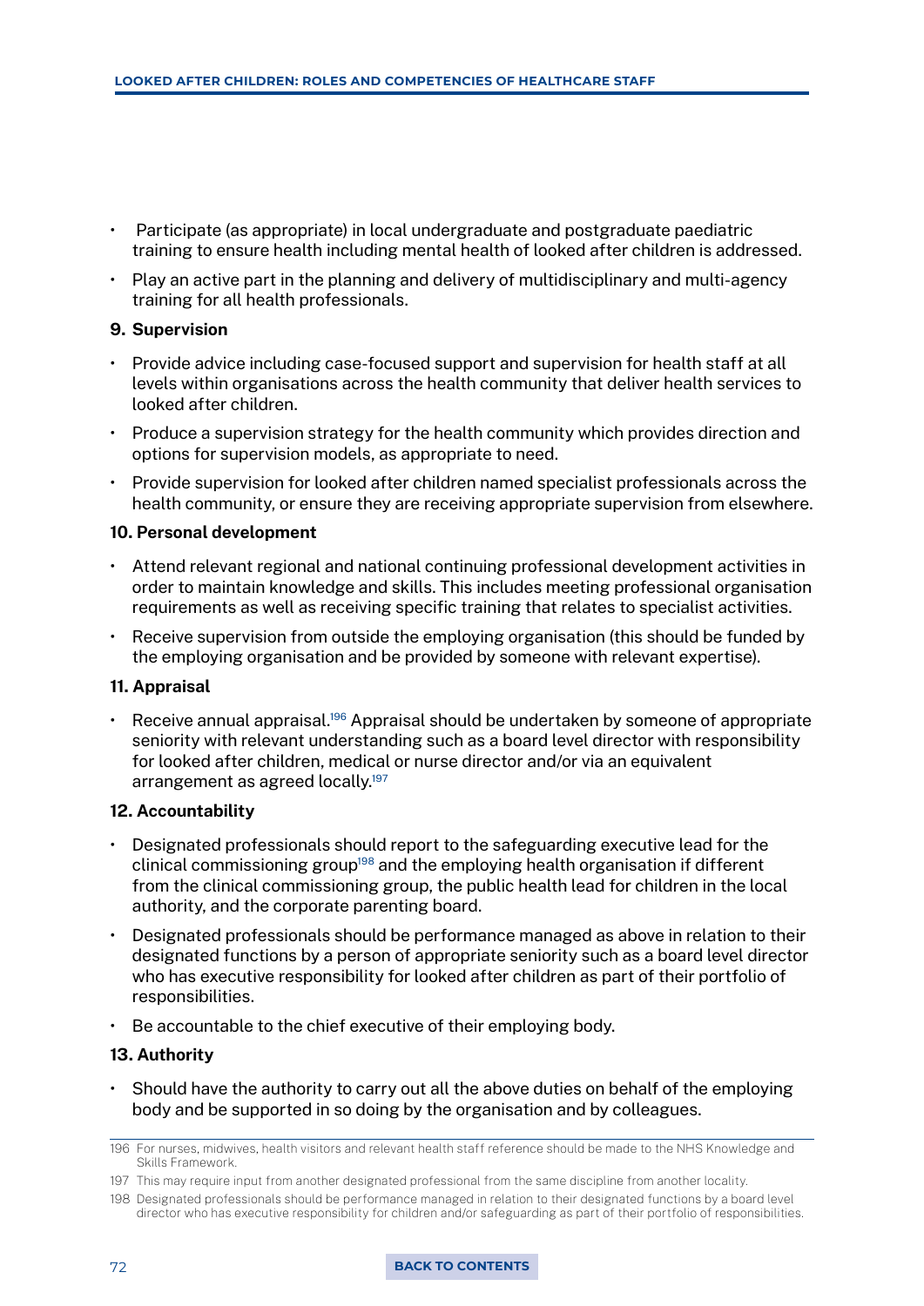- Participate (as appropriate) in local undergraduate and postgraduate paediatric training to ensure health including mental health of looked after children is addressed.
- Play an active part in the planning and delivery of multidisciplinary and multi-agency training for all health professionals.

**9. Supervision**

- Provide advice including case-focused support and supervision for health staff at all levels within organisations across the health community that deliver health services to looked after children.
- Produce a supervision strategy for the health community which provides direction and options for supervision models, as appropriate to need.
- Provide supervision for looked after children named specialist professionals across the health community, or ensure they are receiving appropriate supervision from elsewhere.

**10. Personal development**

- Attend relevant regional and national continuing professional development activities in order to maintain knowledge and skills. This includes meeting professional organisation requirements as well as receiving specific training that relates to specialist activities.
- Receive supervision from outside the employing organisation (this should be funded by the employing organisation and be provided by someone with relevant expertise).

**11. Appraisal**

- Receive annual appraisal.[196] Appraisal should be undertaken by someone of appropriate seniority with relevant understanding such as a board level director with responsibility for looked after children, medical or nurse director and/or via an equivalent arrangement as agreed locally.[197]

**12. Accountability**

- Designated professionals should report to the safeguarding executive lead for the clinical commissioning group[198] and the employing health organisation if different from the clinical commissioning group, the public health lead for children in the local authority, and the corporate parenting board.
- Designated professionals should be performance managed as above in relation to their designated functions by a person of appropriate seniority such as a board level director who has executive responsibility for looked after children as part of their portfolio of responsibilities.
- Be accountable to the chief executive of their employing body.

**13. Authority**

- Should have the authority to carry out all the above duties on behalf of the employing body and be supported in so doing by the organisation and by colleagues.

---

196 For nurses, midwives, health visitors and relevant health staff reference should be made to the NHS Knowledge and Skills Framework.

197 This may require input from another designated professional from the same discipline from another locality.

198 Designated professionals should be performance managed in relation to their designated functions by a board level director who has executive responsibility for children and/or safeguarding as part of their portfolio of responsibilities.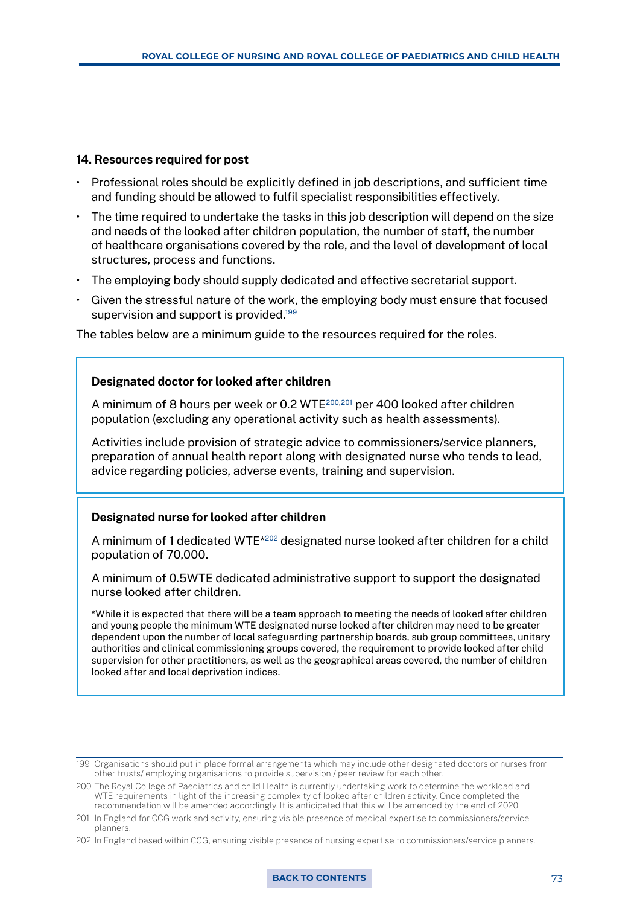**14. Resources required for post**

- Professional roles should be explicitly defined in job descriptions, and sufficient time and funding should be allowed to fulfil specialist responsibilities effectively.
- The time required to undertake the tasks in this job description will depend on the size and needs of the looked after children population, the number of staff, the number of healthcare organisations covered by the role, and the level of development of local structures, process and functions.
- The employing body should supply dedicated and effective secretarial support.
- Given the stressful nature of the work, the employing body must ensure that focused supervision and support is provided.[199]

The tables below are a minimum guide to the resources required for the roles.

**Designated doctor for looked after children**

A minimum of 8 hours per week or 0.2 WTE[200,201] per 400 looked after children population (excluding any operational activity such as health assessments).

Activities include provision of strategic advice to commissioners/service planners, preparation of annual health report along with designated nurse who tends to lead, advice regarding policies, adverse events, training and supervision.

**Designated nurse for looked after children**

A minimum of 1 dedicated WTE*[202] designated nurse looked after children for a child population of 70,000.

A minimum of 0.5WTE dedicated administrative support to support the designated nurse looked after children.

*While it is expected that there will be a team approach to meeting the needs of looked after children and young people the minimum WTE designated nurse looked after children may need to be greater dependent upon the number of local safeguarding partnership boards, sub group committees, unitary authorities and clinical commissioning groups covered, the requirement to provide looked after child supervision for other practitioners, as well as the geographical areas covered, the number of children looked after and local deprivation indices.

---

199 Organisations should put in place formal arrangements which may include other designated doctors or nurses from other trusts/ employing organisations to provide supervision / peer review for each other.

200 The Royal College of Paediatrics and child Health is currently undertaking work to determine the workload and WTE requirements in light of the increasing complexity of looked after children activity. Once completed the recommendation will be amended accordingly. It is anticipated that this will be amended by the end of 2020.

201 In England for CCG work and activity, ensuring visible presence of medical expertise to commissioners/service planners.

202 In England based within CCG, ensuring visible presence of nursing expertise to commissioners/service planners.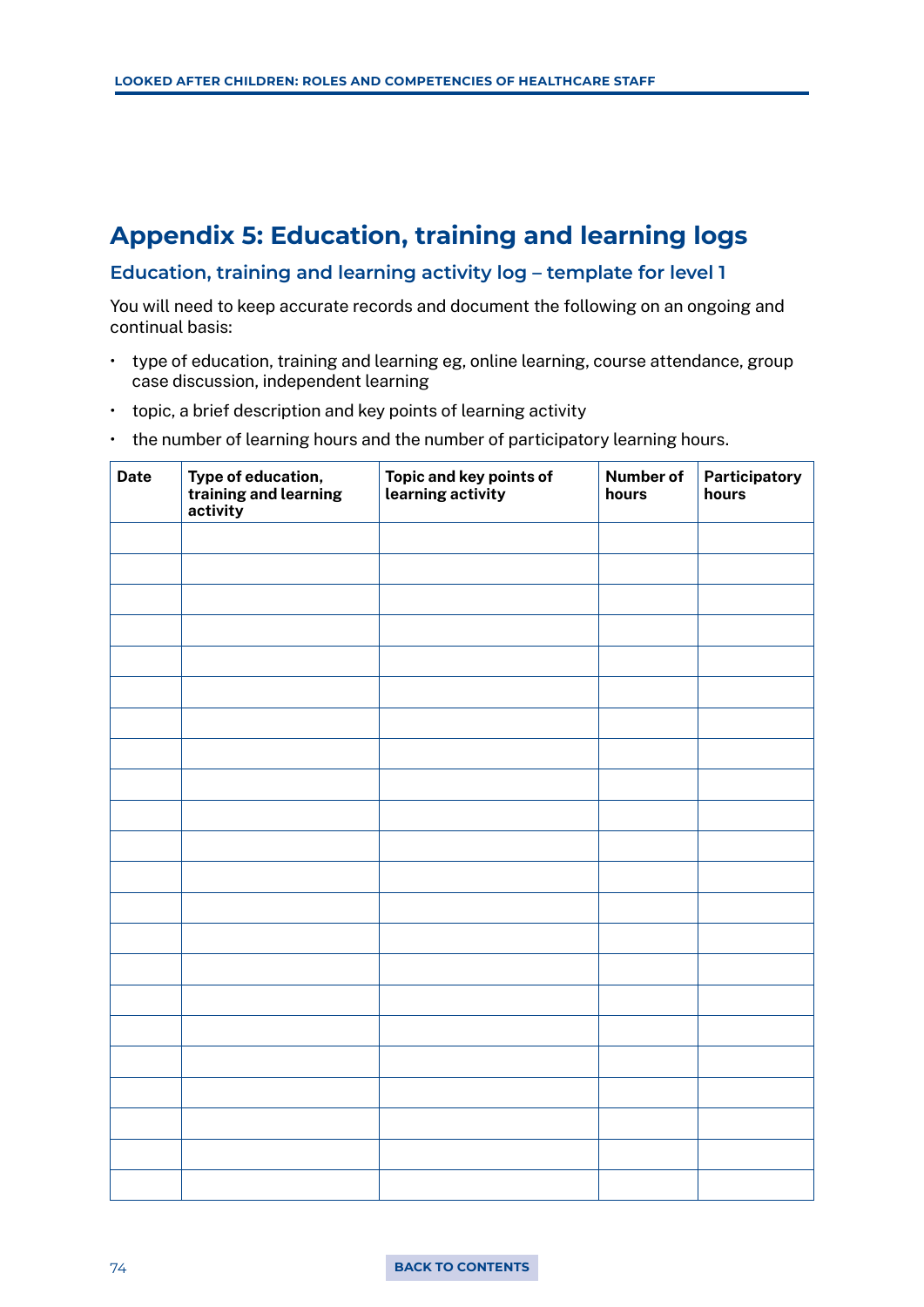# Appendix 5: Education, training and learning logs

## Education, training and learning activity log – template for level 1

You will need to keep accurate records and document the following on an ongoing and continual basis:

- type of education, training and learning eg, online learning, course attendance, group case discussion, independent learning
- topic, a brief description and key points of learning activity
- the number of learning hours and the number of participatory learning hours.

| Date | Type of education, training and learning activity | Topic and key points of learning activity | Number of hours | Participatory hours |
|---|---|---|---|---|
| | | | | |
| | | | | |
| | | | | |
| | | | | |
| | | | | |
| | | | | |
| | | | | |
| | | | | |
| | | | | |
| | | | | |
| | | | | |
| | | | | |
| | | | | |
| | | | | |
| | | | | |
| | | | | |
| | | | | |
| | | | | |
| | | | | |
| | | | | |
| | | | | |
| | | | | |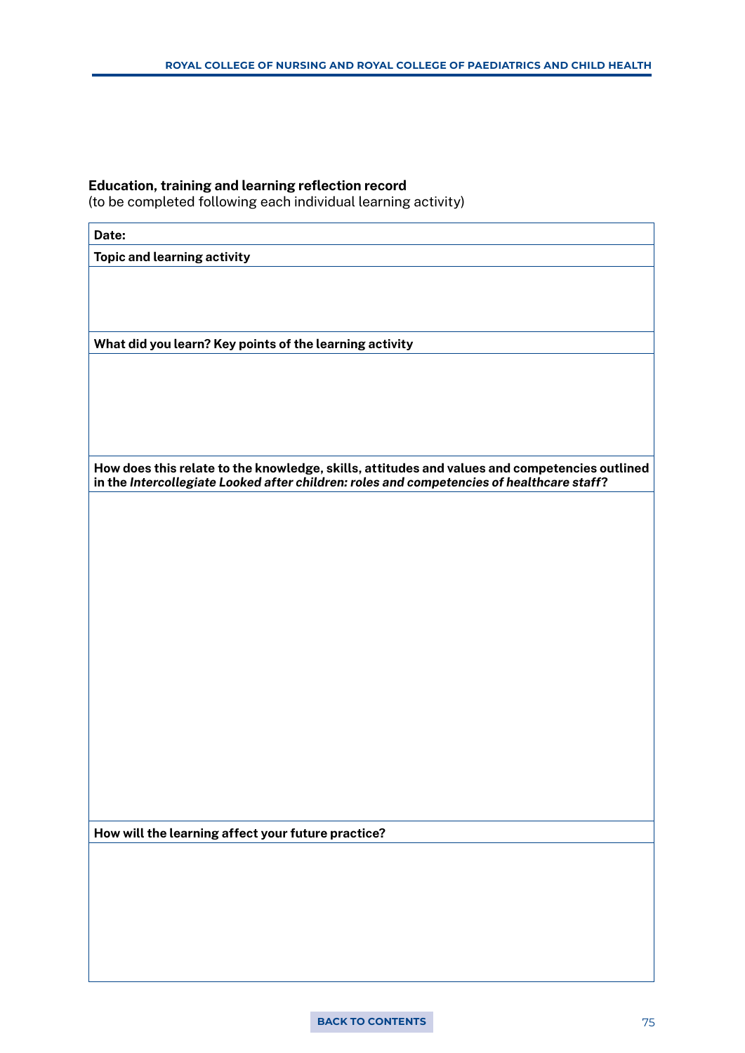**Education, training and learning reflection record**
(to be completed following each individual learning activity)

| Date: |
|---|
| **Topic and learning activity** |
| |
| **What did you learn? Key points of the learning activity** |
| |
| **How does this relate to the knowledge, skills, attitudes and values and competencies outlined in the *Intercollegiate Looked after children: roles and competencies of healthcare staff*?** |
| |
| **How will the learning affect your future practice?** |
| |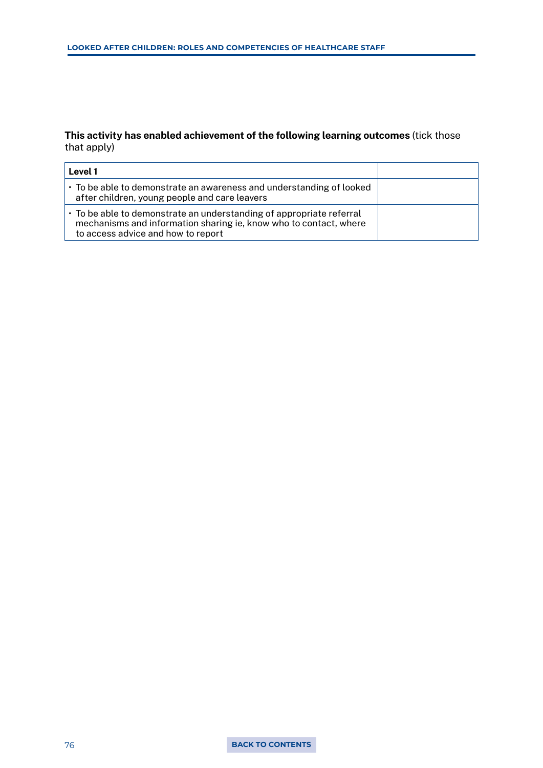**This activity has enabled achievement of the following learning outcomes** (tick those that apply)

| Level 1 | |
|---|---|
| • To be able to demonstrate an awareness and understanding of looked after children, young people and care leavers | |
| • To be able to demonstrate an understanding of appropriate referral mechanisms and information sharing ie, know who to contact, where to access advice and how to report | |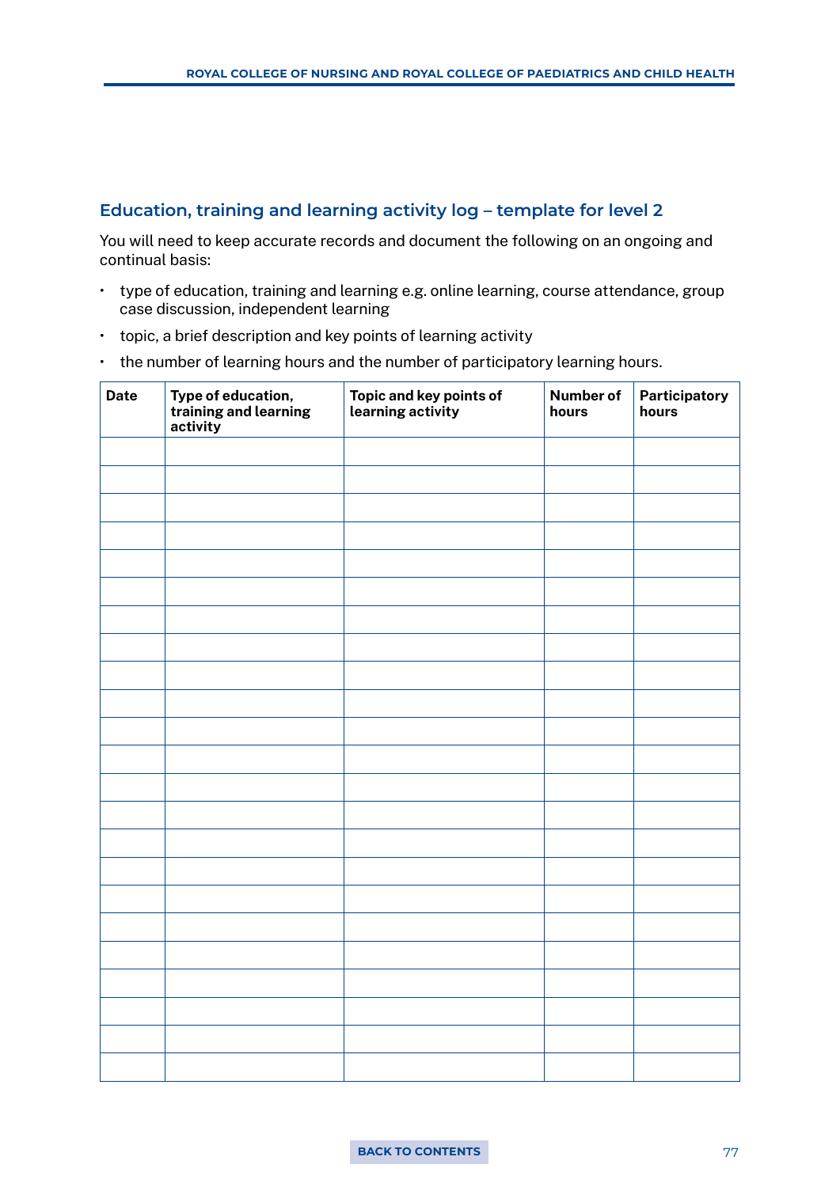## Education, training and learning activity log – template for level 2

You will need to keep accurate records and document the following on an ongoing and continual basis:

- type of education, training and learning e.g. online learning, course attendance, group case discussion, independent learning
- topic, a brief description and key points of learning activity
- the number of learning hours and the number of participatory learning hours.

| Date | Type of education, training and learning activity | Topic and key points of learning activity | Number of hours | Participatory hours |
|---|---|---|---|---|
| | | | | |
| | | | | |
| | | | | |
| | | | | |
| | | | | |
| | | | | |
| | | | | |
| | | | | |
| | | | | |
| | | | | |
| | | | | |
| | | | | |
| | | | | |
| | | | | |
| | | | | |
| | | | | |
| | | | | |
| | | | | |
| | | | | |
| | | | | |
| | | | | |
| | | | | |
| | | | | |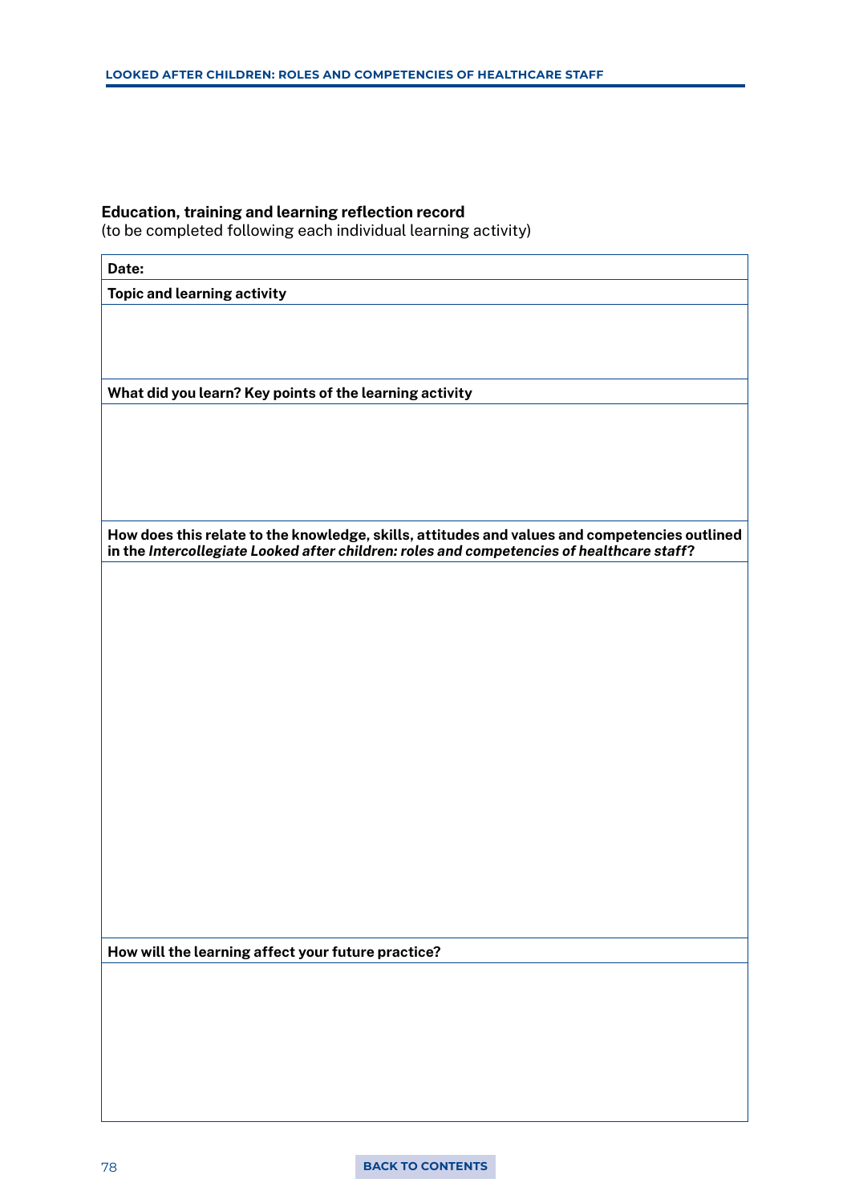**Education, training and learning reflection record**
(to be completed following each individual learning activity)

| **Date:** |
|---|
| **Topic and learning activity** |
| |
| **What did you learn? Key points of the learning activity** |
| |
| **How does this relate to the knowledge, skills, attitudes and values and competencies outlined in the *Intercollegiate Looked after children: roles and competencies of healthcare staff*?** |
| |
| **How will the learning affect your future practice?** |
| |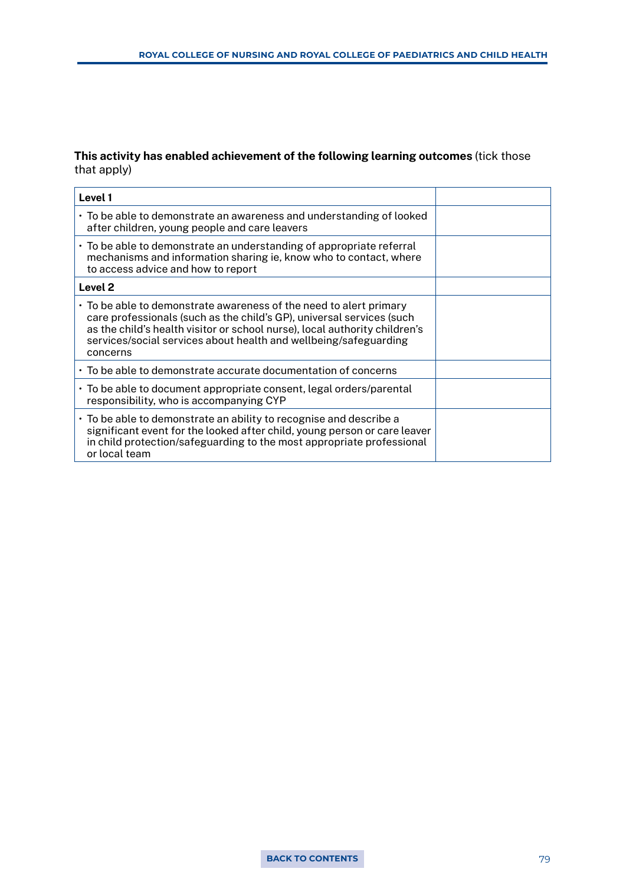**This activity has enabled achievement of the following learning outcomes** (tick those that apply)

| **Level 1** | |
|---|---|
| • To be able to demonstrate an awareness and understanding of looked after children, young people and care leavers | |
| • To be able to demonstrate an understanding of appropriate referral mechanisms and information sharing ie, know who to contact, where to access advice and how to report | |
| **Level 2** | |
| • To be able to demonstrate awareness of the need to alert primary care professionals (such as the child's GP), universal services (such as the child's health visitor or school nurse), local authority children's services/social services about health and wellbeing/safeguarding concerns | |
| • To be able to demonstrate accurate documentation of concerns | |
| • To be able to document appropriate consent, legal orders/parental responsibility, who is accompanying CYP | |
| • To be able to demonstrate an ability to recognise and describe a significant event for the looked after child, young person or care leaver in child protection/safeguarding to the most appropriate professional or local team | |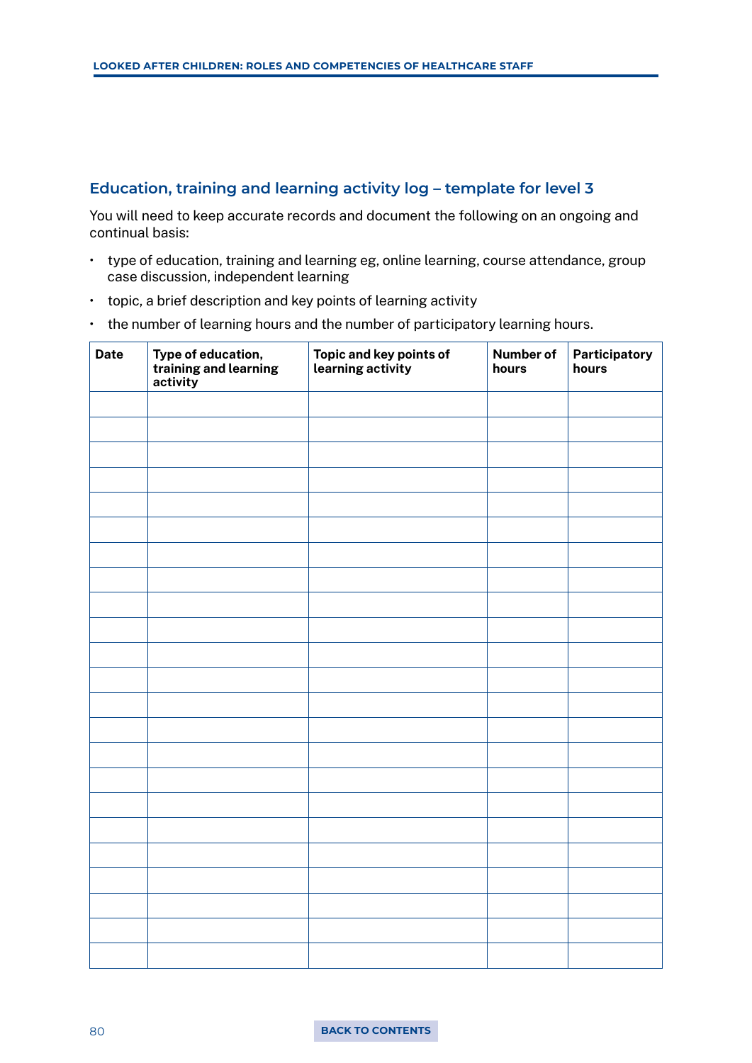## Education, training and learning activity log – template for level 3

You will need to keep accurate records and document the following on an ongoing and continual basis:

- type of education, training and learning eg, online learning, course attendance, group case discussion, independent learning
- topic, a brief description and key points of learning activity
- the number of learning hours and the number of participatory learning hours.

| Date | Type of education, training and learning activity | Topic and key points of learning activity | Number of hours | Participatory hours |
|---|---|---|---|---|
| | | | | |
| | | | | |
| | | | | |
| | | | | |
| | | | | |
| | | | | |
| | | | | |
| | | | | |
| | | | | |
| | | | | |
| | | | | |
| | | | | |
| | | | | |
| | | | | |
| | | | | |
| | | | | |
| | | | | |
| | | | | |
| | | | | |
| | | | | |
| | | | | |
| | | | | |
| | | | | |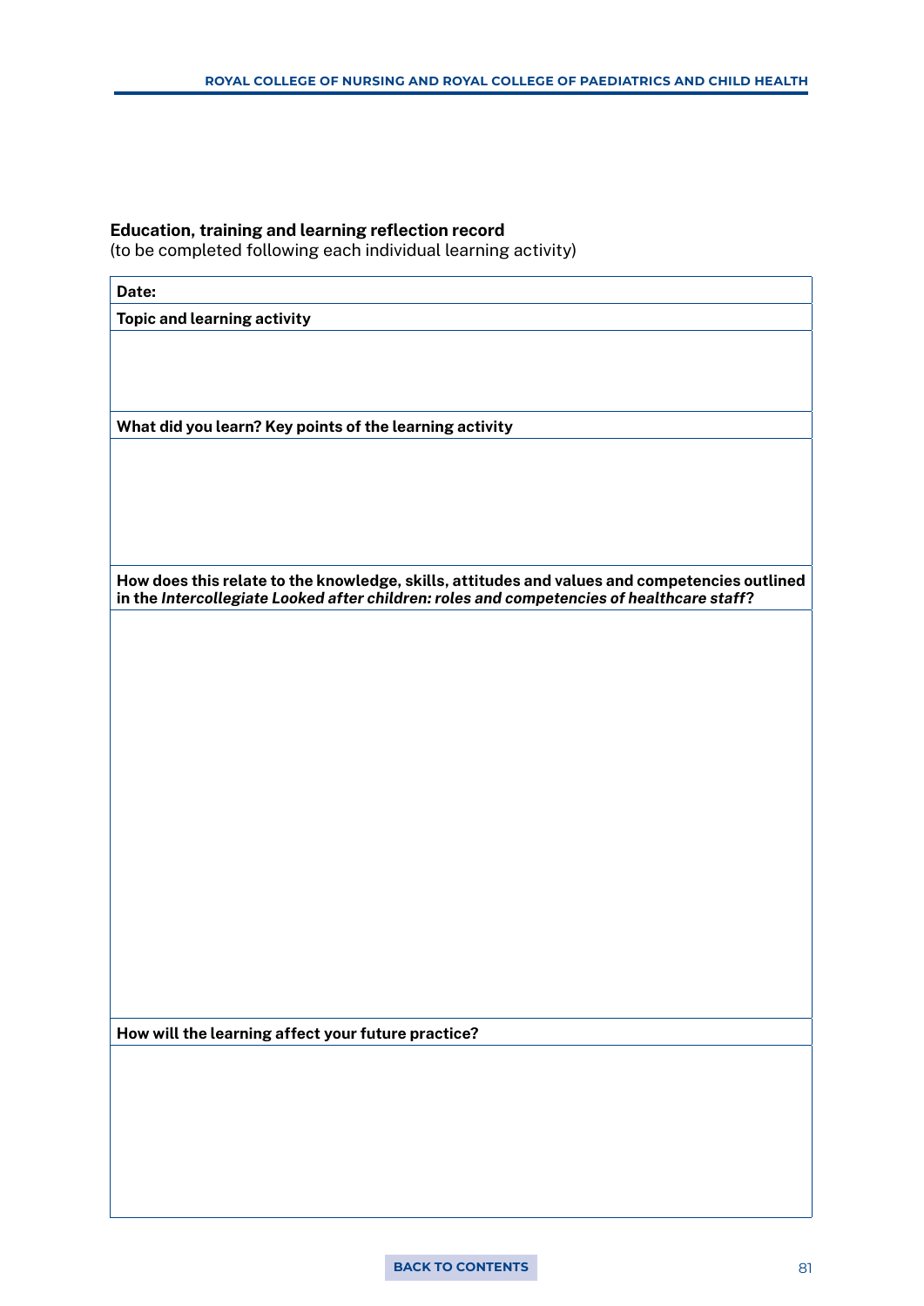**Education, training and learning reflection record**
(to be completed following each individual learning activity)

| **Date:** |
|---|
| **Topic and learning activity** |
| |
| **What did you learn? Key points of the learning activity** |
| |
| **How does this relate to the knowledge, skills, attitudes and values and competencies outlined in the *Intercollegiate Looked after children: roles and competencies of healthcare staff*?** |
| |
| **How will the learning affect your future practice?** |
| |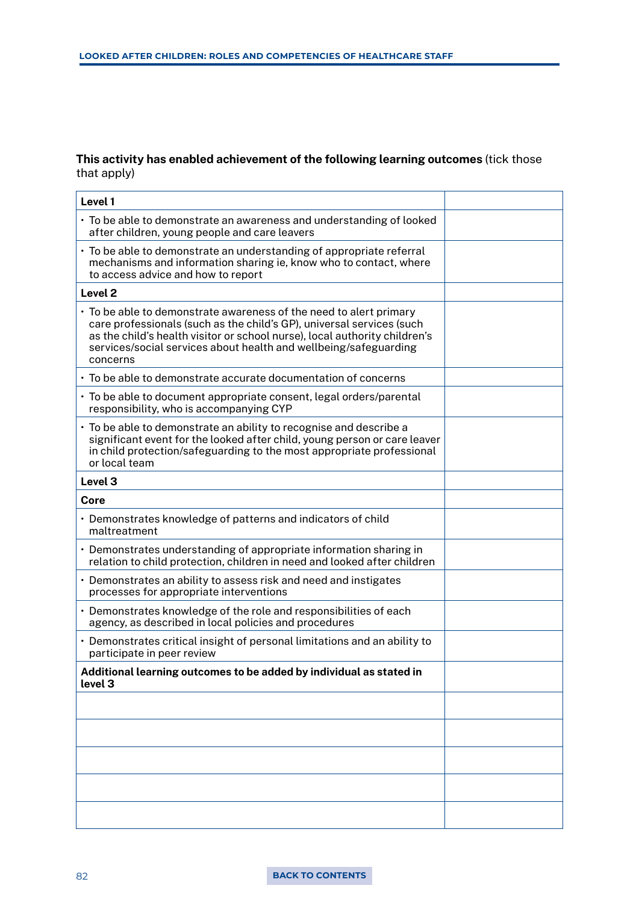**This activity has enabled achievement of the following learning outcomes** (tick those that apply)

| **Level 1** | |
|---|---|
| • To be able to demonstrate an awareness and understanding of looked after children, young people and care leavers | |
| • To be able to demonstrate an understanding of appropriate referral mechanisms and information sharing ie, know who to contact, where to access advice and how to report | |
| **Level 2** | |
| • To be able to demonstrate awareness of the need to alert primary care professionals (such as the child's GP), universal services (such as the child's health visitor or school nurse), local authority children's services/social services about health and wellbeing/safeguarding concerns | |
| • To be able to demonstrate accurate documentation of concerns | |
| • To be able to document appropriate consent, legal orders/parental responsibility, who is accompanying CYP | |
| • To be able to demonstrate an ability to recognise and describe a significant event for the looked after child, young person or care leaver in child protection/safeguarding to the most appropriate professional or local team | |
| **Level 3** | |
| **Core** | |
| • Demonstrates knowledge of patterns and indicators of child maltreatment | |
| • Demonstrates understanding of appropriate information sharing in relation to child protection, children in need and looked after children | |
| • Demonstrates an ability to assess risk and need and instigates processes for appropriate interventions | |
| • Demonstrates knowledge of the role and responsibilities of each agency, as described in local policies and procedures | |
| • Demonstrates critical insight of personal limitations and an ability to participate in peer review | |
| **Additional learning outcomes to be added by individual as stated in level 3** | |
| | |
| | |
| | |
| | |
| | |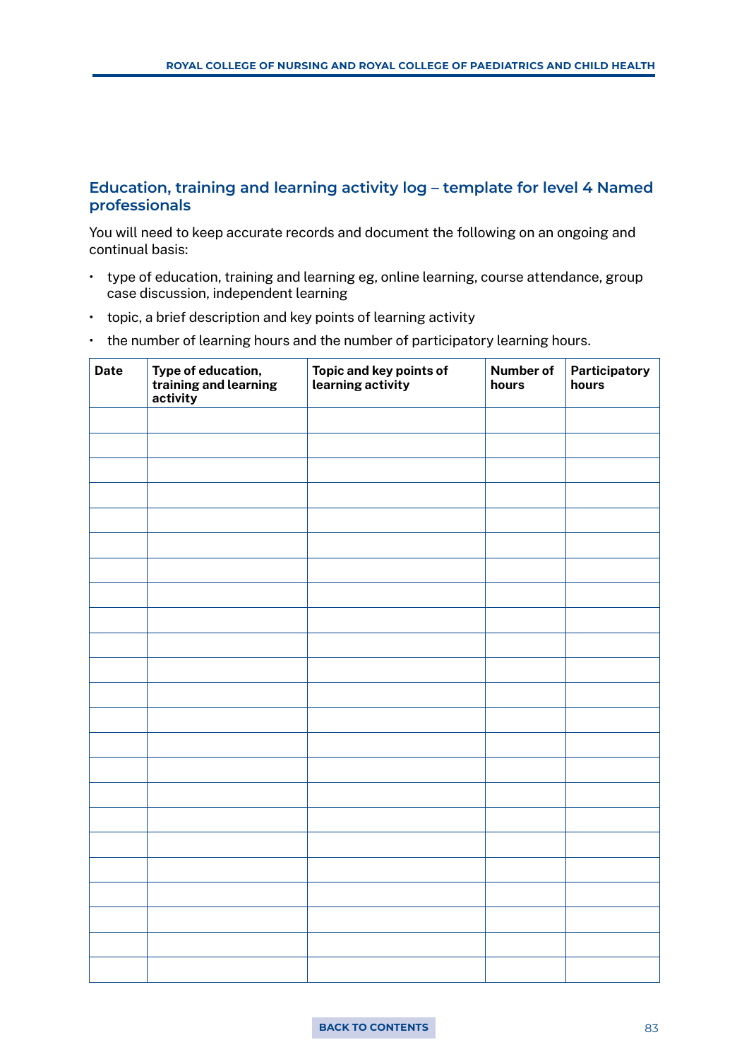## Education, training and learning activity log – template for level 4 Named professionals

You will need to keep accurate records and document the following on an ongoing and continual basis:

- type of education, training and learning eg, online learning, course attendance, group case discussion, independent learning
- topic, a brief description and key points of learning activity
- the number of learning hours and the number of participatory learning hours.

| Date | Type of education, training and learning activity | Topic and key points of learning activity | Number of hours | Participatory hours |
|---|---|---|---|---|
| | | | | |
| | | | | |
| | | | | |
| | | | | |
| | | | | |
| | | | | |
| | | | | |
| | | | | |
| | | | | |
| | | | | |
| | | | | |
| | | | | |
| | | | | |
| | | | | |
| | | | | |
| | | | | |
| | | | | |
| | | | | |
| | | | | |
| | | | | |
| | | | | |
| | | | | |
| | | | | |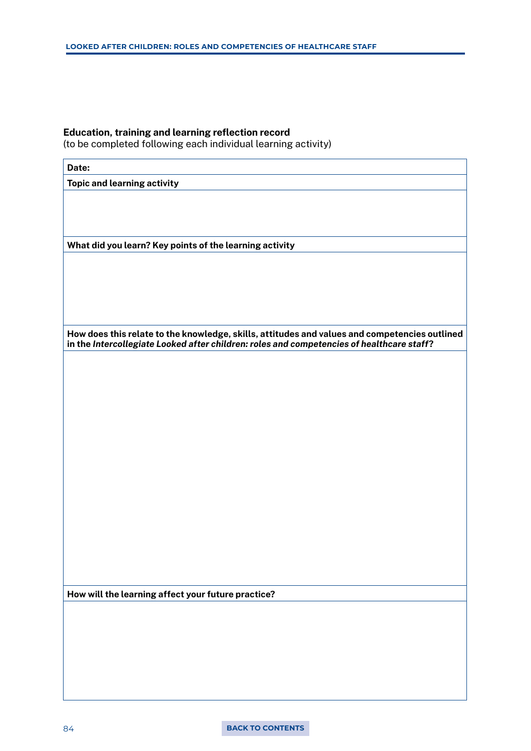**Education, training and learning reflection record**
(to be completed following each individual learning activity)

| **Date:** |
|---|
| **Topic and learning activity** |
| |
| **What did you learn? Key points of the learning activity** |
| |
| **How does this relate to the knowledge, skills, attitudes and values and competencies outlined in the *Intercollegiate Looked after children: roles and competencies of healthcare staff*?** |
| |
| **How will the learning affect your future practice?** |
| |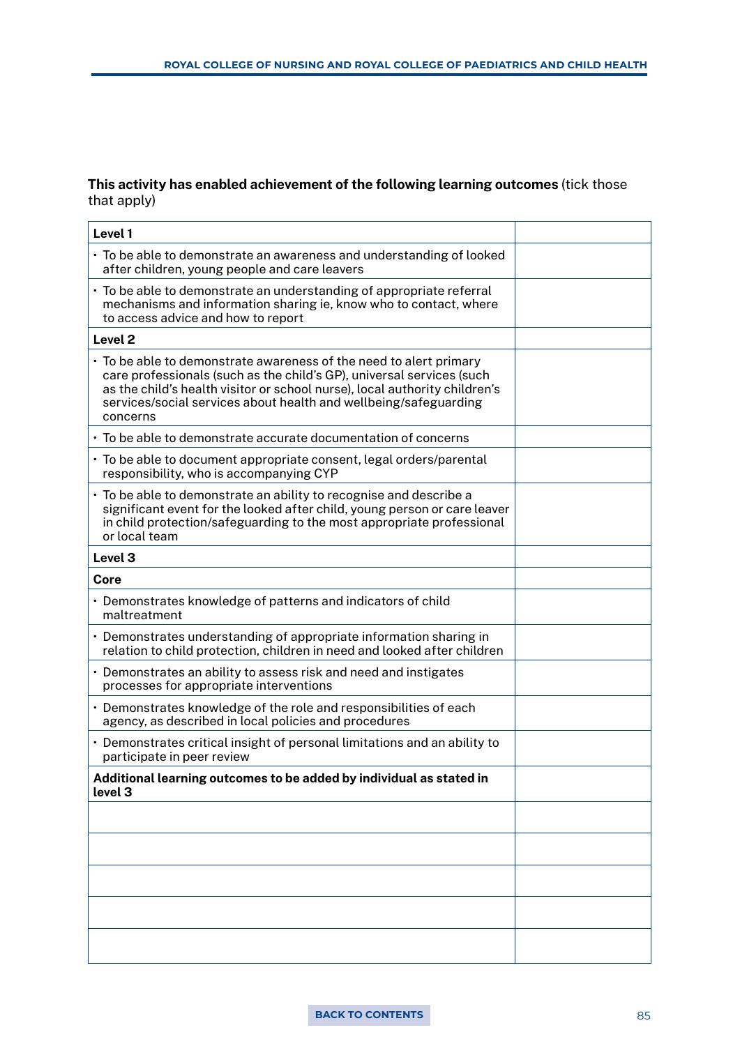**This activity has enabled achievement of the following learning outcomes** (tick those that apply)

| | |
|---|---|
| **Level 1** | |
| • To be able to demonstrate an awareness and understanding of looked after children, young people and care leavers | |
| • To be able to demonstrate an understanding of appropriate referral mechanisms and information sharing ie, know who to contact, where to access advice and how to report | |
| **Level 2** | |
| • To be able to demonstrate awareness of the need to alert primary care professionals (such as the child's GP), universal services (such as the child's health visitor or school nurse), local authority children's services/social services about health and wellbeing/safeguarding concerns | |
| • To be able to demonstrate accurate documentation of concerns | |
| • To be able to document appropriate consent, legal orders/parental responsibility, who is accompanying CYP | |
| • To be able to demonstrate an ability to recognise and describe a significant event for the looked after child, young person or care leaver in child protection/safeguarding to the most appropriate professional or local team | |
| **Level 3** | |
| **Core** | |
| • Demonstrates knowledge of patterns and indicators of child maltreatment | |
| • Demonstrates understanding of appropriate information sharing in relation to child protection, children in need and looked after children | |
| • Demonstrates an ability to assess risk and need and instigates processes for appropriate interventions | |
| • Demonstrates knowledge of the role and responsibilities of each agency, as described in local policies and procedures | |
| • Demonstrates critical insight of personal limitations and an ability to participate in peer review | |
| **Additional learning outcomes to be added by individual as stated in level 3** | |
| | |
| | |
| | |
| | |
| | |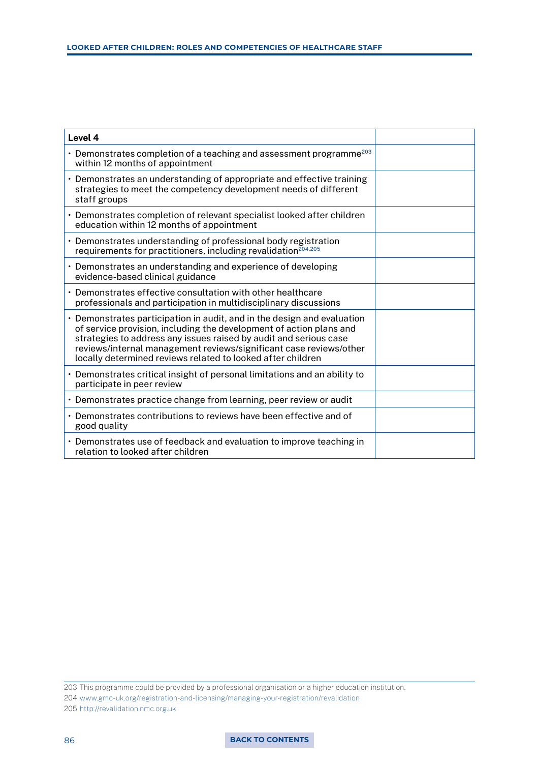| Level 4 | |
|---|---|
| • Demonstrates completion of a teaching and assessment programme[203] within 12 months of appointment | |
| • Demonstrates an understanding of appropriate and effective training strategies to meet the competency development needs of different staff groups | |
| • Demonstrates completion of relevant specialist looked after children education within 12 months of appointment | |
| • Demonstrates understanding of professional body registration requirements for practitioners, including revalidation[204,205] | |
| • Demonstrates an understanding and experience of developing evidence-based clinical guidance | |
| • Demonstrates effective consultation with other healthcare professionals and participation in multidisciplinary discussions | |
| • Demonstrates participation in audit, and in the design and evaluation of service provision, including the development of action plans and strategies to address any issues raised by audit and serious case reviews/internal management reviews/significant case reviews/other locally determined reviews related to looked after children | |
| • Demonstrates critical insight of personal limitations and an ability to participate in peer review | |
| • Demonstrates practice change from learning, peer review or audit | |
| • Demonstrates contributions to reviews have been effective and of good quality | |
| • Demonstrates use of feedback and evaluation to improve teaching in relation to looked after children | |

203 This programme could be provided by a professional organisation or a higher education institution.

204 www.gmc-uk.org/registration-and-licensing/managing-your-registration/revalidation

205 http://revalidation.nmc.org.uk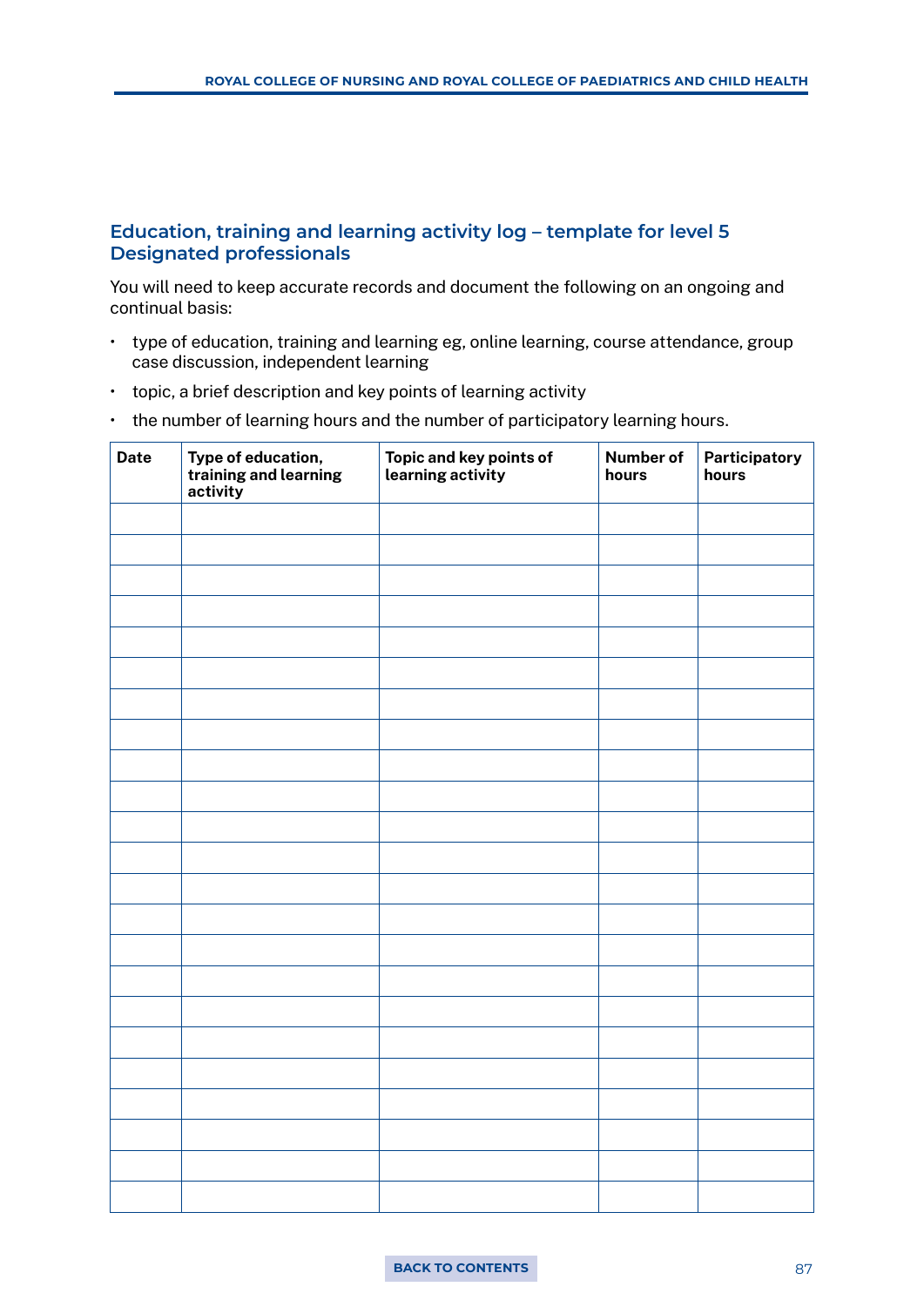## Education, training and learning activity log – template for level 5 Designated professionals

You will need to keep accurate records and document the following on an ongoing and continual basis:

- type of education, training and learning eg, online learning, course attendance, group case discussion, independent learning
- topic, a brief description and key points of learning activity
- the number of learning hours and the number of participatory learning hours.

| Date | Type of education, training and learning activity | Topic and key points of learning activity | Number of hours | Participatory hours |
|---|---|---|---|---|
| | | | | |
| | | | | |
| | | | | |
| | | | | |
| | | | | |
| | | | | |
| | | | | |
| | | | | |
| | | | | |
| | | | | |
| | | | | |
| | | | | |
| | | | | |
| | | | | |
| | | | | |
| | | | | |
| | | | | |
| | | | | |
| | | | | |
| | | | | |
| | | | | |
| | | | | |
| | | | | |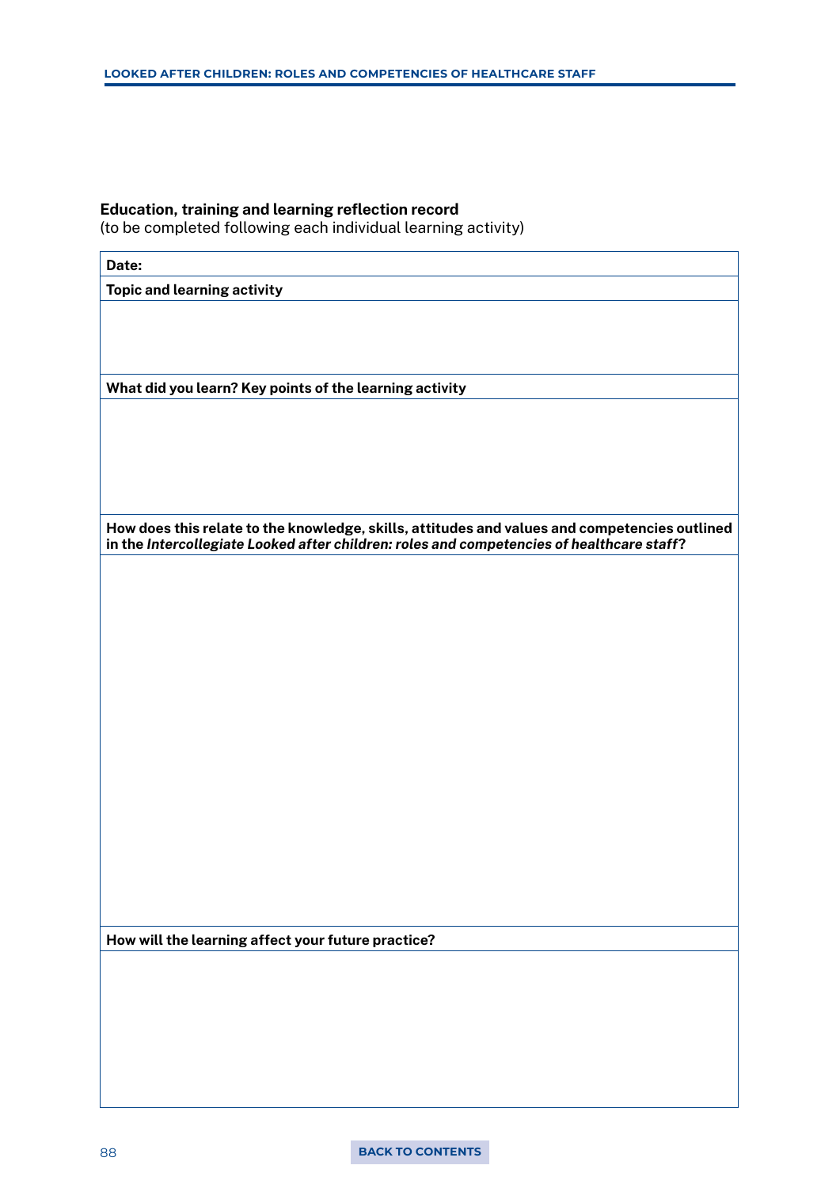**Education, training and learning reflection record**
(to be completed following each individual learning activity)

| **Date:** |
|---|
| **Topic and learning activity** |
| |
| **What did you learn? Key points of the learning activity** |
| |
| **How does this relate to the knowledge, skills, attitudes and values and competencies outlined in the *Intercollegiate Looked after children: roles and competencies of healthcare staff*?** |
| |
| **How will the learning affect your future practice?** |
| |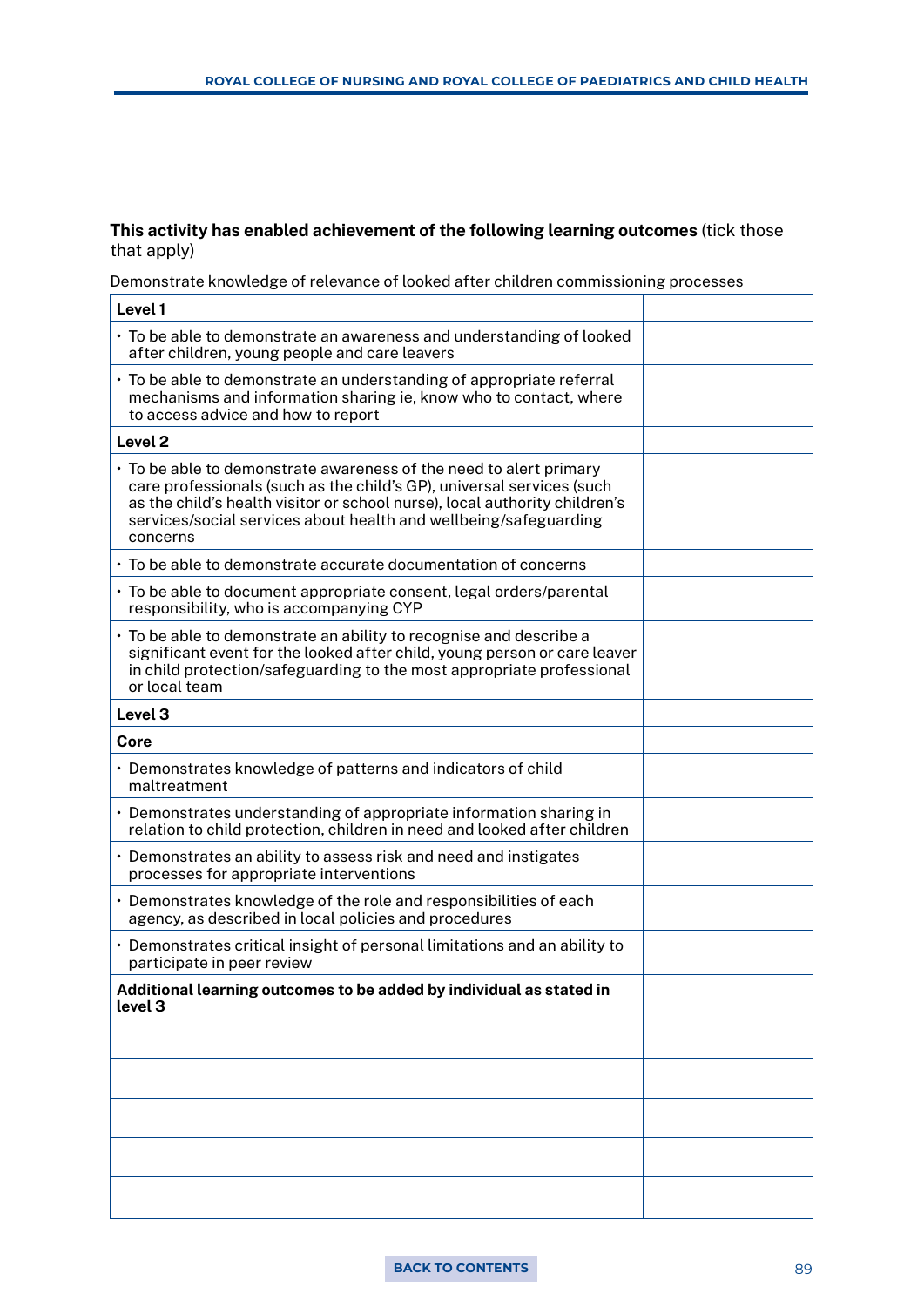**This activity has enabled achievement of the following learning outcomes** (tick those that apply)

Demonstrate knowledge of relevance of looked after children commissioning processes

| **Level 1** | |
|---|---|
| • To be able to demonstrate an awareness and understanding of looked after children, young people and care leavers | |
| • To be able to demonstrate an understanding of appropriate referral mechanisms and information sharing ie, know who to contact, where to access advice and how to report | |
| **Level 2** | |
| • To be able to demonstrate awareness of the need to alert primary care professionals (such as the child's GP), universal services (such as the child's health visitor or school nurse), local authority children's services/social services about health and wellbeing/safeguarding concerns | |
| • To be able to demonstrate accurate documentation of concerns | |
| • To be able to document appropriate consent, legal orders/parental responsibility, who is accompanying CYP | |
| • To be able to demonstrate an ability to recognise and describe a significant event for the looked after child, young person or care leaver in child protection/safeguarding to the most appropriate professional or local team | |
| **Level 3** | |
| **Core** | |
| • Demonstrates knowledge of patterns and indicators of child maltreatment | |
| • Demonstrates understanding of appropriate information sharing in relation to child protection, children in need and looked after children | |
| • Demonstrates an ability to assess risk and need and instigates processes for appropriate interventions | |
| • Demonstrates knowledge of the role and responsibilities of each agency, as described in local policies and procedures | |
| • Demonstrates critical insight of personal limitations and an ability to participate in peer review | |
| **Additional learning outcomes to be added by individual as stated in level 3** | |
| | |
| | |
| | |
| | |
| | |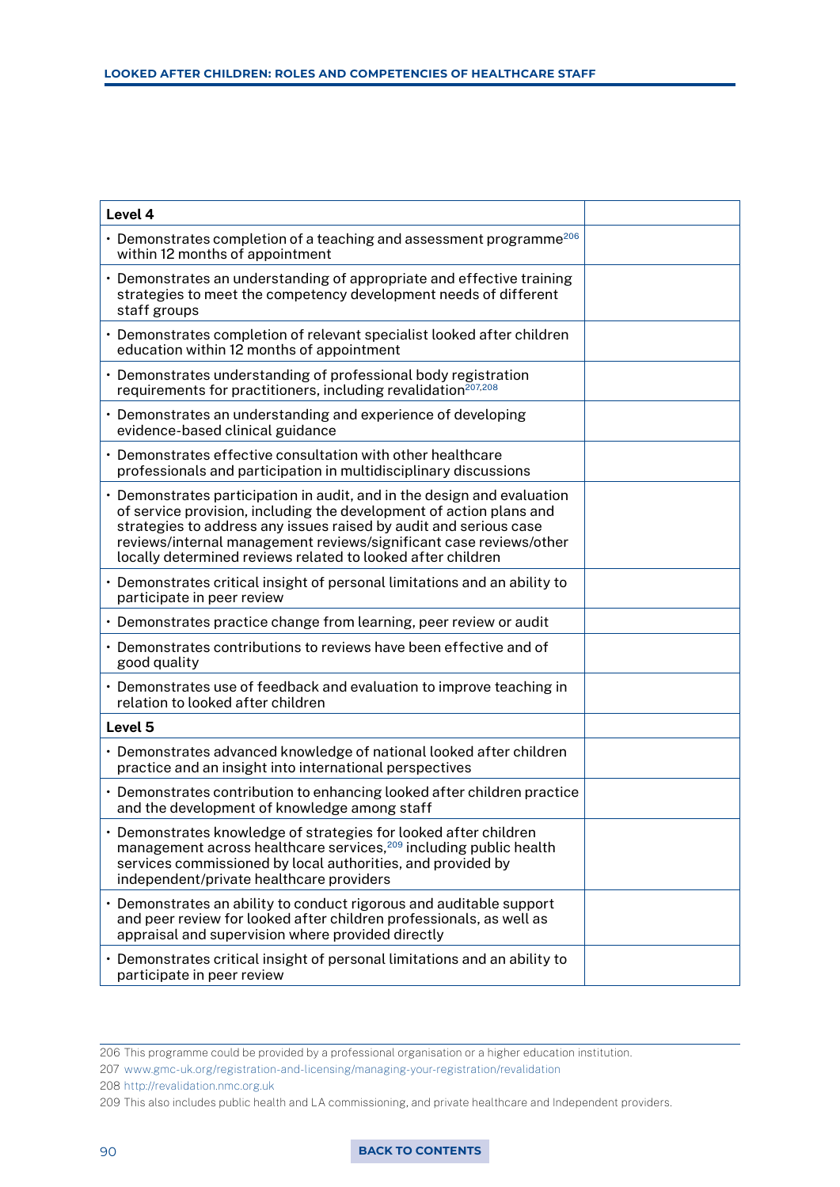| Level 4 | |
|---|---|
| • Demonstrates completion of a teaching and assessment programme[206] within 12 months of appointment | |
| • Demonstrates an understanding of appropriate and effective training strategies to meet the competency development needs of different staff groups | |
| • Demonstrates completion of relevant specialist looked after children education within 12 months of appointment | |
| • Demonstrates understanding of professional body registration requirements for practitioners, including revalidation[207,208] | |
| • Demonstrates an understanding and experience of developing evidence-based clinical guidance | |
| • Demonstrates effective consultation with other healthcare professionals and participation in multidisciplinary discussions | |
| • Demonstrates participation in audit, and in the design and evaluation of service provision, including the development of action plans and strategies to address any issues raised by audit and serious case reviews/internal management reviews/significant case reviews/other locally determined reviews related to looked after children | |
| • Demonstrates critical insight of personal limitations and an ability to participate in peer review | |
| • Demonstrates practice change from learning, peer review or audit | |
| • Demonstrates contributions to reviews have been effective and of good quality | |
| • Demonstrates use of feedback and evaluation to improve teaching in relation to looked after children | |
| **Level 5** | |
| • Demonstrates advanced knowledge of national looked after children practice and an insight into international perspectives | |
| • Demonstrates contribution to enhancing looked after children practice and the development of knowledge among staff | |
| • Demonstrates knowledge of strategies for looked after children management across healthcare services,[209] including public health services commissioned by local authorities, and provided by independent/private healthcare providers | |
| • Demonstrates an ability to conduct rigorous and auditable support and peer review for looked after children professionals, as well as appraisal and supervision where provided directly | |
| • Demonstrates critical insight of personal limitations and an ability to participate in peer review | |

206 This programme could be provided by a professional organisation or a higher education institution.

207 www.gmc-uk.org/registration-and-licensing/managing-your-registration/revalidation

208 http://revalidation.nmc.org.uk

209 This also includes public health and LA commissioning, and private healthcare and Independent providers.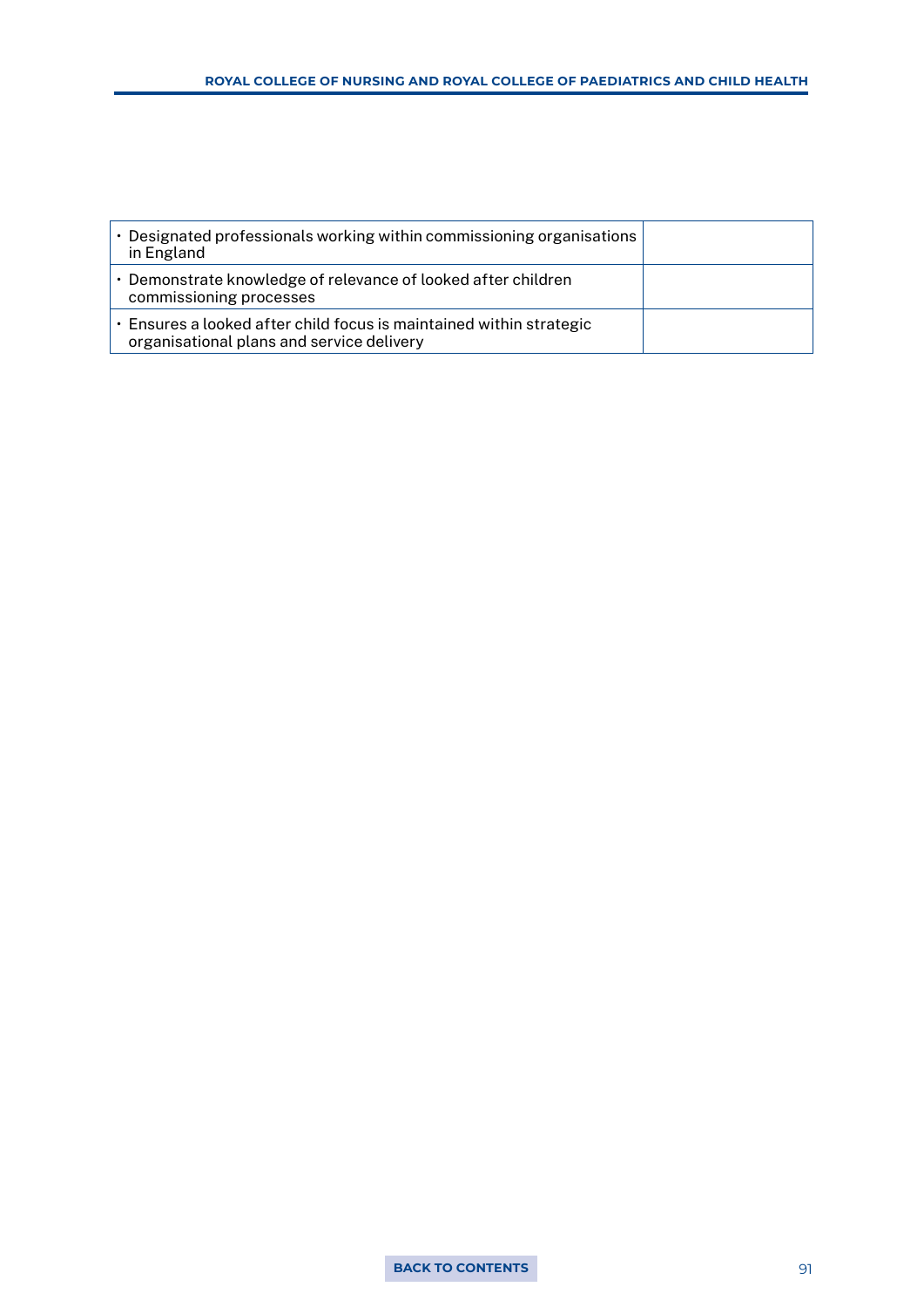| | |
|---|---|
| • Designated professionals working within commissioning organisations in England | |
| • Demonstrate knowledge of relevance of looked after children commissioning processes | |
| • Ensures a looked after child focus is maintained within strategic organisational plans and service delivery | |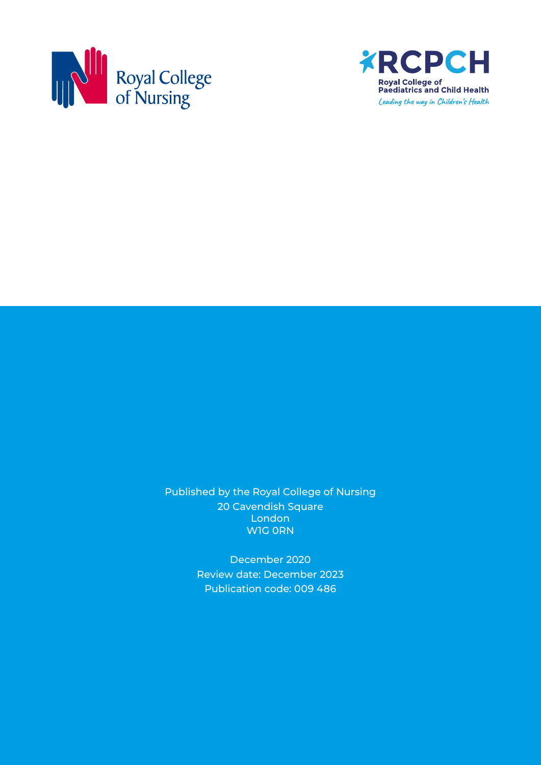Royal College of Nursing

RCPCH

Royal College of Paediatrics and Child Health

Leading the way in Children's Health

Published by the Royal College of Nursing
20 Cavendish Square
London
W1G 0RN

December 2020
Review date: December 2023
Publication code: 009 486